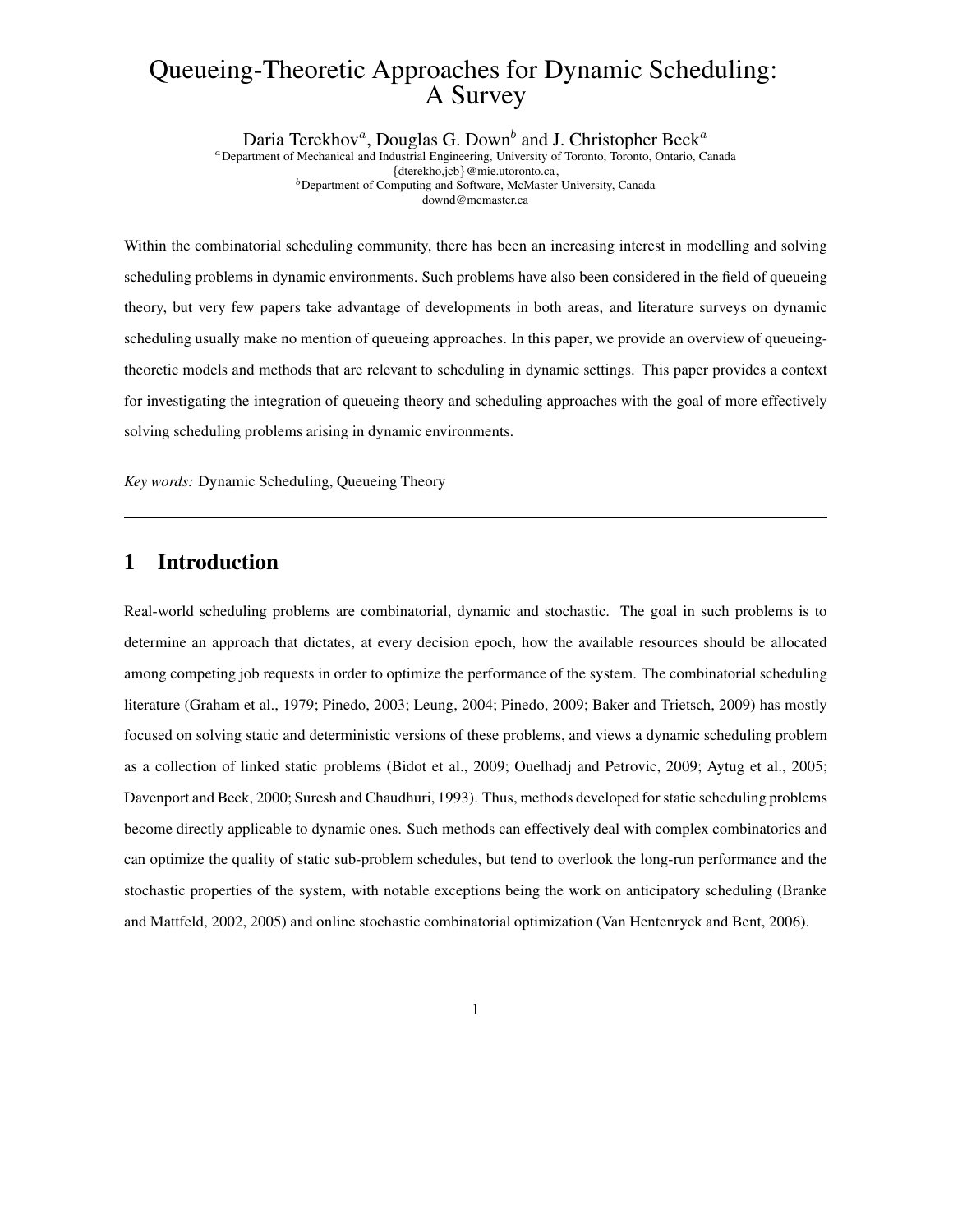# Queueing-Theoretic Approaches for Dynamic Scheduling: A Survey

Daria Terekhov[a], Douglas G. Down[b] and J. Christopher Beck[a]

[a]Department of Mechanical and Industrial Engineering, University of Toronto, Toronto, Ontario, Canada
{dterekho,jcb}@mie.utoronto.ca,
[b]Department of Computing and Software, McMaster University, Canada
downd@mcmaster.ca

Within the combinatorial scheduling community, there has been an increasing interest in modelling and solving scheduling problems in dynamic environments. Such problems have also been considered in the field of queueing theory, but very few papers take advantage of developments in both areas, and literature surveys on dynamic scheduling usually make no mention of queueing approaches. In this paper, we provide an overview of queueing-theoretic models and methods that are relevant to scheduling in dynamic settings. This paper provides a context for investigating the integration of queueing theory and scheduling approaches with the goal of more effectively solving scheduling problems arising in dynamic environments.

*Key words:* Dynamic Scheduling, Queueing Theory

## 1 Introduction

Real-world scheduling problems are combinatorial, dynamic and stochastic. The goal in such problems is to determine an approach that dictates, at every decision epoch, how the available resources should be allocated among competing job requests in order to optimize the performance of the system. The combinatorial scheduling literature (Graham et al., 1979; Pinedo, 2003; Leung, 2004; Pinedo, 2009; Baker and Trietsch, 2009) has mostly focused on solving static and deterministic versions of these problems, and views a dynamic scheduling problem as a collection of linked static problems (Bidot et al., 2009; Ouelhadj and Petrovic, 2009; Aytug et al., 2005; Davenport and Beck, 2000; Suresh and Chaudhuri, 1993). Thus, methods developed for static scheduling problems become directly applicable to dynamic ones. Such methods can effectively deal with complex combinatorics and can optimize the quality of static sub-problem schedules, but tend to overlook the long-run performance and the stochastic properties of the system, with notable exceptions being the work on anticipatory scheduling (Branke and Mattfeld, 2002, 2005) and online stochastic combinatorial optimization (Van Hentenryck and Bent, 2006).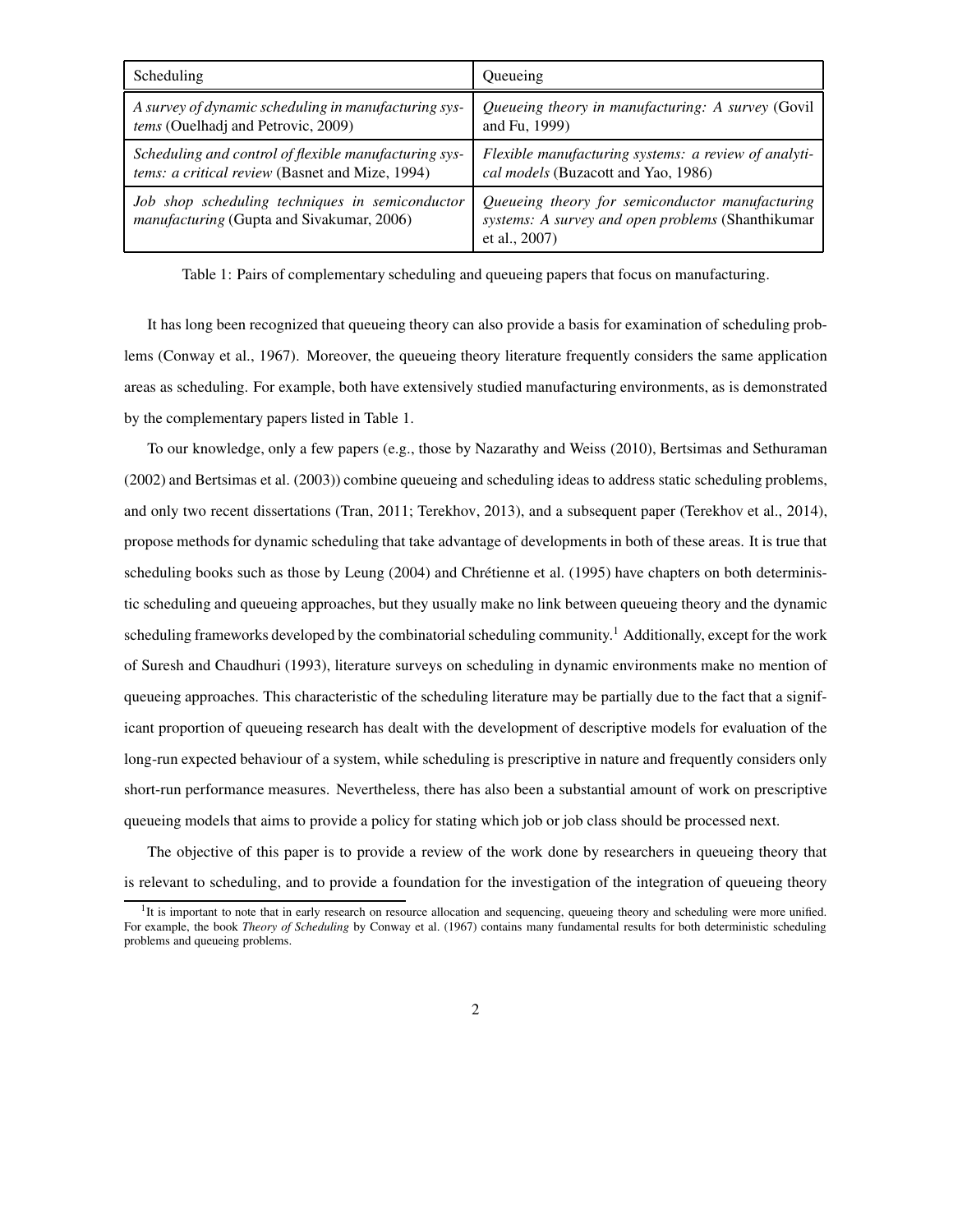| Scheduling | Queueing |
|---|---|
| *A survey of dynamic scheduling in manufacturing systems* (Ouelhadj and Petrovic, 2009) | *Queueing theory in manufacturing: A survey* (Govil and Fu, 1999) |
| *Scheduling and control of flexible manufacturing systems: a critical review* (Basnet and Mize, 1994) | *Flexible manufacturing systems: a review of analytical models* (Buzacott and Yao, 1986) |
| *Job shop scheduling techniques in semiconductor manufacturing* (Gupta and Sivakumar, 2006) | *Queueing theory for semiconductor manufacturing systems: A survey and open problems* (Shanthikumar et al., 2007) |

Table 1: Pairs of complementary scheduling and queueing papers that focus on manufacturing.

It has long been recognized that queueing theory can also provide a basis for examination of scheduling problems (Conway et al., 1967). Moreover, the queueing theory literature frequently considers the same application areas as scheduling. For example, both have extensively studied manufacturing environments, as is demonstrated by the complementary papers listed in Table 1.

To our knowledge, only a few papers (e.g., those by Nazarathy and Weiss (2010), Bertsimas and Sethuraman (2002) and Bertsimas et al. (2003)) combine queueing and scheduling ideas to address static scheduling problems, and only two recent dissertations (Tran, 2011; Terekhov, 2013), and a subsequent paper (Terekhov et al., 2014), propose methods for dynamic scheduling that take advantage of developments in both of these areas. It is true that scheduling books such as those by Leung (2004) and Chrétienne et al. (1995) have chapters on both deterministic scheduling and queueing approaches, but they usually make no link between queueing theory and the dynamic scheduling frameworks developed by the combinatorial scheduling community.[1] Additionally, except for the work of Suresh and Chaudhuri (1993), literature surveys on scheduling in dynamic environments make no mention of queueing approaches. This characteristic of the scheduling literature may be partially due to the fact that a significant proportion of queueing research has dealt with the development of descriptive models for evaluation of the long-run expected behaviour of a system, while scheduling is prescriptive in nature and frequently considers only short-run performance measures. Nevertheless, there has also been a substantial amount of work on prescriptive queueing models that aims to provide a policy for stating which job or job class should be processed next.

The objective of this paper is to provide a review of the work done by researchers in queueing theory that is relevant to scheduling, and to provide a foundation for the investigation of the integration of queueing theory

[1] It is important to note that in early research on resource allocation and sequencing, queueing theory and scheduling were more unified. For example, the book *Theory of Scheduling* by Conway et al. (1967) contains many fundamental results for both deterministic scheduling problems and queueing problems.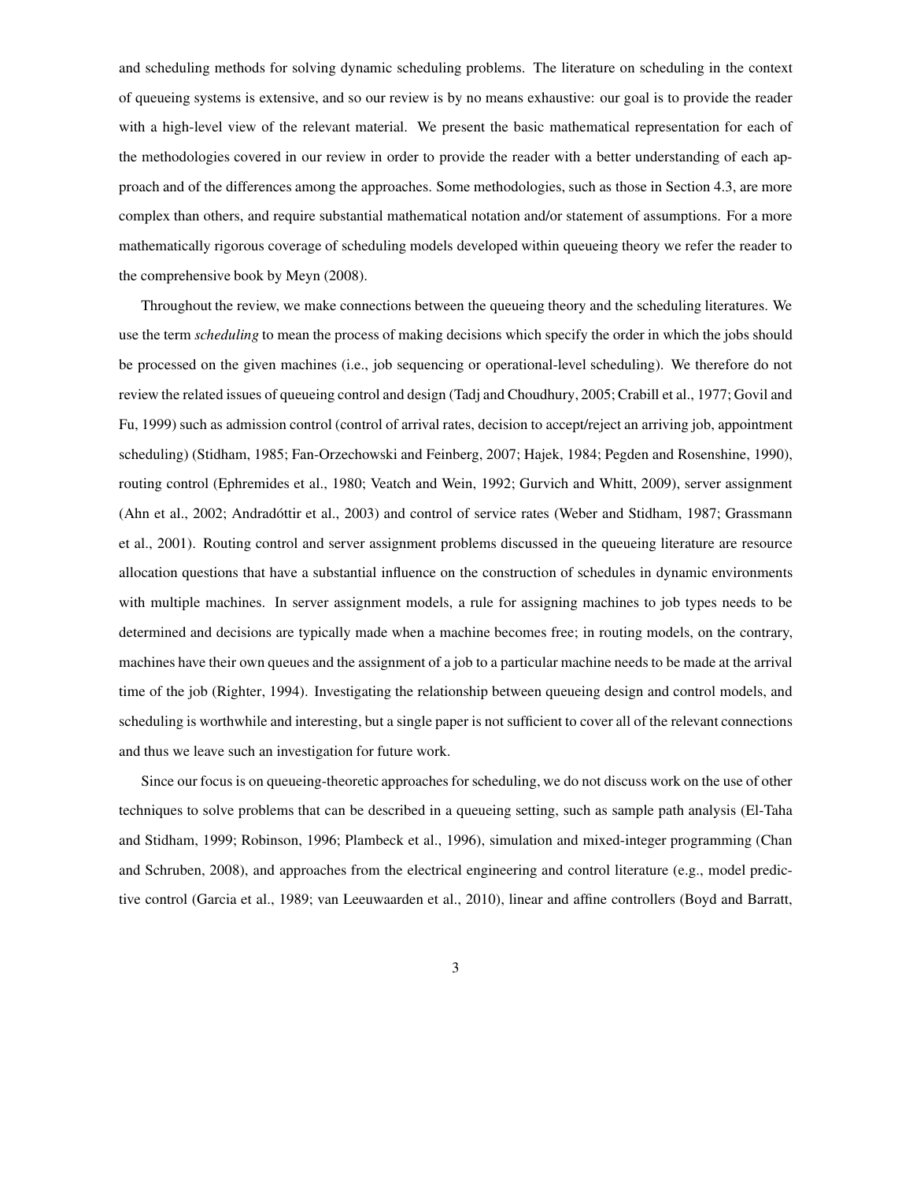and scheduling methods for solving dynamic scheduling problems. The literature on scheduling in the context of queueing systems is extensive, and so our review is by no means exhaustive: our goal is to provide the reader with a high-level view of the relevant material. We present the basic mathematical representation for each of the methodologies covered in our review in order to provide the reader with a better understanding of each approach and of the differences among the approaches. Some methodologies, such as those in Section 4.3, are more complex than others, and require substantial mathematical notation and/or statement of assumptions. For a more mathematically rigorous coverage of scheduling models developed within queueing theory we refer the reader to the comprehensive book by Meyn (2008).

Throughout the review, we make connections between the queueing theory and the scheduling literatures. We use the term *scheduling* to mean the process of making decisions which specify the order in which the jobs should be processed on the given machines (i.e., job sequencing or operational-level scheduling). We therefore do not review the related issues of queueing control and design (Tadj and Choudhury, 2005; Crabill et al., 1977; Govil and Fu, 1999) such as admission control (control of arrival rates, decision to accept/reject an arriving job, appointment scheduling) (Stidham, 1985; Fan-Orzechowski and Feinberg, 2007; Hajek, 1984; Pegden and Rosenshine, 1990), routing control (Ephremides et al., 1980; Veatch and Wein, 1992; Gurvich and Whitt, 2009), server assignment (Ahn et al., 2002; Andradóttir et al., 2003) and control of service rates (Weber and Stidham, 1987; Grassmann et al., 2001). Routing control and server assignment problems discussed in the queueing literature are resource allocation questions that have a substantial influence on the construction of schedules in dynamic environments with multiple machines. In server assignment models, a rule for assigning machines to job types needs to be determined and decisions are typically made when a machine becomes free; in routing models, on the contrary, machines have their own queues and the assignment of a job to a particular machine needs to be made at the arrival time of the job (Righter, 1994). Investigating the relationship between queueing design and control models, and scheduling is worthwhile and interesting, but a single paper is not sufficient to cover all of the relevant connections and thus we leave such an investigation for future work.

Since our focus is on queueing-theoretic approaches for scheduling, we do not discuss work on the use of other techniques to solve problems that can be described in a queueing setting, such as sample path analysis (El-Taha and Stidham, 1999; Robinson, 1996; Plambeck et al., 1996), simulation and mixed-integer programming (Chan and Schruben, 2008), and approaches from the electrical engineering and control literature (e.g., model predictive control (Garcia et al., 1989; van Leeuwaarden et al., 2010), linear and affine controllers (Boyd and Barratt,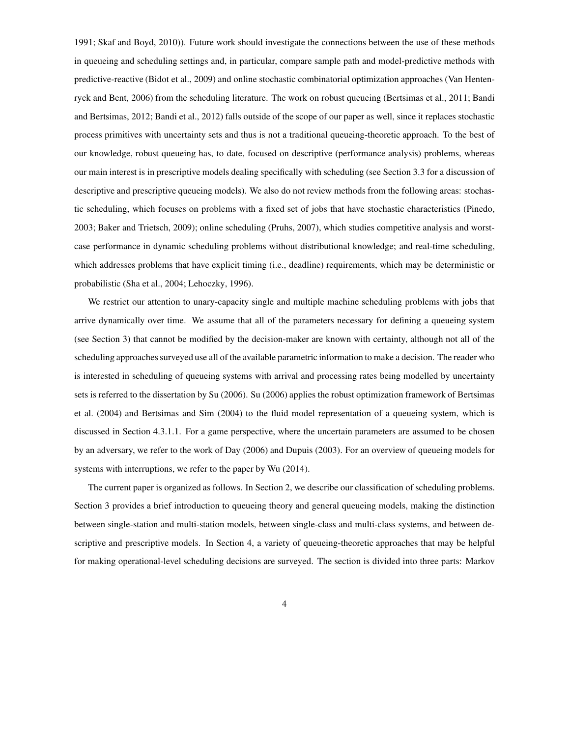1991; Skaf and Boyd, 2010)). Future work should investigate the connections between the use of these methods in queueing and scheduling settings and, in particular, compare sample path and model-predictive methods with predictive-reactive (Bidot et al., 2009) and online stochastic combinatorial optimization approaches (Van Hentenryck and Bent, 2006) from the scheduling literature. The work on robust queueing (Bertsimas et al., 2011; Bandi and Bertsimas, 2012; Bandi et al., 2012) falls outside of the scope of our paper as well, since it replaces stochastic process primitives with uncertainty sets and thus is not a traditional queueing-theoretic approach. To the best of our knowledge, robust queueing has, to date, focused on descriptive (performance analysis) problems, whereas our main interest is in prescriptive models dealing specifically with scheduling (see Section 3.3 for a discussion of descriptive and prescriptive queueing models). We also do not review methods from the following areas: stochastic scheduling, which focuses on problems with a fixed set of jobs that have stochastic characteristics (Pinedo, 2003; Baker and Trietsch, 2009); online scheduling (Pruhs, 2007), which studies competitive analysis and worst-case performance in dynamic scheduling problems without distributional knowledge; and real-time scheduling, which addresses problems that have explicit timing (i.e., deadline) requirements, which may be deterministic or probabilistic (Sha et al., 2004; Lehoczky, 1996).

We restrict our attention to unary-capacity single and multiple machine scheduling problems with jobs that arrive dynamically over time. We assume that all of the parameters necessary for defining a queueing system (see Section 3) that cannot be modified by the decision-maker are known with certainty, although not all of the scheduling approaches surveyed use all of the available parametric information to make a decision. The reader who is interested in scheduling of queueing systems with arrival and processing rates being modelled by uncertainty sets is referred to the dissertation by Su (2006). Su (2006) applies the robust optimization framework of Bertsimas et al. (2004) and Bertsimas and Sim (2004) to the fluid model representation of a queueing system, which is discussed in Section 4.3.1.1. For a game perspective, where the uncertain parameters are assumed to be chosen by an adversary, we refer to the work of Day (2006) and Dupuis (2003). For an overview of queueing models for systems with interruptions, we refer to the paper by Wu (2014).

The current paper is organized as follows. In Section 2, we describe our classification of scheduling problems. Section 3 provides a brief introduction to queueing theory and general queueing models, making the distinction between single-station and multi-station models, between single-class and multi-class systems, and between descriptive and prescriptive models. In Section 4, a variety of queueing-theoretic approaches that may be helpful for making operational-level scheduling decisions are surveyed. The section is divided into three parts: Markov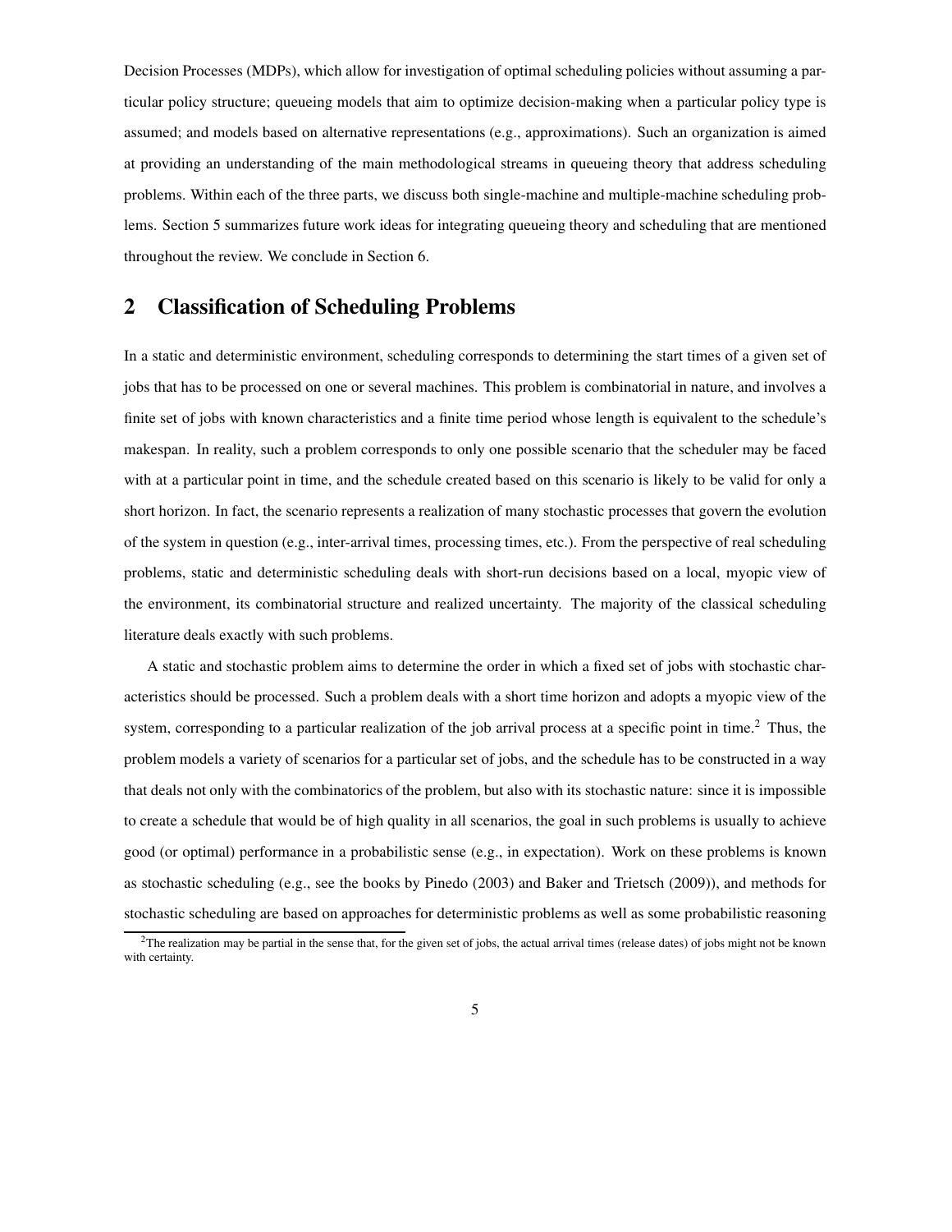Decision Processes (MDPs), which allow for investigation of optimal scheduling policies without assuming a particular policy structure; queueing models that aim to optimize decision-making when a particular policy type is assumed; and models based on alternative representations (e.g., approximations). Such an organization is aimed at providing an understanding of the main methodological streams in queueing theory that address scheduling problems. Within each of the three parts, we discuss both single-machine and multiple-machine scheduling problems. Section 5 summarizes future work ideas for integrating queueing theory and scheduling that are mentioned throughout the review. We conclude in Section 6.

## 2 Classification of Scheduling Problems

In a static and deterministic environment, scheduling corresponds to determining the start times of a given set of jobs that has to be processed on one or several machines. This problem is combinatorial in nature, and involves a finite set of jobs with known characteristics and a finite time period whose length is equivalent to the schedule's makespan. In reality, such a problem corresponds to only one possible scenario that the scheduler may be faced with at a particular point in time, and the schedule created based on this scenario is likely to be valid for only a short horizon. In fact, the scenario represents a realization of many stochastic processes that govern the evolution of the system in question (e.g., inter-arrival times, processing times, etc.). From the perspective of real scheduling problems, static and deterministic scheduling deals with short-run decisions based on a local, myopic view of the environment, its combinatorial structure and realized uncertainty. The majority of the classical scheduling literature deals exactly with such problems.

A static and stochastic problem aims to determine the order in which a fixed set of jobs with stochastic characteristics should be processed. Such a problem deals with a short time horizon and adopts a myopic view of the system, corresponding to a particular realization of the job arrival process at a specific point in time.[2] Thus, the problem models a variety of scenarios for a particular set of jobs, and the schedule has to be constructed in a way that deals not only with the combinatorics of the problem, but also with its stochastic nature: since it is impossible to create a schedule that would be of high quality in all scenarios, the goal in such problems is usually to achieve good (or optimal) performance in a probabilistic sense (e.g., in expectation). Work on these problems is known as stochastic scheduling (e.g., see the books by Pinedo (2003) and Baker and Trietsch (2009)), and methods for stochastic scheduling are based on approaches for deterministic problems as well as some probabilistic reasoning

[2] The realization may be partial in the sense that, for the given set of jobs, the actual arrival times (release dates) of jobs might not be known with certainty.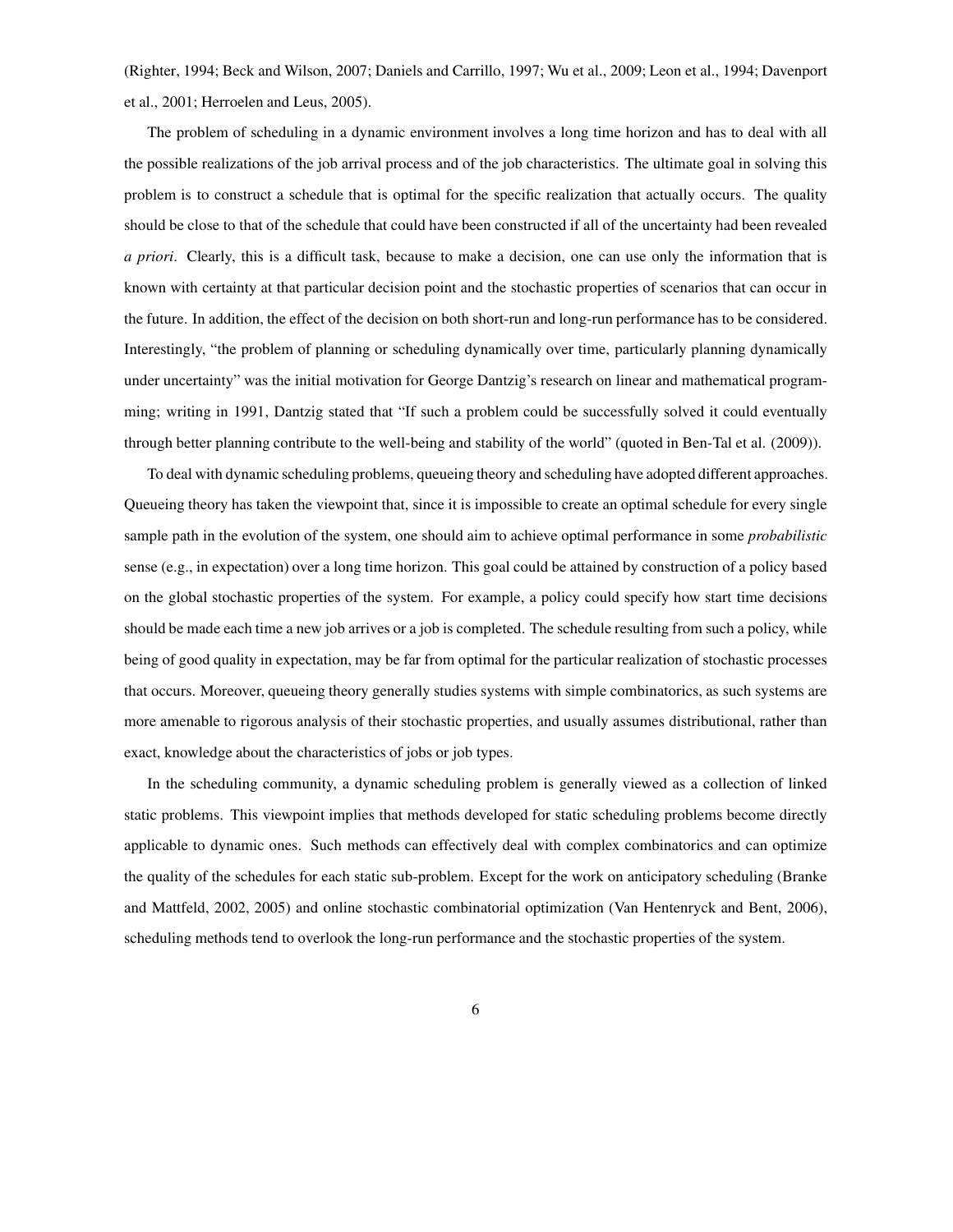(Righter, 1994; Beck and Wilson, 2007; Daniels and Carrillo, 1997; Wu et al., 2009; Leon et al., 1994; Davenport et al., 2001; Herroelen and Leus, 2005).

The problem of scheduling in a dynamic environment involves a long time horizon and has to deal with all the possible realizations of the job arrival process and of the job characteristics. The ultimate goal in solving this problem is to construct a schedule that is optimal for the specific realization that actually occurs. The quality should be close to that of the schedule that could have been constructed if all of the uncertainty had been revealed *a priori*. Clearly, this is a difficult task, because to make a decision, one can use only the information that is known with certainty at that particular decision point and the stochastic properties of scenarios that can occur in the future. In addition, the effect of the decision on both short-run and long-run performance has to be considered. Interestingly, "the problem of planning or scheduling dynamically over time, particularly planning dynamically under uncertainty" was the initial motivation for George Dantzig's research on linear and mathematical programming; writing in 1991, Dantzig stated that "If such a problem could be successfully solved it could eventually through better planning contribute to the well-being and stability of the world" (quoted in Ben-Tal et al. (2009)).

To deal with dynamic scheduling problems, queueing theory and scheduling have adopted different approaches. Queueing theory has taken the viewpoint that, since it is impossible to create an optimal schedule for every single sample path in the evolution of the system, one should aim to achieve optimal performance in some *probabilistic* sense (e.g., in expectation) over a long time horizon. This goal could be attained by construction of a policy based on the global stochastic properties of the system. For example, a policy could specify how start time decisions should be made each time a new job arrives or a job is completed. The schedule resulting from such a policy, while being of good quality in expectation, may be far from optimal for the particular realization of stochastic processes that occurs. Moreover, queueing theory generally studies systems with simple combinatorics, as such systems are more amenable to rigorous analysis of their stochastic properties, and usually assumes distributional, rather than exact, knowledge about the characteristics of jobs or job types.

In the scheduling community, a dynamic scheduling problem is generally viewed as a collection of linked static problems. This viewpoint implies that methods developed for static scheduling problems become directly applicable to dynamic ones. Such methods can effectively deal with complex combinatorics and can optimize the quality of the schedules for each static sub-problem. Except for the work on anticipatory scheduling (Branke and Mattfeld, 2002, 2005) and online stochastic combinatorial optimization (Van Hentenryck and Bent, 2006), scheduling methods tend to overlook the long-run performance and the stochastic properties of the system.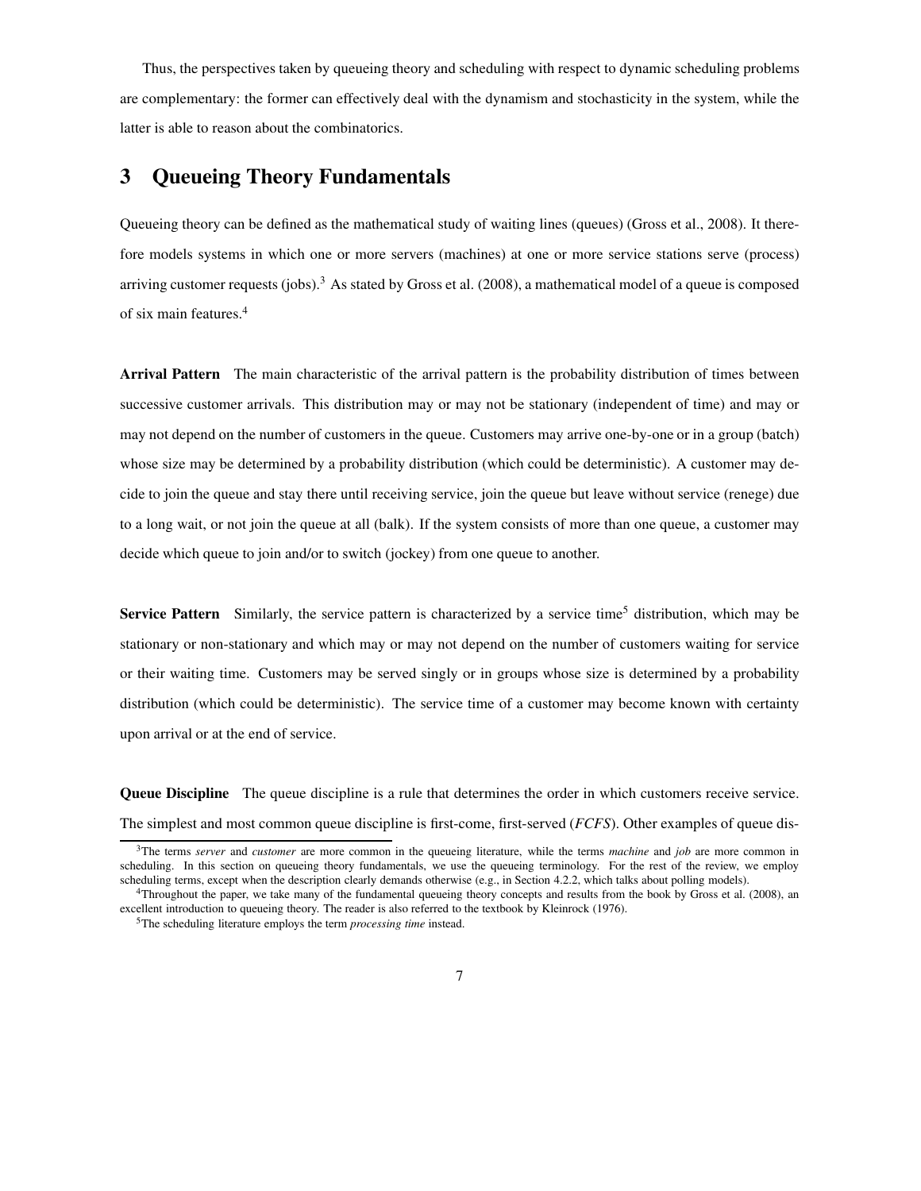Thus, the perspectives taken by queueing theory and scheduling with respect to dynamic scheduling problems are complementary: the former can effectively deal with the dynamism and stochasticity in the system, while the latter is able to reason about the combinatorics.

# 3 Queueing Theory Fundamentals

Queueing theory can be defined as the mathematical study of waiting lines (queues) (Gross et al., 2008). It therefore models systems in which one or more servers (machines) at one or more service stations serve (process) arriving customer requests (jobs).[3] As stated by Gross et al. (2008), a mathematical model of a queue is composed of six main features.[4]

**Arrival Pattern** The main characteristic of the arrival pattern is the probability distribution of times between successive customer arrivals. This distribution may or may not be stationary (independent of time) and may or may not depend on the number of customers in the queue. Customers may arrive one-by-one or in a group (batch) whose size may be determined by a probability distribution (which could be deterministic). A customer may decide to join the queue and stay there until receiving service, join the queue but leave without service (renege) due to a long wait, or not join the queue at all (balk). If the system consists of more than one queue, a customer may decide which queue to join and/or to switch (jockey) from one queue to another.

**Service Pattern** Similarly, the service pattern is characterized by a service time[5] distribution, which may be stationary or non-stationary and which may or may not depend on the number of customers waiting for service or their waiting time. Customers may be served singly or in groups whose size is determined by a probability distribution (which could be deterministic). The service time of a customer may become known with certainty upon arrival or at the end of service.

**Queue Discipline** The queue discipline is a rule that determines the order in which customers receive service. The simplest and most common queue discipline is first-come, first-served (*FCFS*). Other examples of queue dis-

[3] The terms *server* and *customer* are more common in the queueing literature, while the terms *machine* and *job* are more common in scheduling. In this section on queueing theory fundamentals, we use the queueing terminology. For the rest of the review, we employ scheduling terms, except when the description clearly demands otherwise (e.g., in Section 4.2.2, which talks about polling models).

[4] Throughout the paper, we take many of the fundamental queueing theory concepts and results from the book by Gross et al. (2008), an excellent introduction to queueing theory. The reader is also referred to the textbook by Kleinrock (1976).

[5] The scheduling literature employs the term *processing time* instead.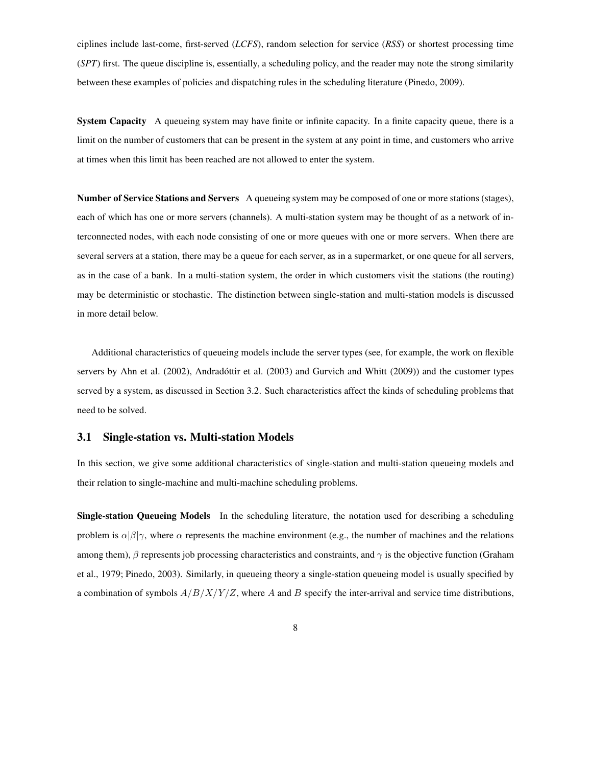ciplines include last-come, first-served (*LCFS*), random selection for service (*RSS*) or shortest processing time (*SPT*) first. The queue discipline is, essentially, a scheduling policy, and the reader may note the strong similarity between these examples of policies and dispatching rules in the scheduling literature (Pinedo, 2009).

**System Capacity** A queueing system may have finite or infinite capacity. In a finite capacity queue, there is a limit on the number of customers that can be present in the system at any point in time, and customers who arrive at times when this limit has been reached are not allowed to enter the system.

**Number of Service Stations and Servers** A queueing system may be composed of one or more stations (stages), each of which has one or more servers (channels). A multi-station system may be thought of as a network of interconnected nodes, with each node consisting of one or more queues with one or more servers. When there are several servers at a station, there may be a queue for each server, as in a supermarket, or one queue for all servers, as in the case of a bank. In a multi-station system, the order in which customers visit the stations (the routing) may be deterministic or stochastic. The distinction between single-station and multi-station models is discussed in more detail below.

Additional characteristics of queueing models include the server types (see, for example, the work on flexible servers by Ahn et al. (2002), Andradóttir et al. (2003) and Gurvich and Whitt (2009)) and the customer types served by a system, as discussed in Section 3.2. Such characteristics affect the kinds of scheduling problems that need to be solved.

## 3.1 Single-station vs. Multi-station Models

In this section, we give some additional characteristics of single-station and multi-station queueing models and their relation to single-machine and multi-machine scheduling problems.

**Single-station Queueing Models** In the scheduling literature, the notation used for describing a scheduling problem is $\alpha|\beta|\gamma$, where $\alpha$ represents the machine environment (e.g., the number of machines and the relations among them), $\beta$ represents job processing characteristics and constraints, and $\gamma$ is the objective function (Graham et al., 1979; Pinedo, 2003). Similarly, in queueing theory a single-station queueing model is usually specified by a combination of symbols $A/B/X/Y/Z$, where $A$ and $B$ specify the inter-arrival and service time distributions,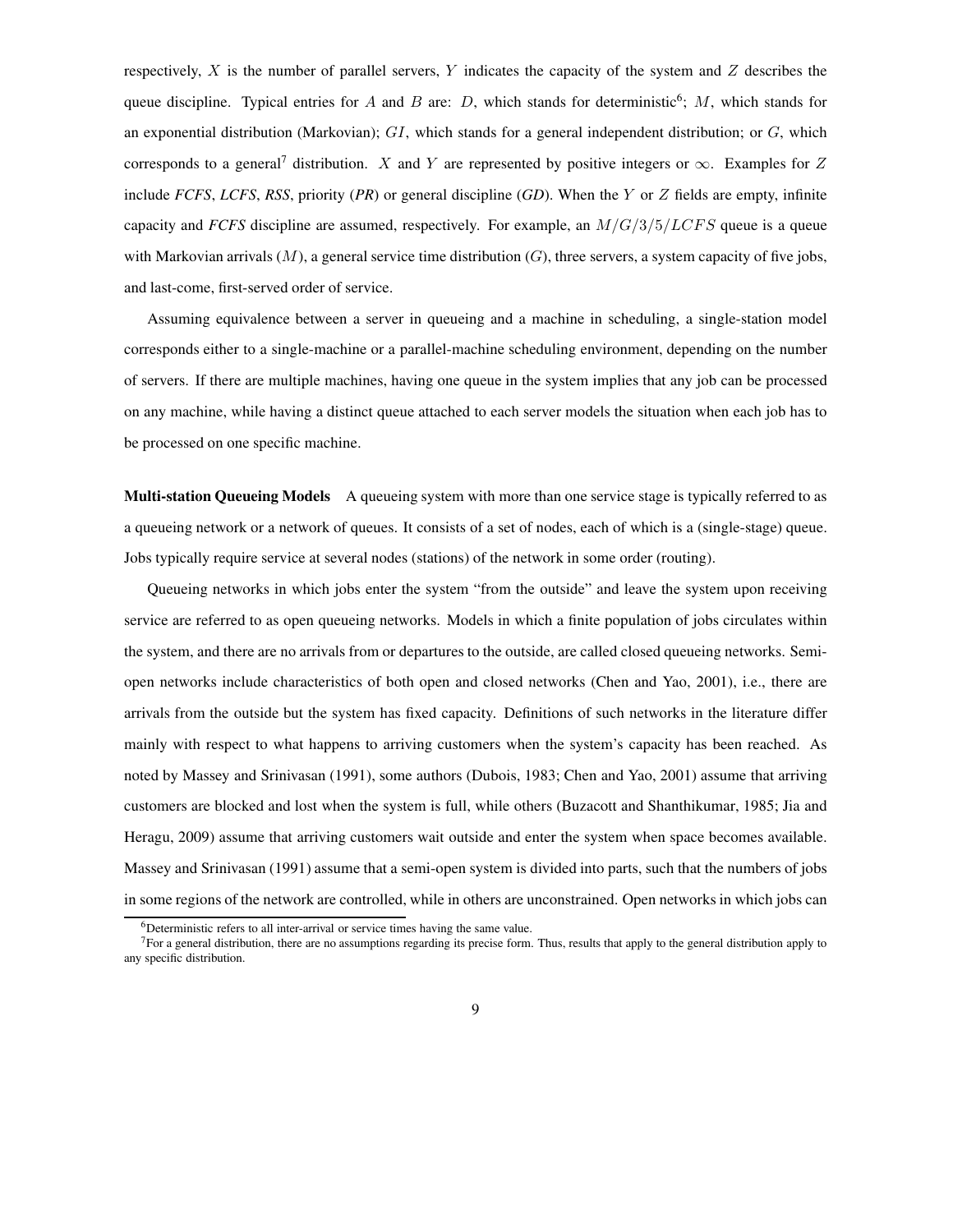respectively, $X$ is the number of parallel servers, $Y$ indicates the capacity of the system and $Z$ describes the queue discipline. Typical entries for $A$ and $B$ are: $D$, which stands for deterministic[6]; $M$, which stands for an exponential distribution (Markovian); $GI$, which stands for a general independent distribution; or $G$, which corresponds to a general[7] distribution. $X$ and $Y$ are represented by positive integers or $\infty$. Examples for $Z$ include *FCFS*, *LCFS*, *RSS*, priority (*PR*) or general discipline (*GD*). When the $Y$ or $Z$ fields are empty, infinite capacity and *FCFS* discipline are assumed, respectively. For example, an $M/G/3/5/LCFS$ queue is a queue with Markovian arrivals ($M$), a general service time distribution ($G$), three servers, a system capacity of five jobs, and last-come, first-served order of service.

Assuming equivalence between a server in queueing and a machine in scheduling, a single-station model corresponds either to a single-machine or a parallel-machine scheduling environment, depending on the number of servers. If there are multiple machines, having one queue in the system implies that any job can be processed on any machine, while having a distinct queue attached to each server models the situation when each job has to be processed on one specific machine.

**Multi-station Queueing Models** A queueing system with more than one service stage is typically referred to as a queueing network or a network of queues. It consists of a set of nodes, each of which is a (single-stage) queue. Jobs typically require service at several nodes (stations) of the network in some order (routing).

Queueing networks in which jobs enter the system "from the outside" and leave the system upon receiving service are referred to as open queueing networks. Models in which a finite population of jobs circulates within the system, and there are no arrivals from or departures to the outside, are called closed queueing networks. Semi-open networks include characteristics of both open and closed networks (Chen and Yao, 2001), i.e., there are arrivals from the outside but the system has fixed capacity. Definitions of such networks in the literature differ mainly with respect to what happens to arriving customers when the system's capacity has been reached. As noted by Massey and Srinivasan (1991), some authors (Dubois, 1983; Chen and Yao, 2001) assume that arriving customers are blocked and lost when the system is full, while others (Buzacott and Shanthikumar, 1985; Jia and Heragu, 2009) assume that arriving customers wait outside and enter the system when space becomes available. Massey and Srinivasan (1991) assume that a semi-open system is divided into parts, such that the numbers of jobs in some regions of the network are controlled, while in others are unconstrained. Open networks in which jobs can

[6] Deterministic refers to all inter-arrival or service times having the same value.

[7] For a general distribution, there are no assumptions regarding its precise form. Thus, results that apply to the general distribution apply to any specific distribution.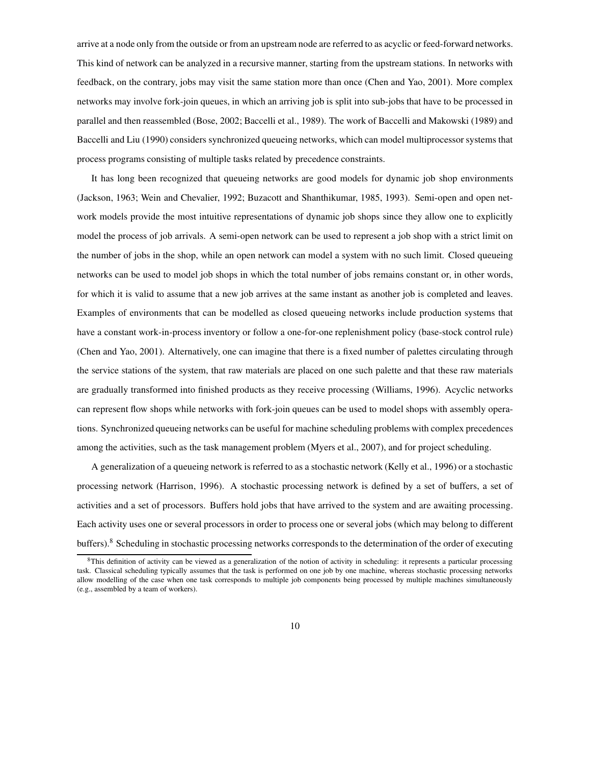arrive at a node only from the outside or from an upstream node are referred to as acyclic or feed-forward networks. This kind of network can be analyzed in a recursive manner, starting from the upstream stations. In networks with feedback, on the contrary, jobs may visit the same station more than once (Chen and Yao, 2001). More complex networks may involve fork-join queues, in which an arriving job is split into sub-jobs that have to be processed in parallel and then reassembled (Bose, 2002; Baccelli et al., 1989). The work of Baccelli and Makowski (1989) and Baccelli and Liu (1990) considers synchronized queueing networks, which can model multiprocessor systems that process programs consisting of multiple tasks related by precedence constraints.

It has long been recognized that queueing networks are good models for dynamic job shop environments (Jackson, 1963; Wein and Chevalier, 1992; Buzacott and Shanthikumar, 1985, 1993). Semi-open and open network models provide the most intuitive representations of dynamic job shops since they allow one to explicitly model the process of job arrivals. A semi-open network can be used to represent a job shop with a strict limit on the number of jobs in the shop, while an open network can model a system with no such limit. Closed queueing networks can be used to model job shops in which the total number of jobs remains constant or, in other words, for which it is valid to assume that a new job arrives at the same instant as another job is completed and leaves. Examples of environments that can be modelled as closed queueing networks include production systems that have a constant work-in-process inventory or follow a one-for-one replenishment policy (base-stock control rule) (Chen and Yao, 2001). Alternatively, one can imagine that there is a fixed number of palettes circulating through the service stations of the system, that raw materials are placed on one such palette and that these raw materials are gradually transformed into finished products as they receive processing (Williams, 1996). Acyclic networks can represent flow shops while networks with fork-join queues can be used to model shops with assembly operations. Synchronized queueing networks can be useful for machine scheduling problems with complex precedences among the activities, such as the task management problem (Myers et al., 2007), and for project scheduling.

A generalization of a queueing network is referred to as a stochastic network (Kelly et al., 1996) or a stochastic processing network (Harrison, 1996). A stochastic processing network is defined by a set of buffers, a set of activities and a set of processors. Buffers hold jobs that have arrived to the system and are awaiting processing. Each activity uses one or several processors in order to process one or several jobs (which may belong to different buffers).[8] Scheduling in stochastic processing networks corresponds to the determination of the order of executing

[8] This definition of activity can be viewed as a generalization of the notion of activity in scheduling: it represents a particular processing task. Classical scheduling typically assumes that the task is performed on one job by one machine, whereas stochastic processing networks allow modelling of the case when one task corresponds to multiple job components being processed by multiple machines simultaneously (e.g., assembled by a team of workers).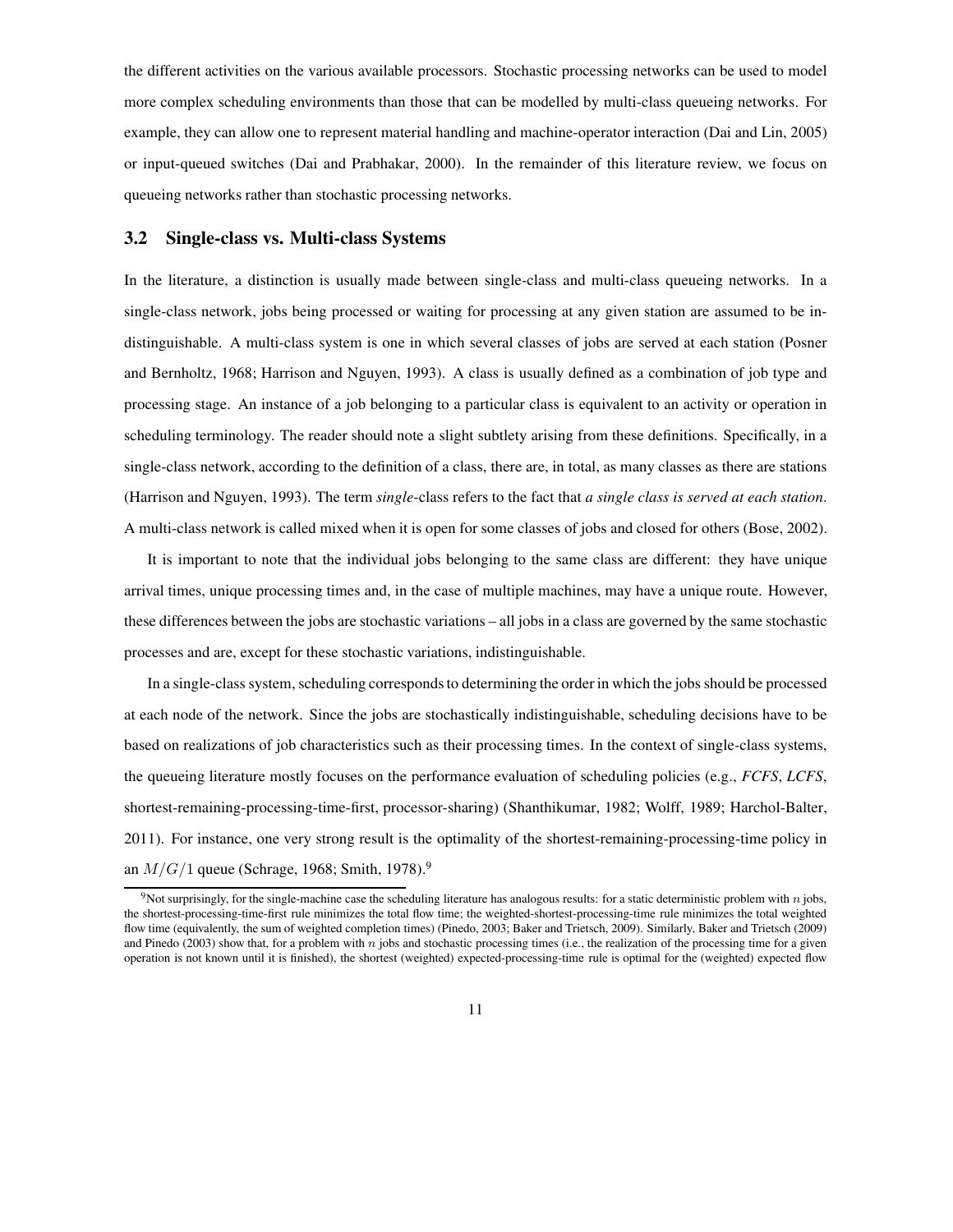the different activities on the various available processors. Stochastic processing networks can be used to model more complex scheduling environments than those that can be modelled by multi-class queueing networks. For example, they can allow one to represent material handling and machine-operator interaction (Dai and Lin, 2005) or input-queued switches (Dai and Prabhakar, 2000). In the remainder of this literature review, we focus on queueing networks rather than stochastic processing networks.

### 3.2 Single-class vs. Multi-class Systems

In the literature, a distinction is usually made between single-class and multi-class queueing networks. In a single-class network, jobs being processed or waiting for processing at any given station are assumed to be indistinguishable. A multi-class system is one in which several classes of jobs are served at each station (Posner and Bernholtz, 1968; Harrison and Nguyen, 1993). A class is usually defined as a combination of job type and processing stage. An instance of a job belonging to a particular class is equivalent to an activity or operation in scheduling terminology. The reader should note a slight subtlety arising from these definitions. Specifically, in a single-class network, according to the definition of a class, there are, in total, as many classes as there are stations (Harrison and Nguyen, 1993). The term *single*-class refers to the fact that *a single class is served at each station*. A multi-class network is called mixed when it is open for some classes of jobs and closed for others (Bose, 2002).

It is important to note that the individual jobs belonging to the same class are different: they have unique arrival times, unique processing times and, in the case of multiple machines, may have a unique route. However, these differences between the jobs are stochastic variations – all jobs in a class are governed by the same stochastic processes and are, except for these stochastic variations, indistinguishable.

In a single-class system, scheduling corresponds to determining the order in which the jobs should be processed at each node of the network. Since the jobs are stochastically indistinguishable, scheduling decisions have to be based on realizations of job characteristics such as their processing times. In the context of single-class systems, the queueing literature mostly focuses on the performance evaluation of scheduling policies (e.g., *FCFS*, *LCFS*, shortest-remaining-processing-time-first, processor-sharing) (Shanthikumar, 1982; Wolff, 1989; Harchol-Balter, 2011). For instance, one very strong result is the optimality of the shortest-remaining-processing-time policy in an $M/G/1$ queue (Schrage, 1968; Smith, 1978).[9]

[9]Not surprisingly, for the single-machine case the scheduling literature has analogous results: for a static deterministic problem with $n$ jobs, the shortest-processing-time-first rule minimizes the total flow time; the weighted-shortest-processing-time rule minimizes the total weighted flow time (equivalently, the sum of weighted completion times) (Pinedo, 2003; Baker and Trietsch, 2009). Similarly, Baker and Trietsch (2009) and Pinedo (2003) show that, for a problem with $n$ jobs and stochastic processing times (i.e., the realization of the processing time for a given operation is not known until it is finished), the shortest (weighted) expected-processing-time rule is optimal for the (weighted) expected flow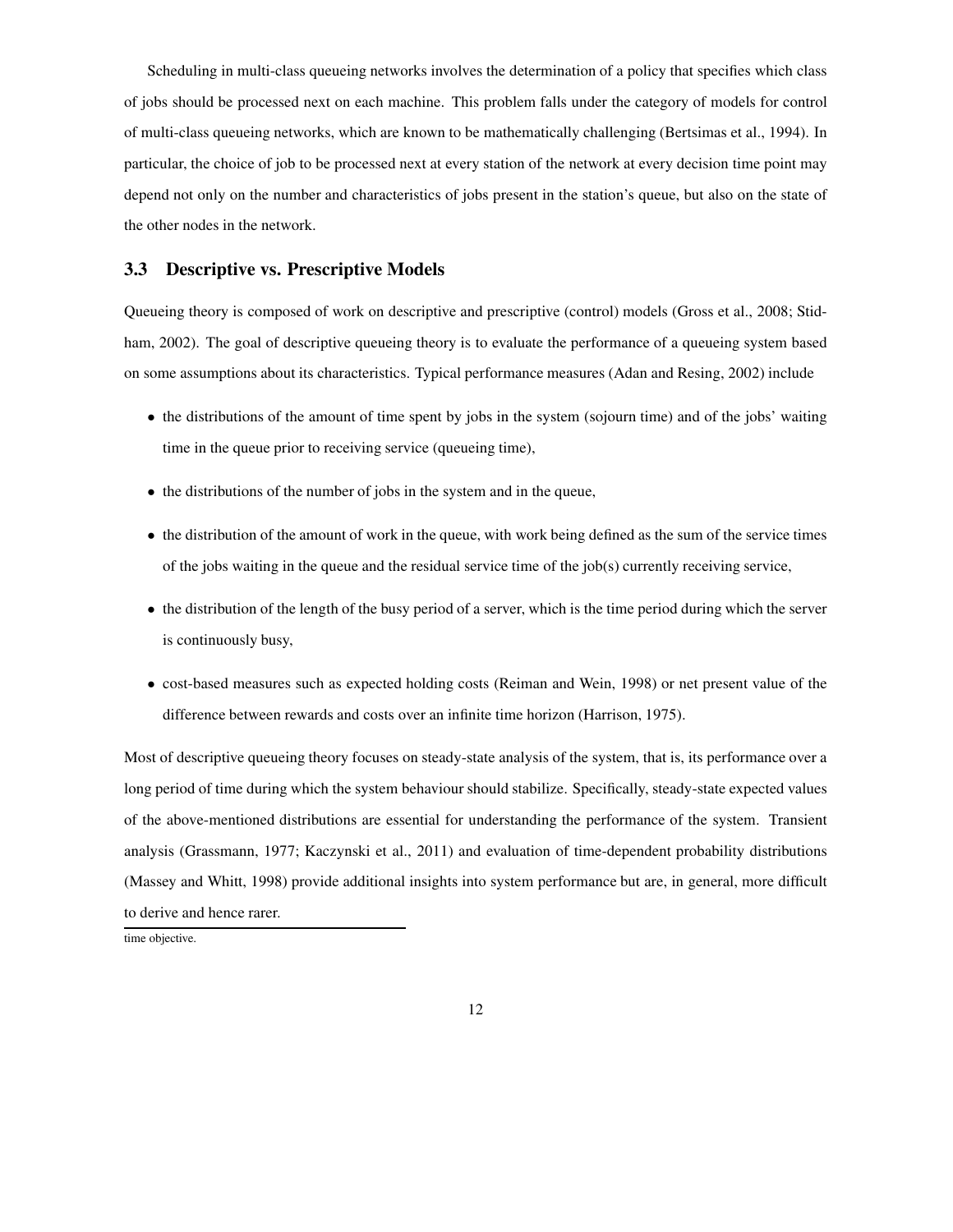Scheduling in multi-class queueing networks involves the determination of a policy that specifies which class of jobs should be processed next on each machine. This problem falls under the category of models for control of multi-class queueing networks, which are known to be mathematically challenging (Bertsimas et al., 1994). In particular, the choice of job to be processed next at every station of the network at every decision time point may depend not only on the number and characteristics of jobs present in the station's queue, but also on the state of the other nodes in the network.

## 3.3 Descriptive vs. Prescriptive Models

Queueing theory is composed of work on descriptive and prescriptive (control) models (Gross et al., 2008; Stidham, 2002). The goal of descriptive queueing theory is to evaluate the performance of a queueing system based on some assumptions about its characteristics. Typical performance measures (Adan and Resing, 2002) include

- the distributions of the amount of time spent by jobs in the system (sojourn time) and of the jobs' waiting time in the queue prior to receiving service (queueing time),
- the distributions of the number of jobs in the system and in the queue,
- the distribution of the amount of work in the queue, with work being defined as the sum of the service times of the jobs waiting in the queue and the residual service time of the job(s) currently receiving service,
- the distribution of the length of the busy period of a server, which is the time period during which the server is continuously busy,
- cost-based measures such as expected holding costs (Reiman and Wein, 1998) or net present value of the difference between rewards and costs over an infinite time horizon (Harrison, 1975).

Most of descriptive queueing theory focuses on steady-state analysis of the system, that is, its performance over a long period of time during which the system behaviour should stabilize. Specifically, steady-state expected values of the above-mentioned distributions are essential for understanding the performance of the system. Transient analysis (Grassmann, 1977; Kaczynski et al., 2011) and evaluation of time-dependent probability distributions (Massey and Whitt, 1998) provide additional insights into system performance but are, in general, more difficult to derive and hence rarer.

time objective.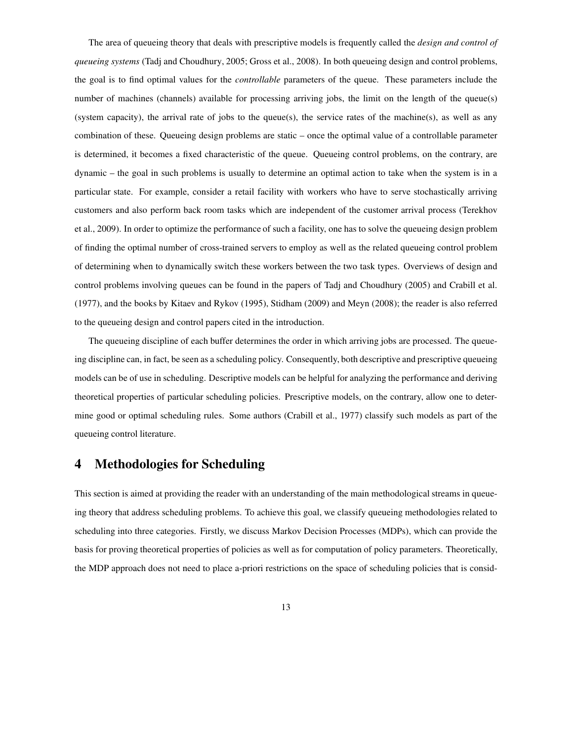The area of queueing theory that deals with prescriptive models is frequently called the *design and control of queueing systems* (Tadj and Choudhury, 2005; Gross et al., 2008). In both queueing design and control problems, the goal is to find optimal values for the *controllable* parameters of the queue. These parameters include the number of machines (channels) available for processing arriving jobs, the limit on the length of the queue(s) (system capacity), the arrival rate of jobs to the queue(s), the service rates of the machine(s), as well as any combination of these. Queueing design problems are static – once the optimal value of a controllable parameter is determined, it becomes a fixed characteristic of the queue. Queueing control problems, on the contrary, are dynamic – the goal in such problems is usually to determine an optimal action to take when the system is in a particular state. For example, consider a retail facility with workers who have to serve stochastically arriving customers and also perform back room tasks which are independent of the customer arrival process (Terekhov et al., 2009). In order to optimize the performance of such a facility, one has to solve the queueing design problem of finding the optimal number of cross-trained servers to employ as well as the related queueing control problem of determining when to dynamically switch these workers between the two task types. Overviews of design and control problems involving queues can be found in the papers of Tadj and Choudhury (2005) and Crabill et al. (1977), and the books by Kitaev and Rykov (1995), Stidham (2009) and Meyn (2008); the reader is also referred to the queueing design and control papers cited in the introduction.

The queueing discipline of each buffer determines the order in which arriving jobs are processed. The queueing discipline can, in fact, be seen as a scheduling policy. Consequently, both descriptive and prescriptive queueing models can be of use in scheduling. Descriptive models can be helpful for analyzing the performance and deriving theoretical properties of particular scheduling policies. Prescriptive models, on the contrary, allow one to determine good or optimal scheduling rules. Some authors (Crabill et al., 1977) classify such models as part of the queueing control literature.

# 4 Methodologies for Scheduling

This section is aimed at providing the reader with an understanding of the main methodological streams in queueing theory that address scheduling problems. To achieve this goal, we classify queueing methodologies related to scheduling into three categories. Firstly, we discuss Markov Decision Processes (MDPs), which can provide the basis for proving theoretical properties of policies as well as for computation of policy parameters. Theoretically, the MDP approach does not need to place a-priori restrictions on the space of scheduling policies that is consid-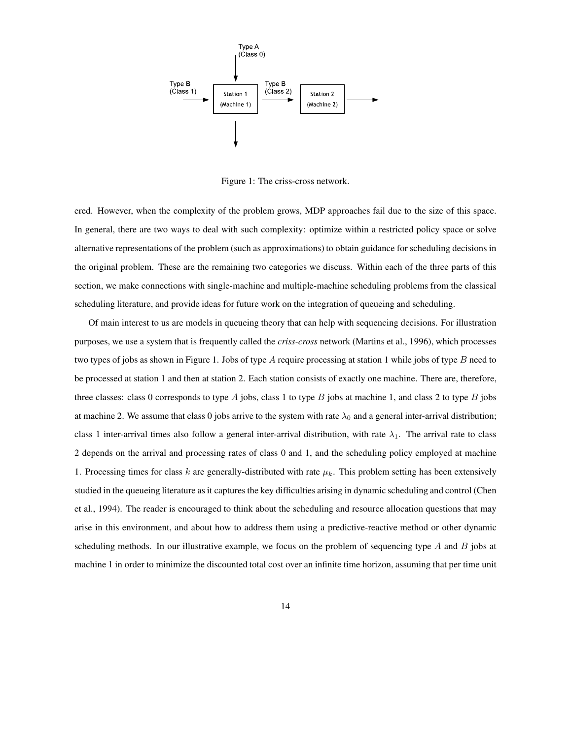Figure 1: The criss-cross network.

ered. However, when the complexity of the problem grows, MDP approaches fail due to the size of this space. In general, there are two ways to deal with such complexity: optimize within a restricted policy space or solve alternative representations of the problem (such as approximations) to obtain guidance for scheduling decisions in the original problem. These are the remaining two categories we discuss. Within each of the three parts of this section, we make connections with single-machine and multiple-machine scheduling problems from the classical scheduling literature, and provide ideas for future work on the integration of queueing and scheduling.

Of main interest to us are models in queueing theory that can help with sequencing decisions. For illustration purposes, we use a system that is frequently called the *criss-cross* network (Martins et al., 1996), which processes two types of jobs as shown in Figure 1. Jobs of type $A$ require processing at station 1 while jobs of type $B$ need to be processed at station 1 and then at station 2. Each station consists of exactly one machine. There are, therefore, three classes: class 0 corresponds to type $A$ jobs, class 1 to type $B$ jobs at machine 1, and class 2 to type $B$ jobs at machine 2. We assume that class 0 jobs arrive to the system with rate $\lambda_0$ and a general inter-arrival distribution; class 1 inter-arrival times also follow a general inter-arrival distribution, with rate $\lambda_1$. The arrival rate to class 2 depends on the arrival and processing rates of class 0 and 1, and the scheduling policy employed at machine 1. Processing times for class $k$ are generally-distributed with rate $\mu_k$. This problem setting has been extensively studied in the queueing literature as it captures the key difficulties arising in dynamic scheduling and control (Chen et al., 1994). The reader is encouraged to think about the scheduling and resource allocation questions that may arise in this environment, and about how to address them using a predictive-reactive method or other dynamic scheduling methods. In our illustrative example, we focus on the problem of sequencing type $A$ and $B$ jobs at machine 1 in order to minimize the discounted total cost over an infinite time horizon, assuming that per time unit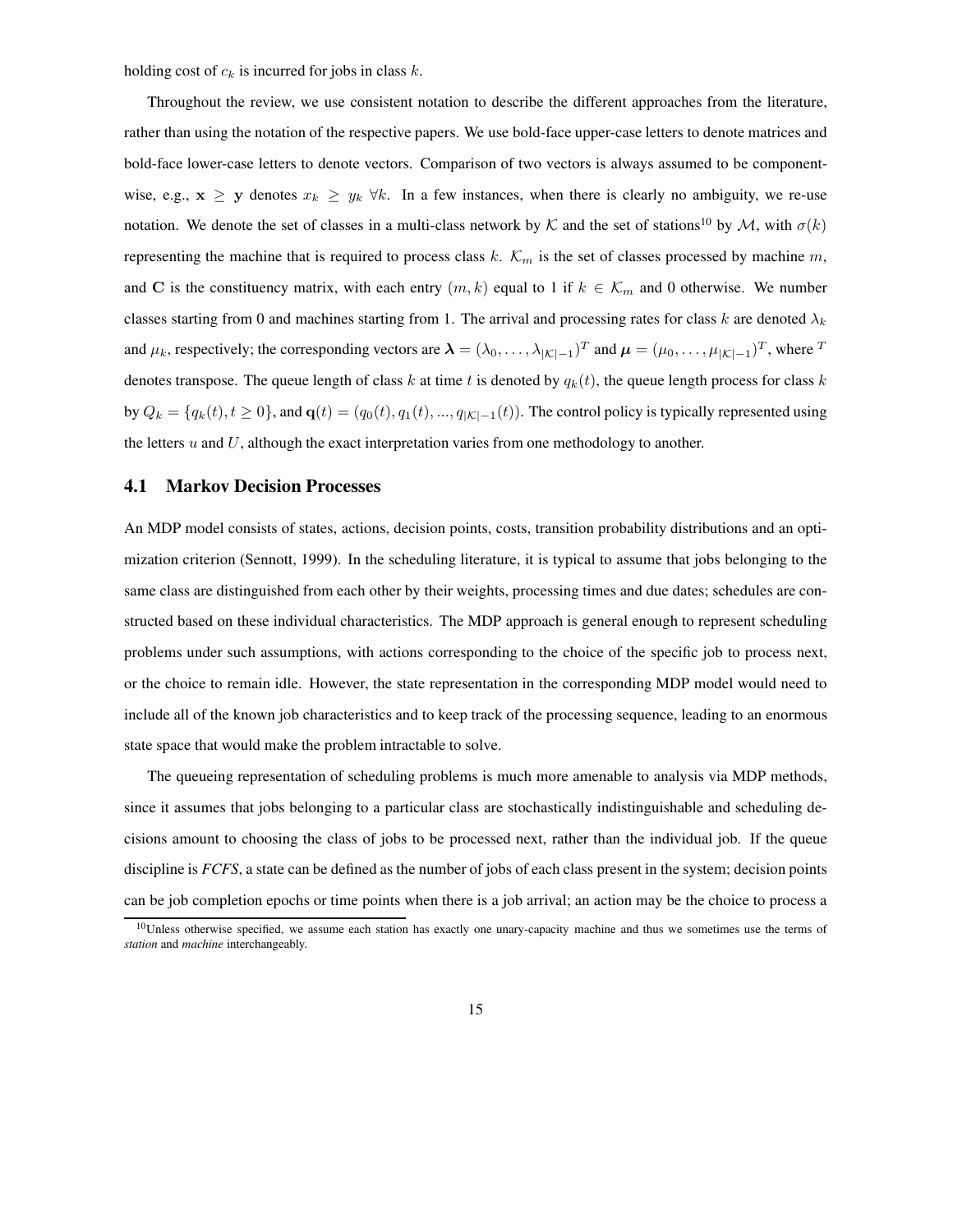holding cost of $c_k$ is incurred for jobs in class $k$.

Throughout the review, we use consistent notation to describe the different approaches from the literature, rather than using the notation of the respective papers. We use bold-face upper-case letters to denote matrices and bold-face lower-case letters to denote vectors. Comparison of two vectors is always assumed to be component-wise, e.g., $\mathbf{x} \geq \mathbf{y}$ denotes $x_k \geq y_k \ \forall k$. In a few instances, when there is clearly no ambiguity, we re-use notation. We denote the set of classes in a multi-class network by $\mathcal{K}$ and the set of stations[10] by $\mathcal{M}$, with $\sigma(k)$ representing the machine that is required to process class $k$. $\mathcal{K}_m$ is the set of classes processed by machine $m$, and $\mathbf{C}$ is the constituency matrix, with each entry $(m, k)$ equal to 1 if $k \in \mathcal{K}_m$ and 0 otherwise. We number classes starting from 0 and machines starting from 1. The arrival and processing rates for class $k$ are denoted $\lambda_k$ and $\mu_k$, respectively; the corresponding vectors are $\boldsymbol{\lambda} = (\lambda_0, \ldots, \lambda_{|\mathcal{K}|-1})^T$ and $\boldsymbol{\mu} = (\mu_0, \ldots, \mu_{|\mathcal{K}|-1})^T$, where $^T$ denotes transpose. The queue length of class $k$ at time $t$ is denoted by $q_k(t)$, the queue length process for class $k$ by $Q_k = \{q_k(t), t \geq 0\}$, and $\mathbf{q}(t) = (q_0(t), q_1(t), ..., q_{|\mathcal{K}|-1}(t))$. The control policy is typically represented using the letters $u$ and $U$, although the exact interpretation varies from one methodology to another.

## 4.1 Markov Decision Processes

An MDP model consists of states, actions, decision points, costs, transition probability distributions and an optimization criterion (Sennott, 1999). In the scheduling literature, it is typical to assume that jobs belonging to the same class are distinguished from each other by their weights, processing times and due dates; schedules are constructed based on these individual characteristics. The MDP approach is general enough to represent scheduling problems under such assumptions, with actions corresponding to the choice of the specific job to process next, or the choice to remain idle. However, the state representation in the corresponding MDP model would need to include all of the known job characteristics and to keep track of the processing sequence, leading to an enormous state space that would make the problem intractable to solve.

The queueing representation of scheduling problems is much more amenable to analysis via MDP methods, since it assumes that jobs belonging to a particular class are stochastically indistinguishable and scheduling decisions amount to choosing the class of jobs to be processed next, rather than the individual job. If the queue discipline is *FCFS*, a state can be defined as the number of jobs of each class present in the system; decision points can be job completion epochs or time points when there is a job arrival; an action may be the choice to process a

[10] Unless otherwise specified, we assume each station has exactly one unary-capacity machine and thus we sometimes use the terms of *station* and *machine* interchangeably.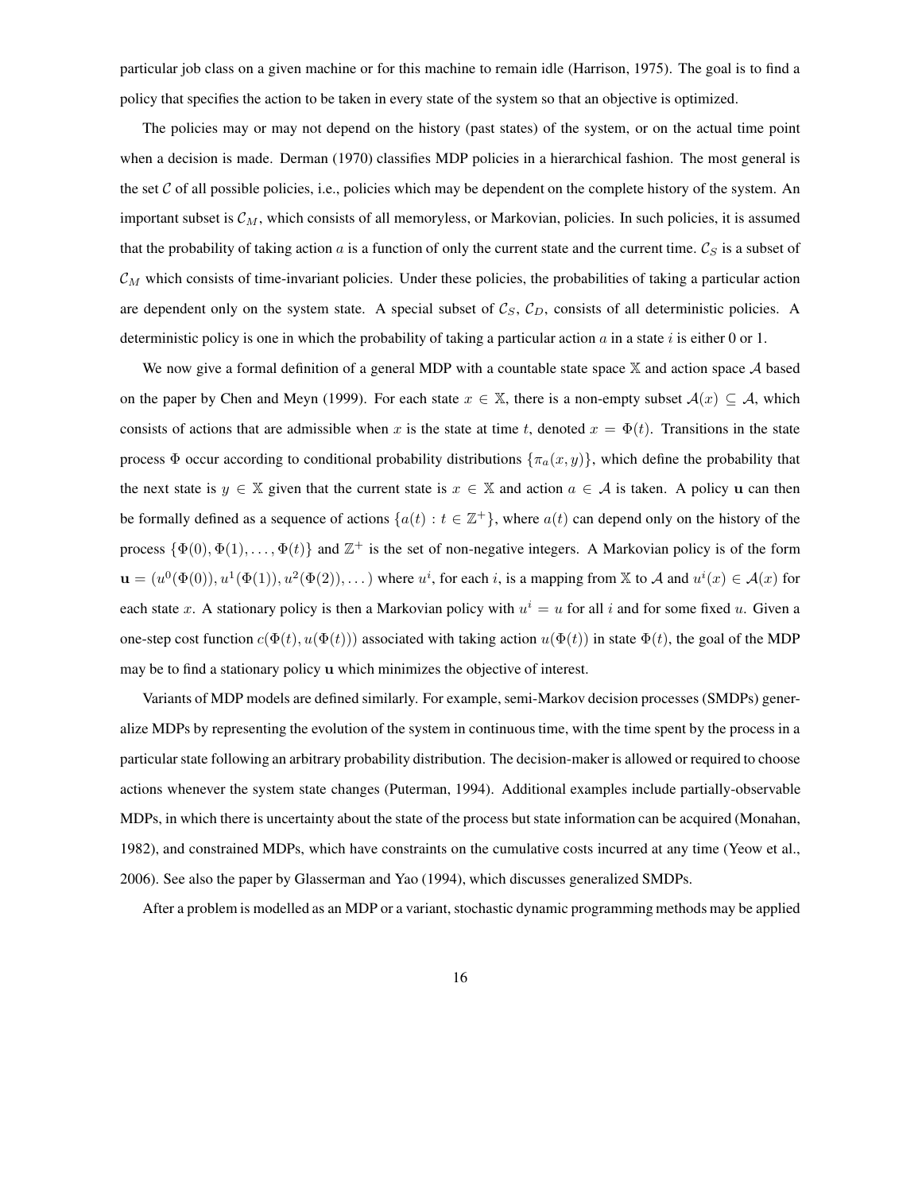particular job class on a given machine or for this machine to remain idle (Harrison, 1975). The goal is to find a policy that specifies the action to be taken in every state of the system so that an objective is optimized.

The policies may or may not depend on the history (past states) of the system, or on the actual time point when a decision is made. Derman (1970) classifies MDP policies in a hierarchical fashion. The most general is the set $\mathcal{C}$ of all possible policies, i.e., policies which may be dependent on the complete history of the system. An important subset is $\mathcal{C}_M$, which consists of all memoryless, or Markovian, policies. In such policies, it is assumed that the probability of taking action $a$ is a function of only the current state and the current time. $\mathcal{C}_S$ is a subset of $\mathcal{C}_M$ which consists of time-invariant policies. Under these policies, the probabilities of taking a particular action are dependent only on the system state. A special subset of $\mathcal{C}_S$, $\mathcal{C}_D$, consists of all deterministic policies. A deterministic policy is one in which the probability of taking a particular action $a$ in a state $i$ is either 0 or 1.

We now give a formal definition of a general MDP with a countable state space $\mathbb{X}$ and action space $\mathcal{A}$ based on the paper by Chen and Meyn (1999). For each state $x \in \mathbb{X}$, there is a non-empty subset $\mathcal{A}(x) \subseteq \mathcal{A}$, which consists of actions that are admissible when $x$ is the state at time $t$, denoted $x = \Phi(t)$. Transitions in the state process $\Phi$ occur according to conditional probability distributions $\{\pi_a(x, y)\}$, which define the probability that the next state is $y \in \mathbb{X}$ given that the current state is $x \in \mathbb{X}$ and action $a \in \mathcal{A}$ is taken. A policy $\mathbf{u}$ can then be formally defined as a sequence of actions $\{a(t) : t \in \mathbb{Z}^+\}$, where $a(t)$ can depend only on the history of the process $\{\Phi(0), \Phi(1), \ldots, \Phi(t)\}$ and $\mathbb{Z}^+$ is the set of non-negative integers. A Markovian policy is of the form $\mathbf{u} = (u^0(\Phi(0)), u^1(\Phi(1)), u^2(\Phi(2)), \ldots)$ where $u^i$, for each $i$, is a mapping from $\mathbb{X}$ to $\mathcal{A}$ and $u^i(x) \in \mathcal{A}(x)$ for each state $x$. A stationary policy is then a Markovian policy with $u^i = u$ for all $i$ and for some fixed $u$. Given a one-step cost function $c(\Phi(t), u(\Phi(t)))$ associated with taking action $u(\Phi(t))$ in state $\Phi(t)$, the goal of the MDP may be to find a stationary policy $\mathbf{u}$ which minimizes the objective of interest.

Variants of MDP models are defined similarly. For example, semi-Markov decision processes (SMDPs) generalize MDPs by representing the evolution of the system in continuous time, with the time spent by the process in a particular state following an arbitrary probability distribution. The decision-maker is allowed or required to choose actions whenever the system state changes (Puterman, 1994). Additional examples include partially-observable MDPs, in which there is uncertainty about the state of the process but state information can be acquired (Monahan, 1982), and constrained MDPs, which have constraints on the cumulative costs incurred at any time (Yeow et al., 2006). See also the paper by Glasserman and Yao (1994), which discusses generalized SMDPs.

After a problem is modelled as an MDP or a variant, stochastic dynamic programming methods may be applied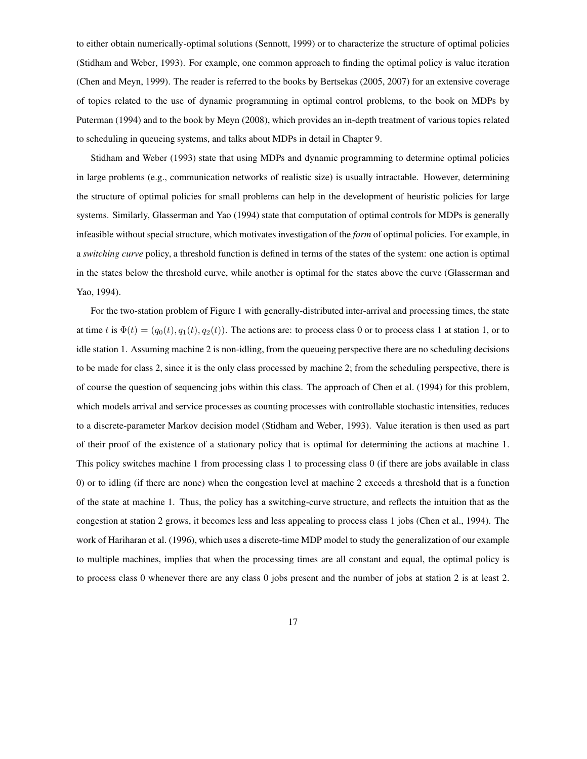to either obtain numerically-optimal solutions (Sennott, 1999) or to characterize the structure of optimal policies (Stidham and Weber, 1993). For example, one common approach to finding the optimal policy is value iteration (Chen and Meyn, 1999). The reader is referred to the books by Bertsekas (2005, 2007) for an extensive coverage of topics related to the use of dynamic programming in optimal control problems, to the book on MDPs by Puterman (1994) and to the book by Meyn (2008), which provides an in-depth treatment of various topics related to scheduling in queueing systems, and talks about MDPs in detail in Chapter 9.

Stidham and Weber (1993) state that using MDPs and dynamic programming to determine optimal policies in large problems (e.g., communication networks of realistic size) is usually intractable. However, determining the structure of optimal policies for small problems can help in the development of heuristic policies for large systems. Similarly, Glasserman and Yao (1994) state that computation of optimal controls for MDPs is generally infeasible without special structure, which motivates investigation of the *form* of optimal policies. For example, in a *switching curve* policy, a threshold function is defined in terms of the states of the system: one action is optimal in the states below the threshold curve, while another is optimal for the states above the curve (Glasserman and Yao, 1994).

For the two-station problem of Figure 1 with generally-distributed inter-arrival and processing times, the state at time $t$ is $\Phi(t) = (q_0(t), q_1(t), q_2(t))$. The actions are: to process class 0 or to process class 1 at station 1, or to idle station 1. Assuming machine 2 is non-idling, from the queueing perspective there are no scheduling decisions to be made for class 2, since it is the only class processed by machine 2; from the scheduling perspective, there is of course the question of sequencing jobs within this class. The approach of Chen et al. (1994) for this problem, which models arrival and service processes as counting processes with controllable stochastic intensities, reduces to a discrete-parameter Markov decision model (Stidham and Weber, 1993). Value iteration is then used as part of their proof of the existence of a stationary policy that is optimal for determining the actions at machine 1. This policy switches machine 1 from processing class 1 to processing class 0 (if there are jobs available in class 0) or to idling (if there are none) when the congestion level at machine 2 exceeds a threshold that is a function of the state at machine 1. Thus, the policy has a switching-curve structure, and reflects the intuition that as the congestion at station 2 grows, it becomes less and less appealing to process class 1 jobs (Chen et al., 1994). The work of Hariharan et al. (1996), which uses a discrete-time MDP model to study the generalization of our example to multiple machines, implies that when the processing times are all constant and equal, the optimal policy is to process class 0 whenever there are any class 0 jobs present and the number of jobs at station 2 is at least 2.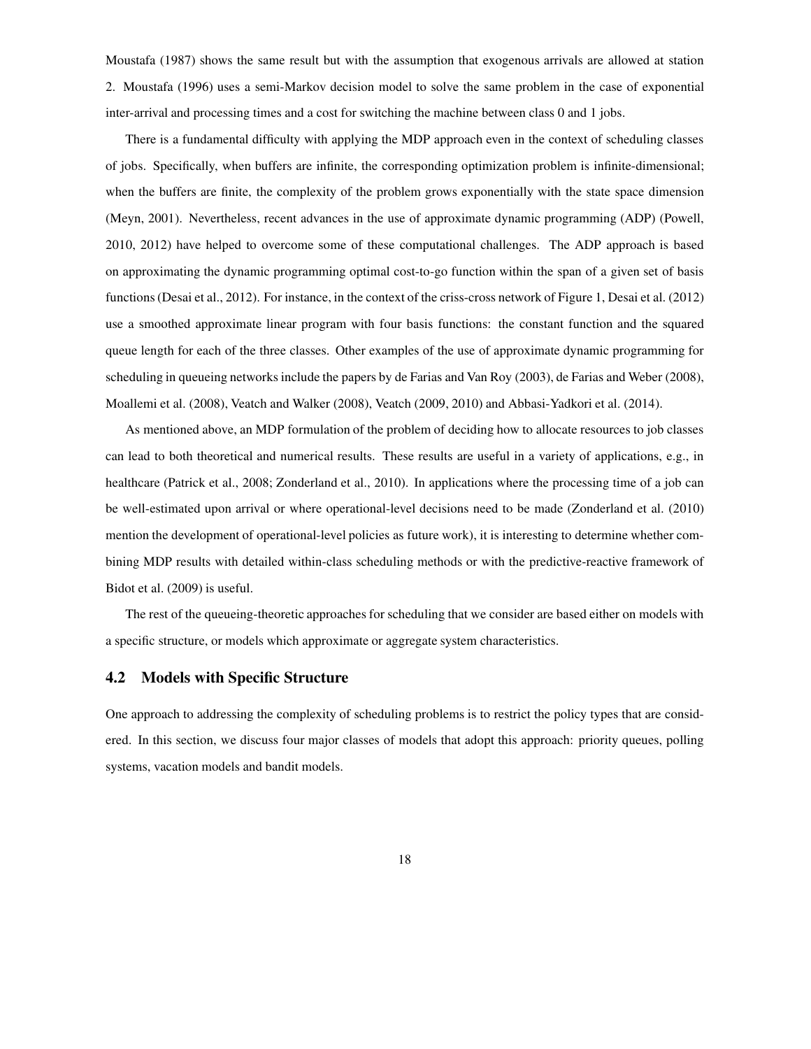Moustafa (1987) shows the same result but with the assumption that exogenous arrivals are allowed at station 2. Moustafa (1996) uses a semi-Markov decision model to solve the same problem in the case of exponential inter-arrival and processing times and a cost for switching the machine between class 0 and 1 jobs.

There is a fundamental difficulty with applying the MDP approach even in the context of scheduling classes of jobs. Specifically, when buffers are infinite, the corresponding optimization problem is infinite-dimensional; when the buffers are finite, the complexity of the problem grows exponentially with the state space dimension (Meyn, 2001). Nevertheless, recent advances in the use of approximate dynamic programming (ADP) (Powell, 2010, 2012) have helped to overcome some of these computational challenges. The ADP approach is based on approximating the dynamic programming optimal cost-to-go function within the span of a given set of basis functions (Desai et al., 2012). For instance, in the context of the criss-cross network of Figure 1, Desai et al. (2012) use a smoothed approximate linear program with four basis functions: the constant function and the squared queue length for each of the three classes. Other examples of the use of approximate dynamic programming for scheduling in queueing networks include the papers by de Farias and Van Roy (2003), de Farias and Weber (2008), Moallemi et al. (2008), Veatch and Walker (2008), Veatch (2009, 2010) and Abbasi-Yadkori et al. (2014).

As mentioned above, an MDP formulation of the problem of deciding how to allocate resources to job classes can lead to both theoretical and numerical results. These results are useful in a variety of applications, e.g., in healthcare (Patrick et al., 2008; Zonderland et al., 2010). In applications where the processing time of a job can be well-estimated upon arrival or where operational-level decisions need to be made (Zonderland et al. (2010) mention the development of operational-level policies as future work), it is interesting to determine whether combining MDP results with detailed within-class scheduling methods or with the predictive-reactive framework of Bidot et al. (2009) is useful.

The rest of the queueing-theoretic approaches for scheduling that we consider are based either on models with a specific structure, or models which approximate or aggregate system characteristics.

## 4.2 Models with Specific Structure

One approach to addressing the complexity of scheduling problems is to restrict the policy types that are considered. In this section, we discuss four major classes of models that adopt this approach: priority queues, polling systems, vacation models and bandit models.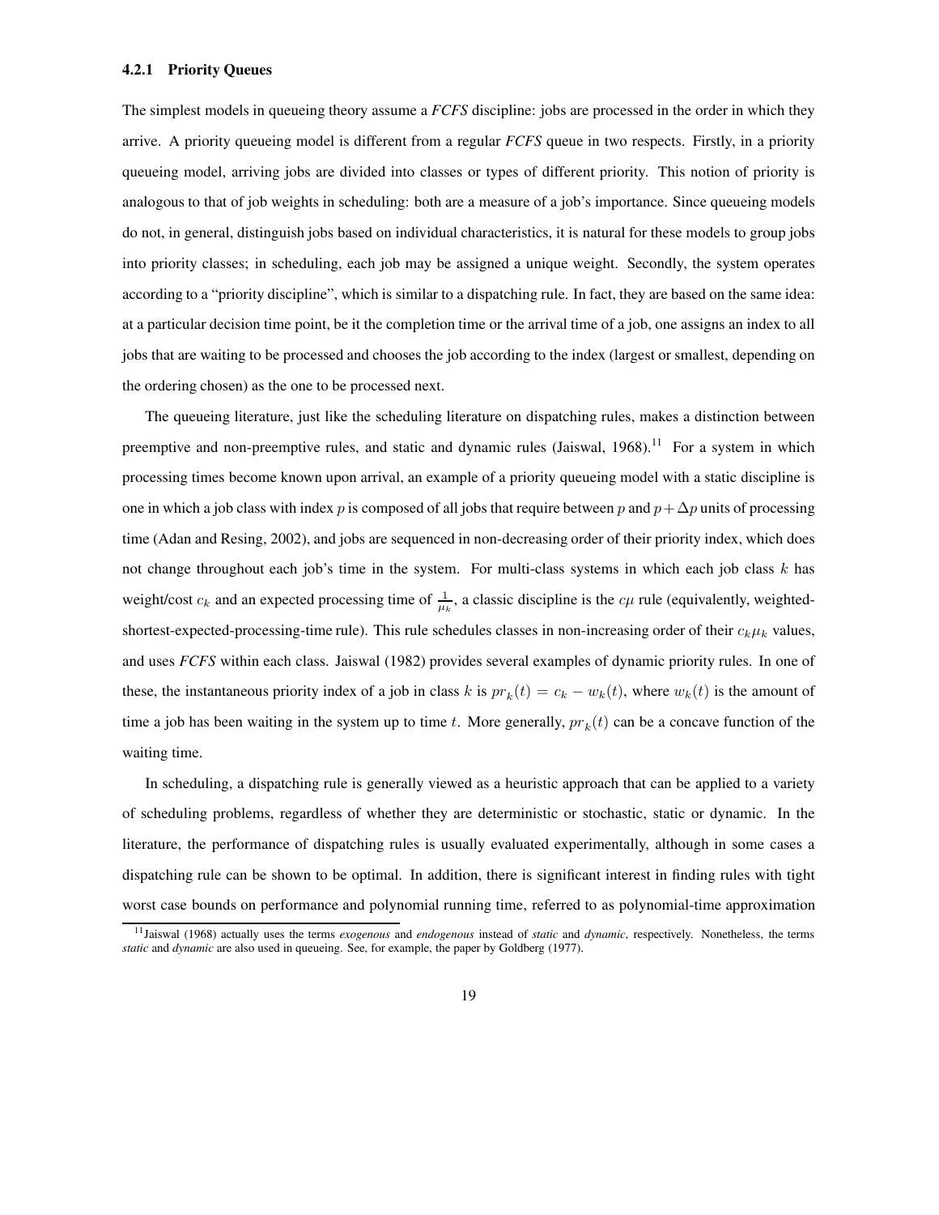#### 4.2.1 Priority Queues

The simplest models in queueing theory assume a *FCFS* discipline: jobs are processed in the order in which they arrive. A priority queueing model is different from a regular *FCFS* queue in two respects. Firstly, in a priority queueing model, arriving jobs are divided into classes or types of different priority. This notion of priority is analogous to that of job weights in scheduling: both are a measure of a job's importance. Since queueing models do not, in general, distinguish jobs based on individual characteristics, it is natural for these models to group jobs into priority classes; in scheduling, each job may be assigned a unique weight. Secondly, the system operates according to a "priority discipline", which is similar to a dispatching rule. In fact, they are based on the same idea: at a particular decision time point, be it the completion time or the arrival time of a job, one assigns an index to all jobs that are waiting to be processed and chooses the job according to the index (largest or smallest, depending on the ordering chosen) as the one to be processed next.

The queueing literature, just like the scheduling literature on dispatching rules, makes a distinction between preemptive and non-preemptive rules, and static and dynamic rules (Jaiswal, 1968).[11] For a system in which processing times become known upon arrival, an example of a priority queueing model with a static discipline is one in which a job class with index $p$ is composed of all jobs that require between $p$ and $p + \Delta p$ units of processing time (Adan and Resing, 2002), and jobs are sequenced in non-decreasing order of their priority index, which does not change throughout each job's time in the system. For multi-class systems in which each job class $k$ has weight/cost $c_k$ and an expected processing time of $\frac{1}{\mu_k}$, a classic discipline is the $c\mu$ rule (equivalently, weighted-shortest-expected-processing-time rule). This rule schedules classes in non-increasing order of their $c_k\mu_k$ values, and uses *FCFS* within each class. Jaiswal (1982) provides several examples of dynamic priority rules. In one of these, the instantaneous priority index of a job in class $k$ is $pr_k(t) = c_k - w_k(t)$, where $w_k(t)$ is the amount of time a job has been waiting in the system up to time $t$. More generally, $pr_k(t)$ can be a concave function of the waiting time.

In scheduling, a dispatching rule is generally viewed as a heuristic approach that can be applied to a variety of scheduling problems, regardless of whether they are deterministic or stochastic, static or dynamic. In the literature, the performance of dispatching rules is usually evaluated experimentally, although in some cases a dispatching rule can be shown to be optimal. In addition, there is significant interest in finding rules with tight worst case bounds on performance and polynomial running time, referred to as polynomial-time approximation

[11] Jaiswal (1968) actually uses the terms *exogenous* and *endogenous* instead of *static* and *dynamic*, respectively. Nonetheless, the terms *static* and *dynamic* are also used in queueing. See, for example, the paper by Goldberg (1977).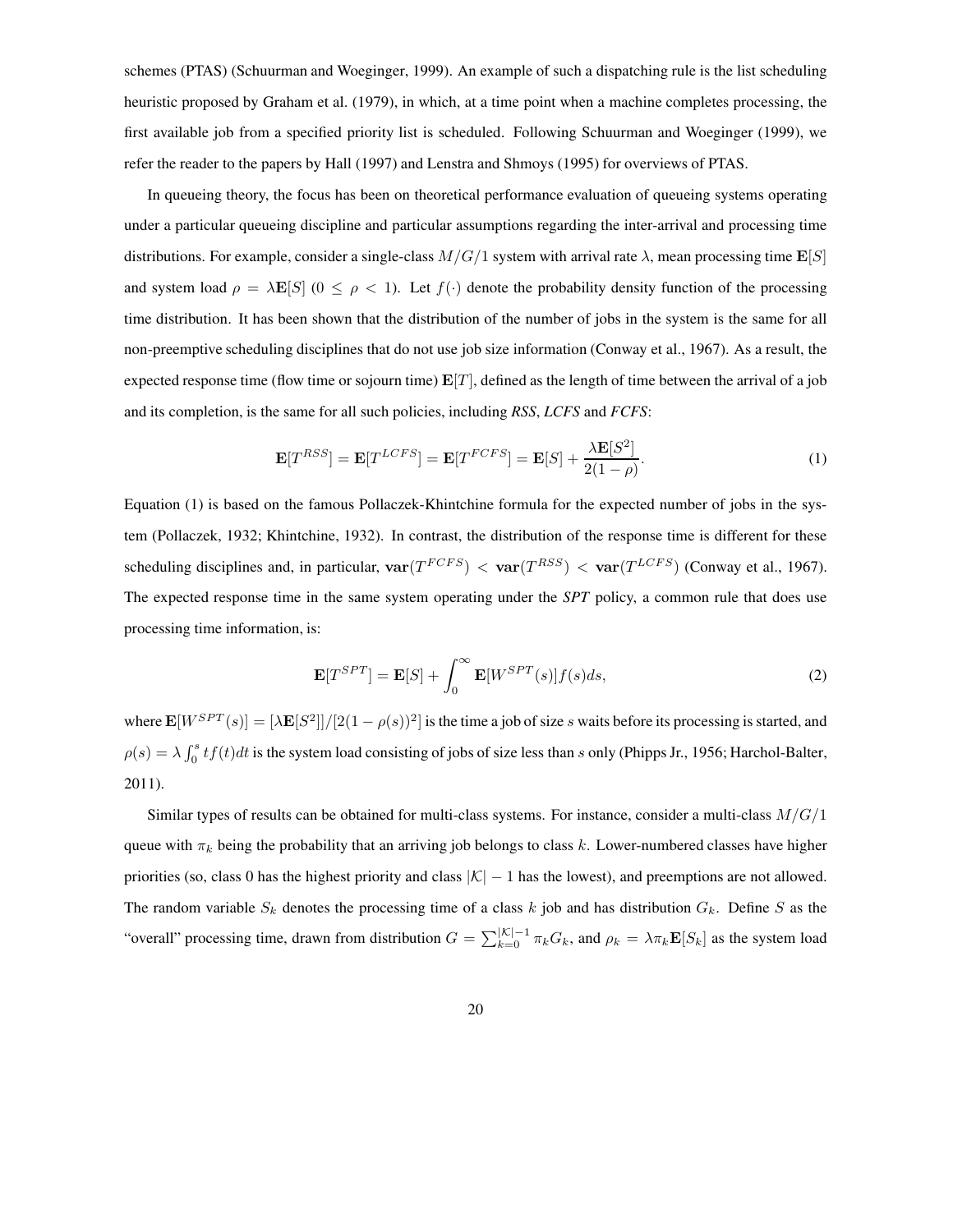schemes (PTAS) (Schuurman and Woeginger, 1999). An example of such a dispatching rule is the list scheduling heuristic proposed by Graham et al. (1979), in which, at a time point when a machine completes processing, the first available job from a specified priority list is scheduled. Following Schuurman and Woeginger (1999), we refer the reader to the papers by Hall (1997) and Lenstra and Shmoys (1995) for overviews of PTAS.

In queueing theory, the focus has been on theoretical performance evaluation of queueing systems operating under a particular queueing discipline and particular assumptions regarding the inter-arrival and processing time distributions. For example, consider a single-class $M/G/1$ system with arrival rate $\lambda$, mean processing time $\mathbf{E}[S]$ and system load $\rho = \lambda \mathbf{E}[S]$ ($0 \leq \rho < 1$). Let $f(\cdot)$ denote the probability density function of the processing time distribution. It has been shown that the distribution of the number of jobs in the system is the same for all non-preemptive scheduling disciplines that do not use job size information (Conway et al., 1967). As a result, the expected response time (flow time or sojourn time) $\mathbf{E}[T]$, defined as the length of time between the arrival of a job and its completion, is the same for all such policies, including *RSS*, *LCFS* and *FCFS*:

$$\mathbf{E}[T^{RSS}] = \mathbf{E}[T^{LCFS}] = \mathbf{E}[T^{FCFS}] = \mathbf{E}[S] + \frac{\lambda \mathbf{E}[S^2]}{2(1-\rho)}. \tag{1}$$

Equation (1) is based on the famous Pollaczek-Khintchine formula for the expected number of jobs in the system (Pollaczek, 1932; Khintchine, 1932). In contrast, the distribution of the response time is different for these scheduling disciplines and, in particular, $\mathbf{var}(T^{FCFS}) < \mathbf{var}(T^{RSS}) < \mathbf{var}(T^{LCFS})$ (Conway et al., 1967). The expected response time in the same system operating under the *SPT* policy, a common rule that does use processing time information, is:

$$\mathbf{E}[T^{SPT}] = \mathbf{E}[S] + \int_0^\infty \mathbf{E}[W^{SPT}(s)] f(s) ds, \tag{2}$$

where $\mathbf{E}[W^{SPT}(s)] = [\lambda \mathbf{E}[S^2]]/[2(1-\rho(s))^2]$ is the time a job of size $s$ waits before its processing is started, and $\rho(s) = \lambda \int_0^s t f(t) dt$ is the system load consisting of jobs of size less than $s$ only (Phipps Jr., 1956; Harchol-Balter, 2011).

Similar types of results can be obtained for multi-class systems. For instance, consider a multi-class $M/G/1$ queue with $\pi_k$ being the probability that an arriving job belongs to class $k$. Lower-numbered classes have higher priorities (so, class 0 has the highest priority and class $|\mathcal{K}| - 1$ has the lowest), and preemptions are not allowed. The random variable $S_k$ denotes the processing time of a class $k$ job and has distribution $G_k$. Define $S$ as the "overall" processing time, drawn from distribution $G = \sum_{k=0}^{|\mathcal{K}|-1} \pi_k G_k$, and $\rho_k = \lambda \pi_k \mathbf{E}[S_k]$ as the system load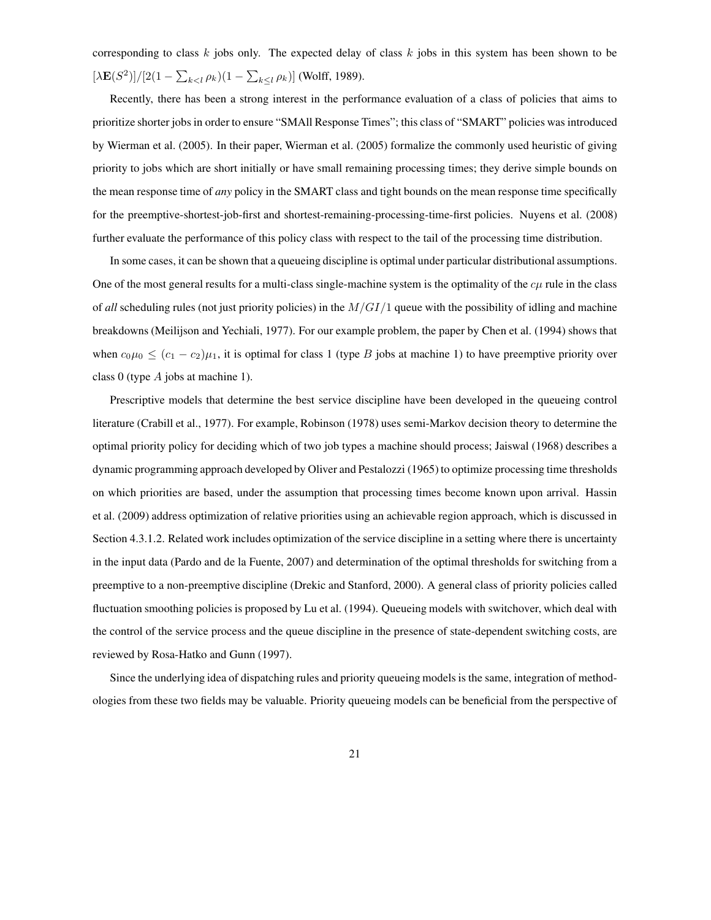corresponding to class $k$ jobs only. The expected delay of class $k$ jobs in this system has been shown to be $[\lambda \mathbf{E}(S^2)]/[2(1 - \sum_{k<l} \rho_k)(1 - \sum_{k\leq l} \rho_k)]$ (Wolff, 1989).

Recently, there has been a strong interest in the performance evaluation of a class of policies that aims to prioritize shorter jobs in order to ensure "SMAll Response Times"; this class of "SMART" policies was introduced by Wierman et al. (2005). In their paper, Wierman et al. (2005) formalize the commonly used heuristic of giving priority to jobs which are short initially or have small remaining processing times; they derive simple bounds on the mean response time of *any* policy in the SMART class and tight bounds on the mean response time specifically for the preemptive-shortest-job-first and shortest-remaining-processing-time-first policies. Nuyens et al. (2008) further evaluate the performance of this policy class with respect to the tail of the processing time distribution.

In some cases, it can be shown that a queueing discipline is optimal under particular distributional assumptions. One of the most general results for a multi-class single-machine system is the optimality of the $c\mu$ rule in the class of *all* scheduling rules (not just priority policies) in the $M/GI/1$ queue with the possibility of idling and machine breakdowns (Meilijson and Yechiali, 1977). For our example problem, the paper by Chen et al. (1994) shows that when $c_0\mu_0 \leq (c_1 - c_2)\mu_1$, it is optimal for class 1 (type $B$ jobs at machine 1) to have preemptive priority over class 0 (type $A$ jobs at machine 1).

Prescriptive models that determine the best service discipline have been developed in the queueing control literature (Crabill et al., 1977). For example, Robinson (1978) uses semi-Markov decision theory to determine the optimal priority policy for deciding which of two job types a machine should process; Jaiswal (1968) describes a dynamic programming approach developed by Oliver and Pestalozzi (1965) to optimize processing time thresholds on which priorities are based, under the assumption that processing times become known upon arrival. Hassin et al. (2009) address optimization of relative priorities using an achievable region approach, which is discussed in Section 4.3.1.2. Related work includes optimization of the service discipline in a setting where there is uncertainty in the input data (Pardo and de la Fuente, 2007) and determination of the optimal thresholds for switching from a preemptive to a non-preemptive discipline (Drekic and Stanford, 2000). A general class of priority policies called fluctuation smoothing policies is proposed by Lu et al. (1994). Queueing models with switchover, which deal with the control of the service process and the queue discipline in the presence of state-dependent switching costs, are reviewed by Rosa-Hatko and Gunn (1997).

Since the underlying idea of dispatching rules and priority queueing models is the same, integration of methodologies from these two fields may be valuable. Priority queueing models can be beneficial from the perspective of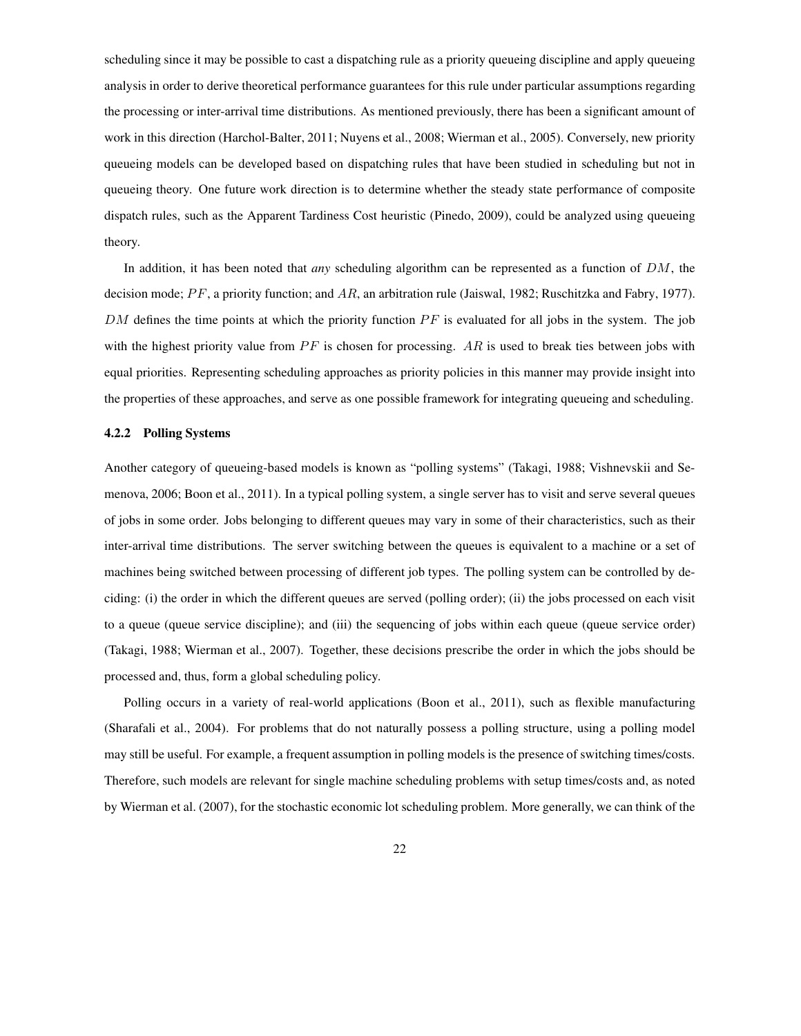scheduling since it may be possible to cast a dispatching rule as a priority queueing discipline and apply queueing analysis in order to derive theoretical performance guarantees for this rule under particular assumptions regarding the processing or inter-arrival time distributions. As mentioned previously, there has been a significant amount of work in this direction (Harchol-Balter, 2011; Nuyens et al., 2008; Wierman et al., 2005). Conversely, new priority queueing models can be developed based on dispatching rules that have been studied in scheduling but not in queueing theory. One future work direction is to determine whether the steady state performance of composite dispatch rules, such as the Apparent Tardiness Cost heuristic (Pinedo, 2009), could be analyzed using queueing theory.

In addition, it has been noted that *any* scheduling algorithm can be represented as a function of $DM$, the decision mode; $PF$, a priority function; and $AR$, an arbitration rule (Jaiswal, 1982; Ruschitzka and Fabry, 1977). $DM$ defines the time points at which the priority function $PF$ is evaluated for all jobs in the system. The job with the highest priority value from $PF$ is chosen for processing. $AR$ is used to break ties between jobs with equal priorities. Representing scheduling approaches as priority policies in this manner may provide insight into the properties of these approaches, and serve as one possible framework for integrating queueing and scheduling.

#### 4.2.2 Polling Systems

Another category of queueing-based models is known as "polling systems" (Takagi, 1988; Vishnevskii and Semenova, 2006; Boon et al., 2011). In a typical polling system, a single server has to visit and serve several queues of jobs in some order. Jobs belonging to different queues may vary in some of their characteristics, such as their inter-arrival time distributions. The server switching between the queues is equivalent to a machine or a set of machines being switched between processing of different job types. The polling system can be controlled by deciding: (i) the order in which the different queues are served (polling order); (ii) the jobs processed on each visit to a queue (queue service discipline); and (iii) the sequencing of jobs within each queue (queue service order) (Takagi, 1988; Wierman et al., 2007). Together, these decisions prescribe the order in which the jobs should be processed and, thus, form a global scheduling policy.

Polling occurs in a variety of real-world applications (Boon et al., 2011), such as flexible manufacturing (Sharafali et al., 2004). For problems that do not naturally possess a polling structure, using a polling model may still be useful. For example, a frequent assumption in polling models is the presence of switching times/costs. Therefore, such models are relevant for single machine scheduling problems with setup times/costs and, as noted by Wierman et al. (2007), for the stochastic economic lot scheduling problem. More generally, we can think of the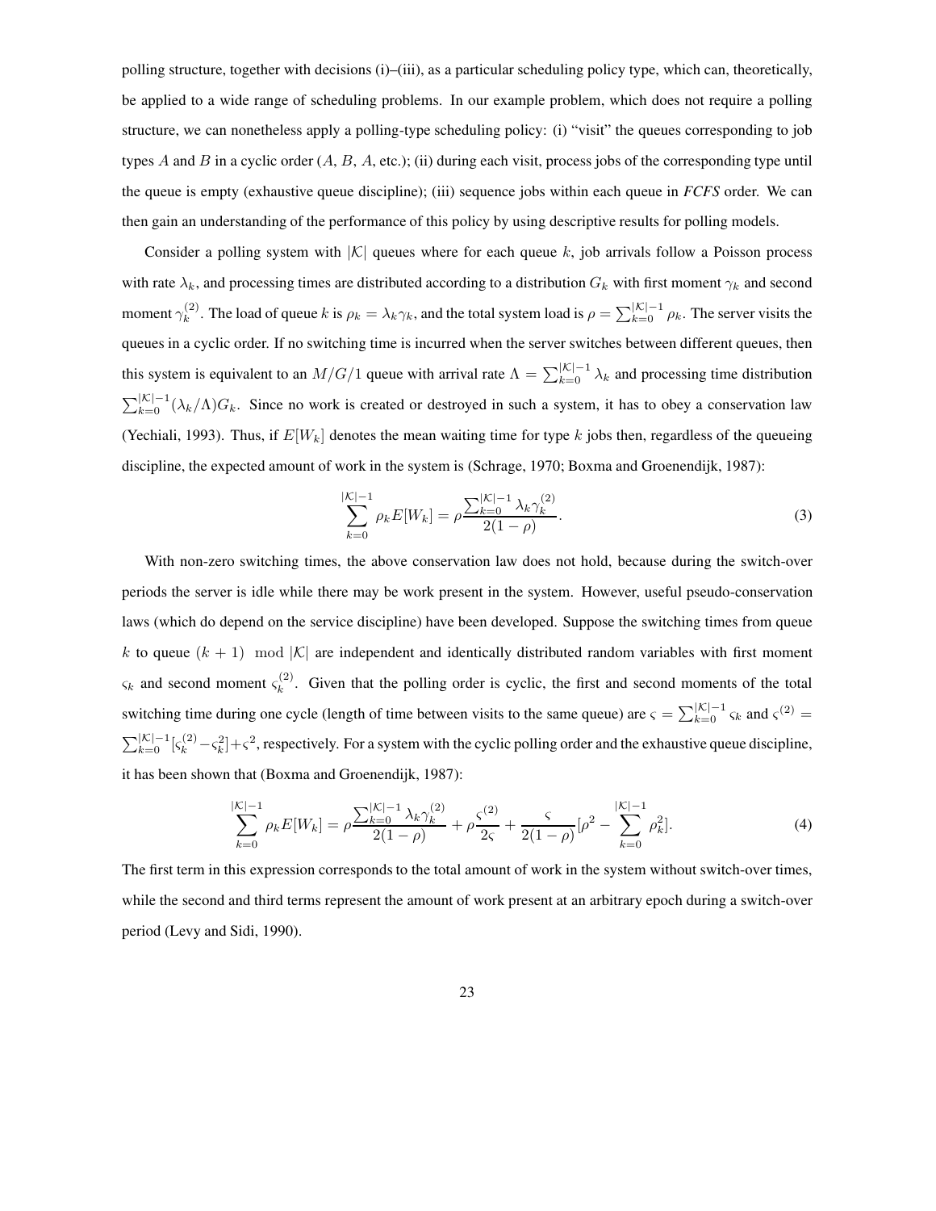polling structure, together with decisions (i)–(iii), as a particular scheduling policy type, which can, theoretically, be applied to a wide range of scheduling problems. In our example problem, which does not require a polling structure, we can nonetheless apply a polling-type scheduling policy: (i) "visit" the queues corresponding to job types $A$ and $B$ in a cyclic order ($A$, $B$, $A$, etc.); (ii) during each visit, process jobs of the corresponding type until the queue is empty (exhaustive queue discipline); (iii) sequence jobs within each queue in *FCFS* order. We can then gain an understanding of the performance of this policy by using descriptive results for polling models.

Consider a polling system with $|\mathcal{K}|$ queues where for each queue $k$, job arrivals follow a Poisson process with rate $\lambda_k$, and processing times are distributed according to a distribution $G_k$ with first moment $\gamma_k$ and second moment $\gamma_k^{(2)}$. The load of queue $k$ is $\rho_k = \lambda_k \gamma_k$, and the total system load is $\rho = \sum_{k=0}^{|\mathcal{K}|-1} \rho_k$. The server visits the queues in a cyclic order. If no switching time is incurred when the server switches between different queues, then this system is equivalent to an $M/G/1$ queue with arrival rate $\Lambda = \sum_{k=0}^{|\mathcal{K}|-1} \lambda_k$ and processing time distribution $\sum_{k=0}^{|\mathcal{K}|-1} (\lambda_k/\Lambda) G_k$. Since no work is created or destroyed in such a system, it has to obey a conservation law (Yechiali, 1993). Thus, if $E[W_k]$ denotes the mean waiting time for type $k$ jobs then, regardless of the queueing discipline, the expected amount of work in the system is (Schrage, 1970; Boxma and Groenendijk, 1987):

$$\sum_{k=0}^{|\mathcal{K}|-1} \rho_k E[W_k] = \rho \frac{\sum_{k=0}^{|\mathcal{K}|-1} \lambda_k \gamma_k^{(2)}}{2(1-\rho)}. \tag{3}$$

With non-zero switching times, the above conservation law does not hold, because during the switch-over periods the server is idle while there may be work present in the system. However, useful pseudo-conservation laws (which do depend on the service discipline) have been developed. Suppose the switching times from queue $k$ to queue $(k+1) \mod |\mathcal{K}|$ are independent and identically distributed random variables with first moment $\varsigma_k$ and second moment $\varsigma_k^{(2)}$. Given that the polling order is cyclic, the first and second moments of the total switching time during one cycle (length of time between visits to the same queue) are $\varsigma = \sum_{k=0}^{|\mathcal{K}|-1} \varsigma_k$ and $\varsigma^{(2)} = \sum_{k=0}^{|\mathcal{K}|-1} [\varsigma_k^{(2)} - \varsigma_k^2] + \varsigma^2$, respectively. For a system with the cyclic polling order and the exhaustive queue discipline, it has been shown that (Boxma and Groenendijk, 1987):

$$\sum_{k=0}^{|\mathcal{K}|-1} \rho_k E[W_k] = \rho \frac{\sum_{k=0}^{|\mathcal{K}|-1} \lambda_k \gamma_k^{(2)}}{2(1-\rho)} + \rho \frac{\varsigma^{(2)}}{2\varsigma} + \frac{\varsigma}{2(1-\rho)} [\rho^2 - \sum_{k=0}^{|\mathcal{K}|-1} \rho_k^2]. \tag{4}$$

The first term in this expression corresponds to the total amount of work in the system without switch-over times, while the second and third terms represent the amount of work present at an arbitrary epoch during a switch-over period (Levy and Sidi, 1990).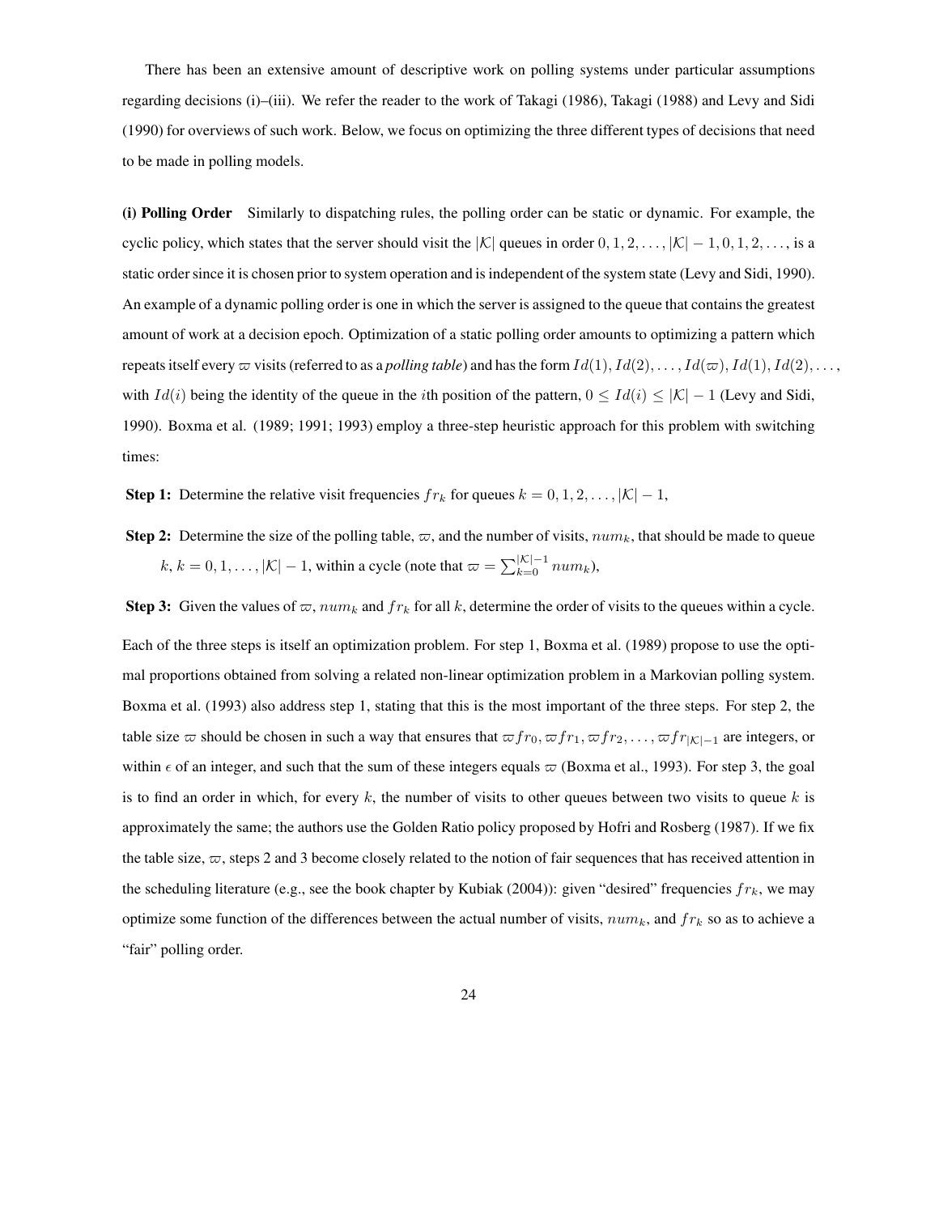There has been an extensive amount of descriptive work on polling systems under particular assumptions regarding decisions (i)–(iii). We refer the reader to the work of Takagi (1986), Takagi (1988) and Levy and Sidi (1990) for overviews of such work. Below, we focus on optimizing the three different types of decisions that need to be made in polling models.

**(i) Polling Order** Similarly to dispatching rules, the polling order can be static or dynamic. For example, the cyclic policy, which states that the server should visit the $|\mathcal{K}|$ queues in order $0, 1, 2, \ldots, |\mathcal{K}| - 1, 0, 1, 2, \ldots$, is a static order since it is chosen prior to system operation and is independent of the system state (Levy and Sidi, 1990). An example of a dynamic polling order is one in which the server is assigned to the queue that contains the greatest amount of work at a decision epoch. Optimization of a static polling order amounts to optimizing a pattern which repeats itself every $\varpi$ visits (referred to as a *polling table*) and has the form $Id(1), Id(2), \ldots, Id(\varpi), Id(1), Id(2), \ldots$, with $Id(i)$ being the identity of the queue in the $i$th position of the pattern, $0 \leq Id(i) \leq |\mathcal{K}| - 1$ (Levy and Sidi, 1990). Boxma et al. (1989; 1991; 1993) employ a three-step heuristic approach for this problem with switching times:

**Step 1:** Determine the relative visit frequencies $fr_k$ for queues $k = 0, 1, 2, \ldots, |\mathcal{K}| - 1$,

**Step 2:** Determine the size of the polling table, $\varpi$, and the number of visits, $num_k$, that should be made to queue $k$, $k = 0, 1, \ldots, |\mathcal{K}| - 1$, within a cycle (note that $\varpi = \sum_{k=0}^{|\mathcal{K}|-1} num_k$),

**Step 3:** Given the values of $\varpi$, $num_k$ and $fr_k$ for all $k$, determine the order of visits to the queues within a cycle.

Each of the three steps is itself an optimization problem. For step 1, Boxma et al. (1989) propose to use the optimal proportions obtained from solving a related non-linear optimization problem in a Markovian polling system. Boxma et al. (1993) also address step 1, stating that this is the most important of the three steps. For step 2, the table size $\varpi$ should be chosen in such a way that ensures that $\varpi fr_0, \varpi fr_1, \varpi fr_2, \ldots, \varpi fr_{|\mathcal{K}|-1}$ are integers, or within $\epsilon$ of an integer, and such that the sum of these integers equals $\varpi$ (Boxma et al., 1993). For step 3, the goal is to find an order in which, for every $k$, the number of visits to other queues between two visits to queue $k$ is approximately the same; the authors use the Golden Ratio policy proposed by Hofri and Rosberg (1987). If we fix the table size, $\varpi$, steps 2 and 3 become closely related to the notion of fair sequences that has received attention in the scheduling literature (e.g., see the book chapter by Kubiak (2004)): given "desired" frequencies $fr_k$, we may optimize some function of the differences between the actual number of visits, $num_k$, and $fr_k$ so as to achieve a "fair" polling order.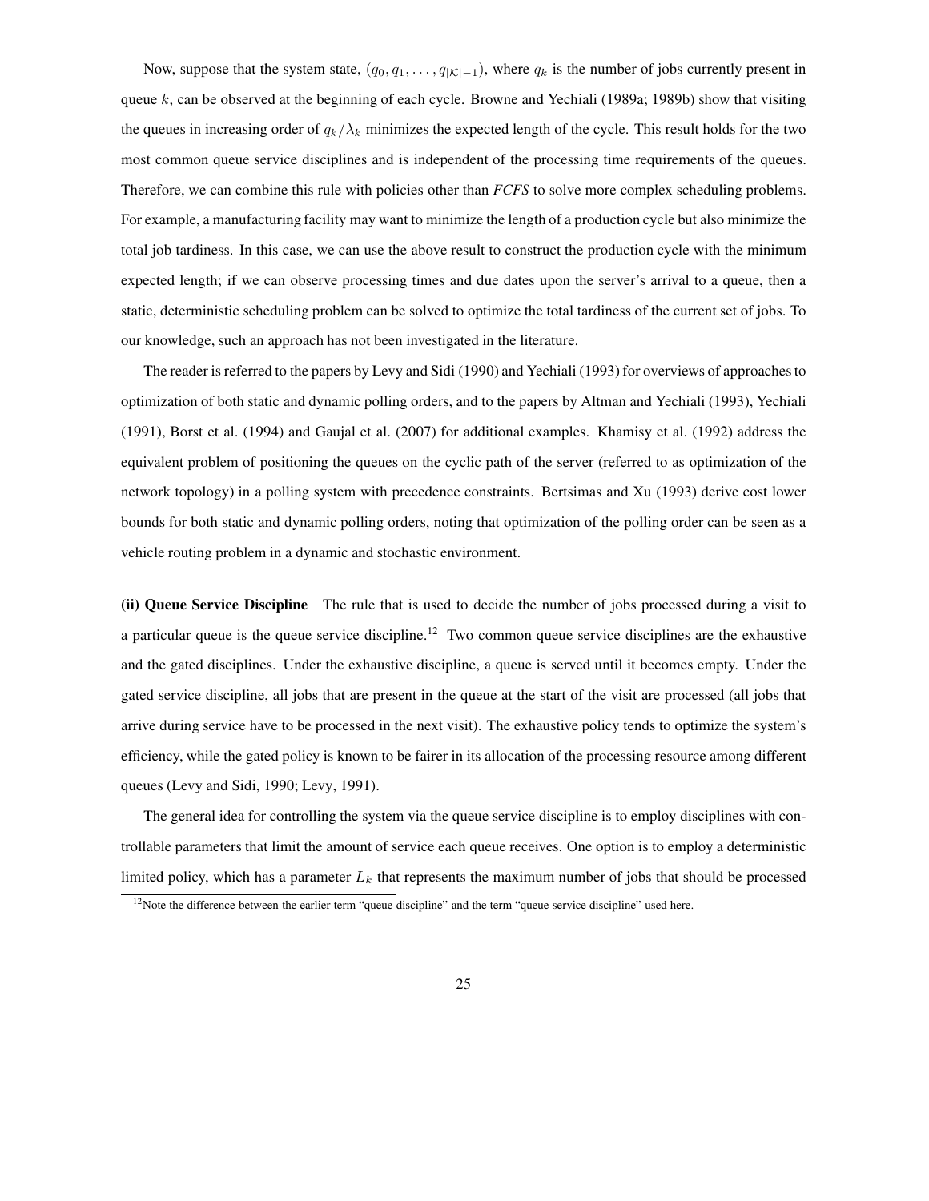Now, suppose that the system state, $(q_0, q_1, \ldots, q_{|\mathcal{K}|-1})$, where $q_k$ is the number of jobs currently present in queue $k$, can be observed at the beginning of each cycle. Browne and Yechiali (1989a; 1989b) show that visiting the queues in increasing order of $q_k/\lambda_k$ minimizes the expected length of the cycle. This result holds for the two most common queue service disciplines and is independent of the processing time requirements of the queues. Therefore, we can combine this rule with policies other than *FCFS* to solve more complex scheduling problems. For example, a manufacturing facility may want to minimize the length of a production cycle but also minimize the total job tardiness. In this case, we can use the above result to construct the production cycle with the minimum expected length; if we can observe processing times and due dates upon the server's arrival to a queue, then a static, deterministic scheduling problem can be solved to optimize the total tardiness of the current set of jobs. To our knowledge, such an approach has not been investigated in the literature.

The reader is referred to the papers by Levy and Sidi (1990) and Yechiali (1993) for overviews of approaches to optimization of both static and dynamic polling orders, and to the papers by Altman and Yechiali (1993), Yechiali (1991), Borst et al. (1994) and Gaujal et al. (2007) for additional examples. Khamisy et al. (1992) address the equivalent problem of positioning the queues on the cyclic path of the server (referred to as optimization of the network topology) in a polling system with precedence constraints. Bertsimas and Xu (1993) derive cost lower bounds for both static and dynamic polling orders, noting that optimization of the polling order can be seen as a vehicle routing problem in a dynamic and stochastic environment.

**(ii) Queue Service Discipline** The rule that is used to decide the number of jobs processed during a visit to a particular queue is the queue service discipline.[12] Two common queue service disciplines are the exhaustive and the gated disciplines. Under the exhaustive discipline, a queue is served until it becomes empty. Under the gated service discipline, all jobs that are present in the queue at the start of the visit are processed (all jobs that arrive during service have to be processed in the next visit). The exhaustive policy tends to optimize the system's efficiency, while the gated policy is known to be fairer in its allocation of the processing resource among different queues (Levy and Sidi, 1990; Levy, 1991).

The general idea for controlling the system via the queue service discipline is to employ disciplines with controllable parameters that limit the amount of service each queue receives. One option is to employ a deterministic limited policy, which has a parameter $L_k$ that represents the maximum number of jobs that should be processed

[12] Note the difference between the earlier term "queue discipline" and the term "queue service discipline" used here.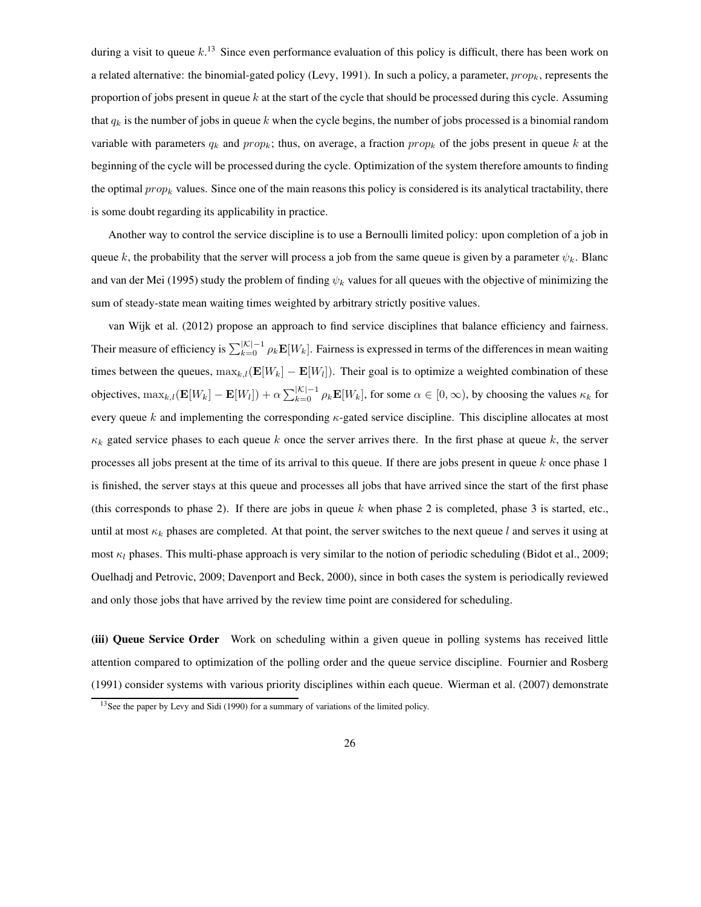during a visit to queue $k$.[13] Since even performance evaluation of this policy is difficult, there has been work on a related alternative: the binomial-gated policy (Levy, 1991). In such a policy, a parameter, $prop_k$, represents the proportion of jobs present in queue $k$ at the start of the cycle that should be processed during this cycle. Assuming that $q_k$ is the number of jobs in queue $k$ when the cycle begins, the number of jobs processed is a binomial random variable with parameters $q_k$ and $prop_k$; thus, on average, a fraction $prop_k$ of the jobs present in queue $k$ at the beginning of the cycle will be processed during the cycle. Optimization of the system therefore amounts to finding the optimal $prop_k$ values. Since one of the main reasons this policy is considered is its analytical tractability, there is some doubt regarding its applicability in practice.

Another way to control the service discipline is to use a Bernoulli limited policy: upon completion of a job in queue $k$, the probability that the server will process a job from the same queue is given by a parameter $\psi_k$. Blanc and van der Mei (1995) study the problem of finding $\psi_k$ values for all queues with the objective of minimizing the sum of steady-state mean waiting times weighted by arbitrary strictly positive values.

van Wijk et al. (2012) propose an approach to find service disciplines that balance efficiency and fairness. Their measure of efficiency is $\sum_{k=0}^{|\mathcal{K}|-1} \rho_k \mathbf{E}[W_k]$. Fairness is expressed in terms of the differences in mean waiting times between the queues, $\max_{k,l}(\mathbf{E}[W_k] - \mathbf{E}[W_l])$. Their goal is to optimize a weighted combination of these objectives, $\max_{k,l}(\mathbf{E}[W_k] - \mathbf{E}[W_l]) + \alpha \sum_{k=0}^{|\mathcal{K}|-1} \rho_k \mathbf{E}[W_k]$, for some $\alpha \in [0, \infty)$, by choosing the values $\kappa_k$ for every queue $k$ and implementing the corresponding $\kappa$-gated service discipline. This discipline allocates at most $\kappa_k$ gated service phases to each queue $k$ once the server arrives there. In the first phase at queue $k$, the server processes all jobs present at the time of its arrival to this queue. If there are jobs present in queue $k$ once phase 1 is finished, the server stays at this queue and processes all jobs that have arrived since the start of the first phase (this corresponds to phase 2). If there are jobs in queue $k$ when phase 2 is completed, phase 3 is started, etc., until at most $\kappa_k$ phases are completed. At that point, the server switches to the next queue $l$ and serves it using at most $\kappa_l$ phases. This multi-phase approach is very similar to the notion of periodic scheduling (Bidot et al., 2009; Ouelhadj and Petrovic, 2009; Davenport and Beck, 2000), since in both cases the system is periodically reviewed and only those jobs that have arrived by the review time point are considered for scheduling.

**(iii) Queue Service Order** Work on scheduling within a given queue in polling systems has received little attention compared to optimization of the polling order and the queue service discipline. Fournier and Rosberg (1991) consider systems with various priority disciplines within each queue. Wierman et al. (2007) demonstrate

[13] See the paper by Levy and Sidi (1990) for a summary of variations of the limited policy.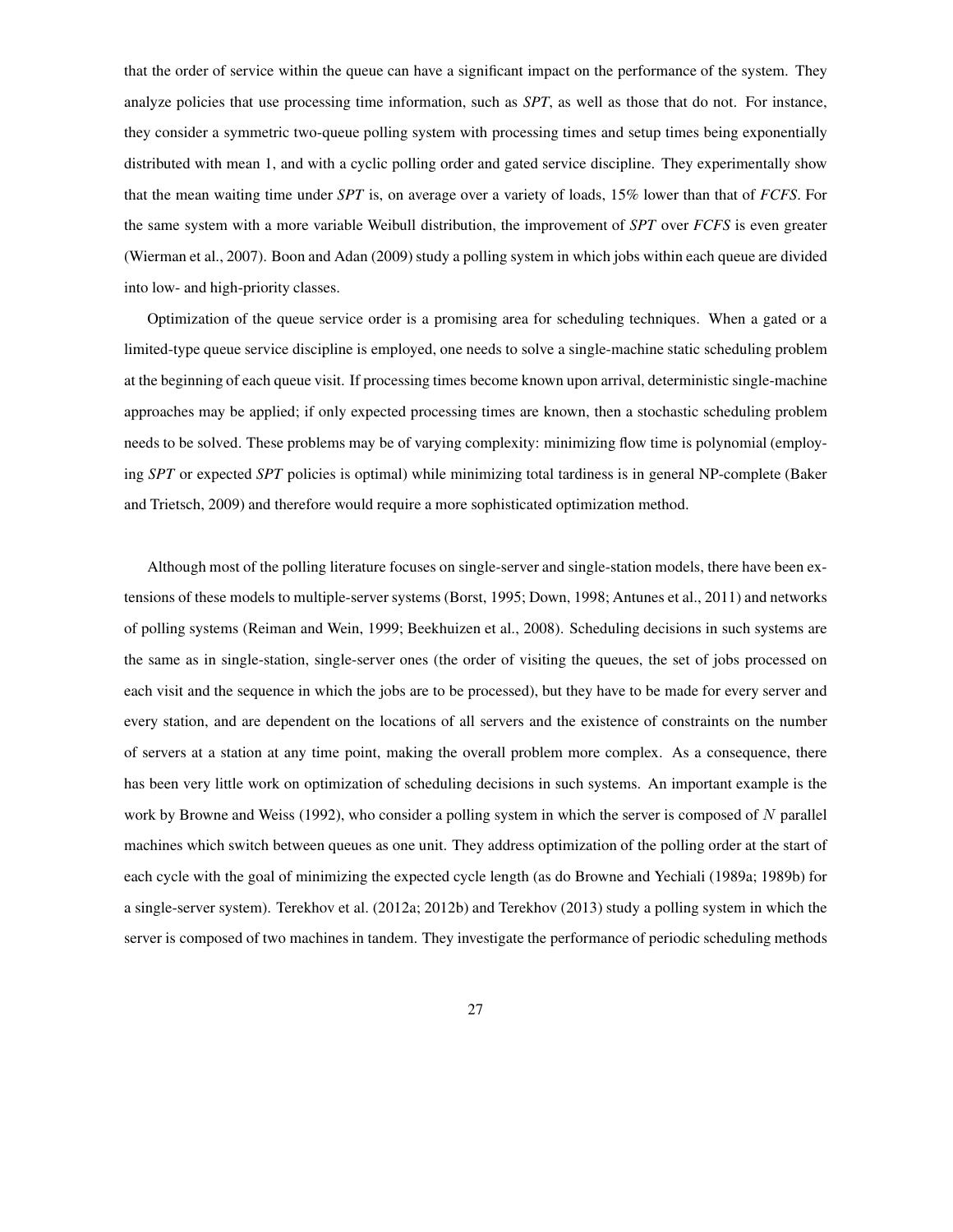that the order of service within the queue can have a significant impact on the performance of the system. They analyze policies that use processing time information, such as *SPT*, as well as those that do not. For instance, they consider a symmetric two-queue polling system with processing times and setup times being exponentially distributed with mean 1, and with a cyclic polling order and gated service discipline. They experimentally show that the mean waiting time under *SPT* is, on average over a variety of loads, 15% lower than that of *FCFS*. For the same system with a more variable Weibull distribution, the improvement of *SPT* over *FCFS* is even greater (Wierman et al., 2007). Boon and Adan (2009) study a polling system in which jobs within each queue are divided into low- and high-priority classes.

Optimization of the queue service order is a promising area for scheduling techniques. When a gated or a limited-type queue service discipline is employed, one needs to solve a single-machine static scheduling problem at the beginning of each queue visit. If processing times become known upon arrival, deterministic single-machine approaches may be applied; if only expected processing times are known, then a stochastic scheduling problem needs to be solved. These problems may be of varying complexity: minimizing flow time is polynomial (employing *SPT* or expected *SPT* policies is optimal) while minimizing total tardiness is in general NP-complete (Baker and Trietsch, 2009) and therefore would require a more sophisticated optimization method.

Although most of the polling literature focuses on single-server and single-station models, there have been extensions of these models to multiple-server systems (Borst, 1995; Down, 1998; Antunes et al., 2011) and networks of polling systems (Reiman and Wein, 1999; Beekhuizen et al., 2008). Scheduling decisions in such systems are the same as in single-station, single-server ones (the order of visiting the queues, the set of jobs processed on each visit and the sequence in which the jobs are to be processed), but they have to be made for every server and every station, and are dependent on the locations of all servers and the existence of constraints on the number of servers at a station at any time point, making the overall problem more complex. As a consequence, there has been very little work on optimization of scheduling decisions in such systems. An important example is the work by Browne and Weiss (1992), who consider a polling system in which the server is composed of $N$ parallel machines which switch between queues as one unit. They address optimization of the polling order at the start of each cycle with the goal of minimizing the expected cycle length (as do Browne and Yechiali (1989a; 1989b) for a single-server system). Terekhov et al. (2012a; 2012b) and Terekhov (2013) study a polling system in which the server is composed of two machines in tandem. They investigate the performance of periodic scheduling methods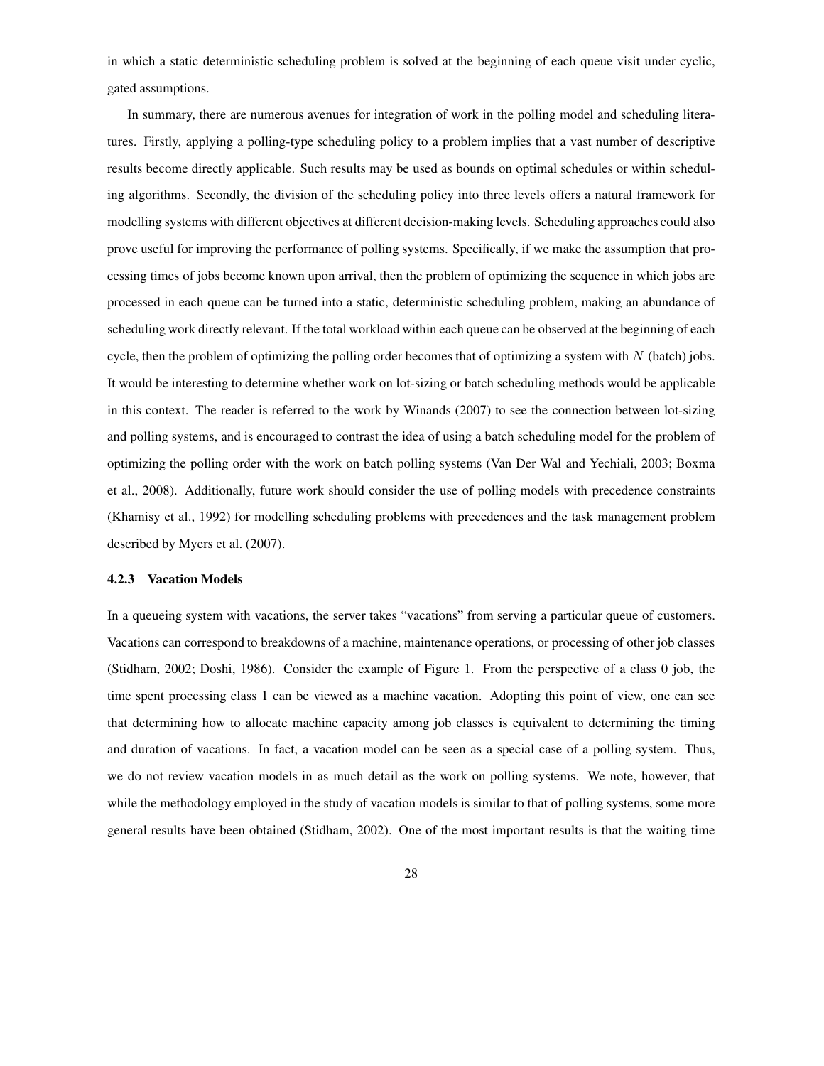in which a static deterministic scheduling problem is solved at the beginning of each queue visit under cyclic, gated assumptions.

In summary, there are numerous avenues for integration of work in the polling model and scheduling literatures. Firstly, applying a polling-type scheduling policy to a problem implies that a vast number of descriptive results become directly applicable. Such results may be used as bounds on optimal schedules or within scheduling algorithms. Secondly, the division of the scheduling policy into three levels offers a natural framework for modelling systems with different objectives at different decision-making levels. Scheduling approaches could also prove useful for improving the performance of polling systems. Specifically, if we make the assumption that processing times of jobs become known upon arrival, then the problem of optimizing the sequence in which jobs are processed in each queue can be turned into a static, deterministic scheduling problem, making an abundance of scheduling work directly relevant. If the total workload within each queue can be observed at the beginning of each cycle, then the problem of optimizing the polling order becomes that of optimizing a system with $N$ (batch) jobs. It would be interesting to determine whether work on lot-sizing or batch scheduling methods would be applicable in this context. The reader is referred to the work by Winands (2007) to see the connection between lot-sizing and polling systems, and is encouraged to contrast the idea of using a batch scheduling model for the problem of optimizing the polling order with the work on batch polling systems (Van Der Wal and Yechiali, 2003; Boxma et al., 2008). Additionally, future work should consider the use of polling models with precedence constraints (Khamisy et al., 1992) for modelling scheduling problems with precedences and the task management problem described by Myers et al. (2007).

### 4.2.3 Vacation Models

In a queueing system with vacations, the server takes "vacations" from serving a particular queue of customers. Vacations can correspond to breakdowns of a machine, maintenance operations, or processing of other job classes (Stidham, 2002; Doshi, 1986). Consider the example of Figure 1. From the perspective of a class 0 job, the time spent processing class 1 can be viewed as a machine vacation. Adopting this point of view, one can see that determining how to allocate machine capacity among job classes is equivalent to determining the timing and duration of vacations. In fact, a vacation model can be seen as a special case of a polling system. Thus, we do not review vacation models in as much detail as the work on polling systems. We note, however, that while the methodology employed in the study of vacation models is similar to that of polling systems, some more general results have been obtained (Stidham, 2002). One of the most important results is that the waiting time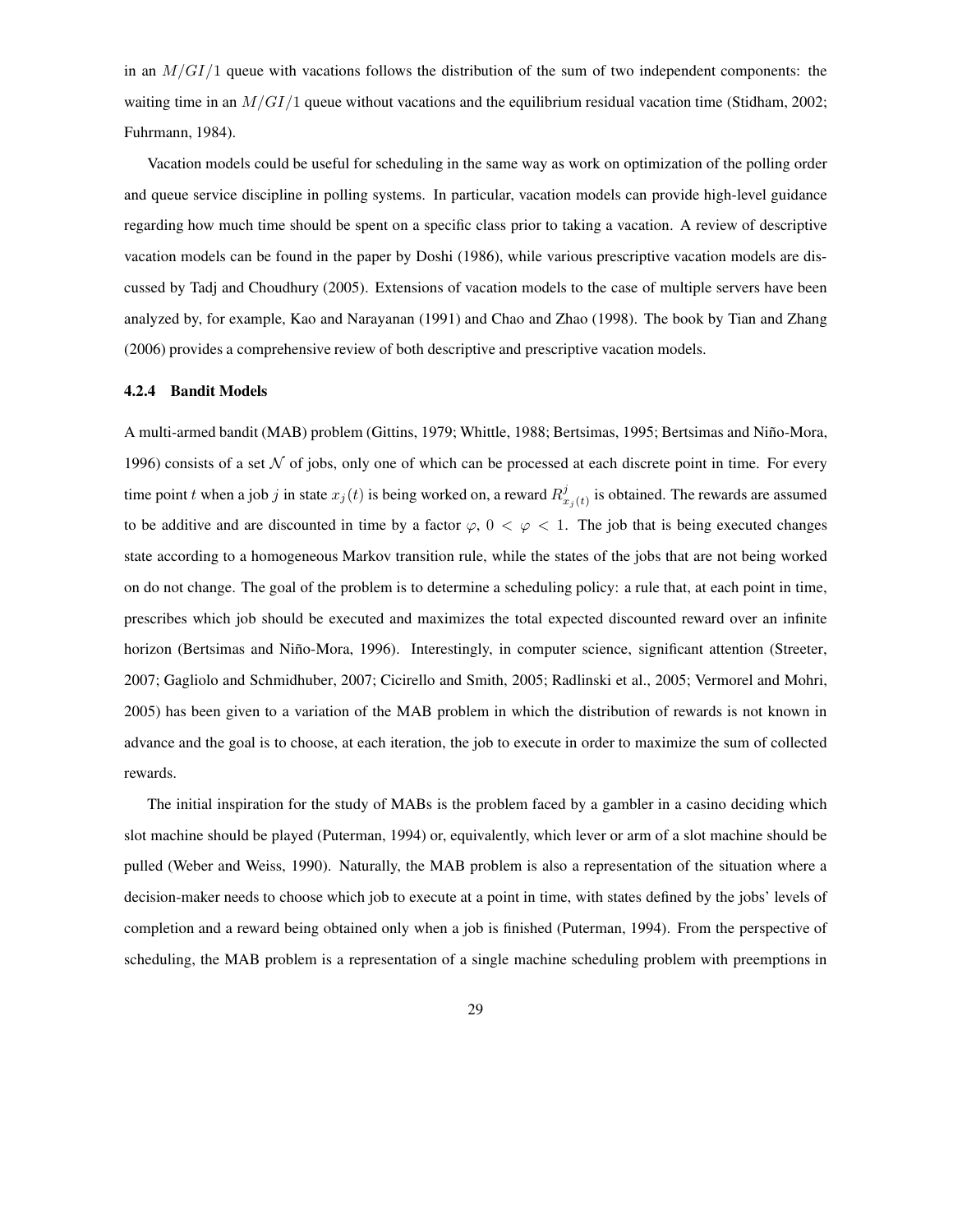in an $M/GI/1$ queue with vacations follows the distribution of the sum of two independent components: the waiting time in an $M/GI/1$ queue without vacations and the equilibrium residual vacation time (Stidham, 2002; Fuhrmann, 1984).

Vacation models could be useful for scheduling in the same way as work on optimization of the polling order and queue service discipline in polling systems. In particular, vacation models can provide high-level guidance regarding how much time should be spent on a specific class prior to taking a vacation. A review of descriptive vacation models can be found in the paper by Doshi (1986), while various prescriptive vacation models are discussed by Tadj and Choudhury (2005). Extensions of vacation models to the case of multiple servers have been analyzed by, for example, Kao and Narayanan (1991) and Chao and Zhao (1998). The book by Tian and Zhang (2006) provides a comprehensive review of both descriptive and prescriptive vacation models.

#### 4.2.4 Bandit Models

A multi-armed bandit (MAB) problem (Gittins, 1979; Whittle, 1988; Bertsimas, 1995; Bertsimas and Niño-Mora, 1996) consists of a set $\mathcal{N}$ of jobs, only one of which can be processed at each discrete point in time. For every time point $t$ when a job $j$ in state $x_j(t)$ is being worked on, a reward $R^j_{x_j(t)}$ is obtained. The rewards are assumed to be additive and are discounted in time by a factor $\varphi$, $0 < \varphi < 1$. The job that is being executed changes state according to a homogeneous Markov transition rule, while the states of the jobs that are not being worked on do not change. The goal of the problem is to determine a scheduling policy: a rule that, at each point in time, prescribes which job should be executed and maximizes the total expected discounted reward over an infinite horizon (Bertsimas and Niño-Mora, 1996). Interestingly, in computer science, significant attention (Streeter, 2007; Gagliolo and Schmidhuber, 2007; Cicirello and Smith, 2005; Radlinski et al., 2005; Vermorel and Mohri, 2005) has been given to a variation of the MAB problem in which the distribution of rewards is not known in advance and the goal is to choose, at each iteration, the job to execute in order to maximize the sum of collected rewards.

The initial inspiration for the study of MABs is the problem faced by a gambler in a casino deciding which slot machine should be played (Puterman, 1994) or, equivalently, which lever or arm of a slot machine should be pulled (Weber and Weiss, 1990). Naturally, the MAB problem is also a representation of the situation where a decision-maker needs to choose which job to execute at a point in time, with states defined by the jobs' levels of completion and a reward being obtained only when a job is finished (Puterman, 1994). From the perspective of scheduling, the MAB problem is a representation of a single machine scheduling problem with preemptions in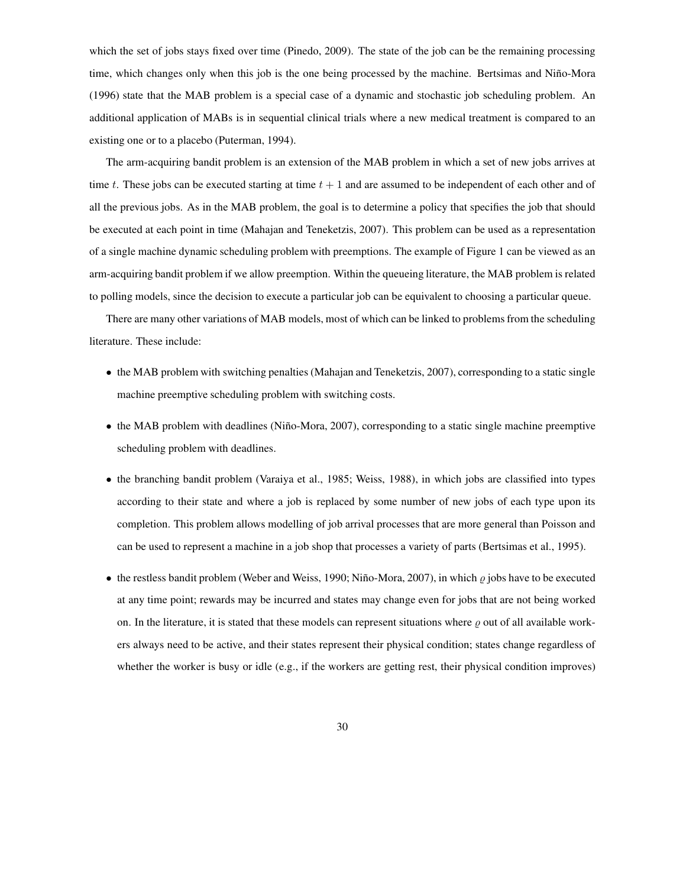which the set of jobs stays fixed over time (Pinedo, 2009). The state of the job can be the remaining processing time, which changes only when this job is the one being processed by the machine. Bertsimas and Niño-Mora (1996) state that the MAB problem is a special case of a dynamic and stochastic job scheduling problem. An additional application of MABs is in sequential clinical trials where a new medical treatment is compared to an existing one or to a placebo (Puterman, 1994).

The arm-acquiring bandit problem is an extension of the MAB problem in which a set of new jobs arrives at time $t$. These jobs can be executed starting at time $t + 1$ and are assumed to be independent of each other and of all the previous jobs. As in the MAB problem, the goal is to determine a policy that specifies the job that should be executed at each point in time (Mahajan and Teneketzis, 2007). This problem can be used as a representation of a single machine dynamic scheduling problem with preemptions. The example of Figure 1 can be viewed as an arm-acquiring bandit problem if we allow preemption. Within the queueing literature, the MAB problem is related to polling models, since the decision to execute a particular job can be equivalent to choosing a particular queue.

There are many other variations of MAB models, most of which can be linked to problems from the scheduling literature. These include:

- the MAB problem with switching penalties (Mahajan and Teneketzis, 2007), corresponding to a static single machine preemptive scheduling problem with switching costs.
- the MAB problem with deadlines (Niño-Mora, 2007), corresponding to a static single machine preemptive scheduling problem with deadlines.
- the branching bandit problem (Varaiya et al., 1985; Weiss, 1988), in which jobs are classified into types according to their state and where a job is replaced by some number of new jobs of each type upon its completion. This problem allows modelling of job arrival processes that are more general than Poisson and can be used to represent a machine in a job shop that processes a variety of parts (Bertsimas et al., 1995).
- the restless bandit problem (Weber and Weiss, 1990; Niño-Mora, 2007), in which $\varrho$ jobs have to be executed at any time point; rewards may be incurred and states may change even for jobs that are not being worked on. In the literature, it is stated that these models can represent situations where $\varrho$ out of all available workers always need to be active, and their states represent their physical condition; states change regardless of whether the worker is busy or idle (e.g., if the workers are getting rest, their physical condition improves)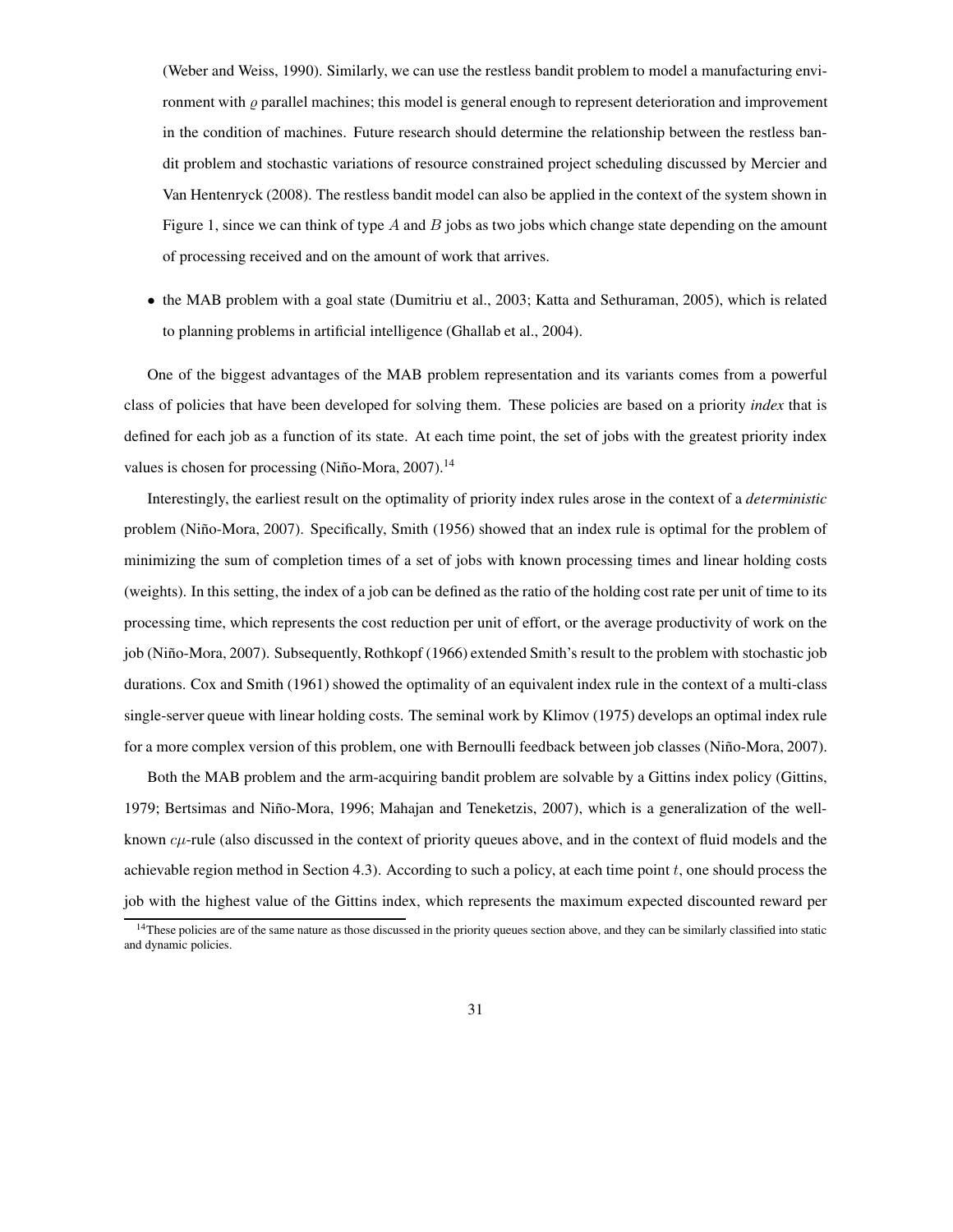(Weber and Weiss, 1990). Similarly, we can use the restless bandit problem to model a manufacturing environment with $\varrho$ parallel machines; this model is general enough to represent deterioration and improvement in the condition of machines. Future research should determine the relationship between the restless bandit problem and stochastic variations of resource constrained project scheduling discussed by Mercier and Van Hentenryck (2008). The restless bandit model can also be applied in the context of the system shown in Figure 1, since we can think of type $A$ and $B$ jobs as two jobs which change state depending on the amount of processing received and on the amount of work that arrives.

- the MAB problem with a goal state (Dumitriu et al., 2003; Katta and Sethuraman, 2005), which is related to planning problems in artificial intelligence (Ghallab et al., 2004).

One of the biggest advantages of the MAB problem representation and its variants comes from a powerful class of policies that have been developed for solving them. These policies are based on a priority *index* that is defined for each job as a function of its state. At each time point, the set of jobs with the greatest priority index values is chosen for processing (Niño-Mora, 2007).[14]

Interestingly, the earliest result on the optimality of priority index rules arose in the context of a *deterministic* problem (Niño-Mora, 2007). Specifically, Smith (1956) showed that an index rule is optimal for the problem of minimizing the sum of completion times of a set of jobs with known processing times and linear holding costs (weights). In this setting, the index of a job can be defined as the ratio of the holding cost rate per unit of time to its processing time, which represents the cost reduction per unit of effort, or the average productivity of work on the job (Niño-Mora, 2007). Subsequently, Rothkopf (1966) extended Smith's result to the problem with stochastic job durations. Cox and Smith (1961) showed the optimality of an equivalent index rule in the context of a multi-class single-server queue with linear holding costs. The seminal work by Klimov (1975) develops an optimal index rule for a more complex version of this problem, one with Bernoulli feedback between job classes (Niño-Mora, 2007).

Both the MAB problem and the arm-acquiring bandit problem are solvable by a Gittins index policy (Gittins, 1979; Bertsimas and Niño-Mora, 1996; Mahajan and Teneketzis, 2007), which is a generalization of the well-known $c\mu$-rule (also discussed in the context of priority queues above, and in the context of fluid models and the achievable region method in Section 4.3). According to such a policy, at each time point $t$, one should process the job with the highest value of the Gittins index, which represents the maximum expected discounted reward per

[14] These policies are of the same nature as those discussed in the priority queues section above, and they can be similarly classified into static and dynamic policies.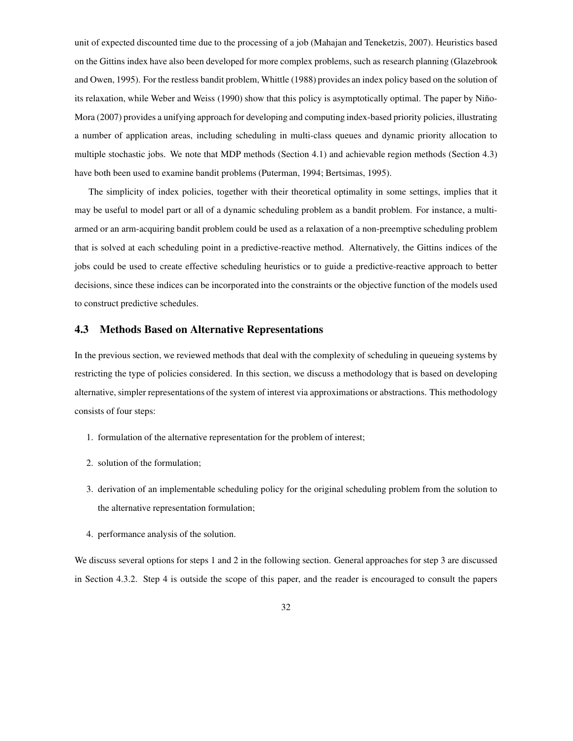unit of expected discounted time due to the processing of a job (Mahajan and Teneketzis, 2007). Heuristics based on the Gittins index have also been developed for more complex problems, such as research planning (Glazebrook and Owen, 1995). For the restless bandit problem, Whittle (1988) provides an index policy based on the solution of its relaxation, while Weber and Weiss (1990) show that this policy is asymptotically optimal. The paper by Niño-Mora (2007) provides a unifying approach for developing and computing index-based priority policies, illustrating a number of application areas, including scheduling in multi-class queues and dynamic priority allocation to multiple stochastic jobs. We note that MDP methods (Section 4.1) and achievable region methods (Section 4.3) have both been used to examine bandit problems (Puterman, 1994; Bertsimas, 1995).

The simplicity of index policies, together with their theoretical optimality in some settings, implies that it may be useful to model part or all of a dynamic scheduling problem as a bandit problem. For instance, a multi-armed or an arm-acquiring bandit problem could be used as a relaxation of a non-preemptive scheduling problem that is solved at each scheduling point in a predictive-reactive method. Alternatively, the Gittins indices of the jobs could be used to create effective scheduling heuristics or to guide a predictive-reactive approach to better decisions, since these indices can be incorporated into the constraints or the objective function of the models used to construct predictive schedules.

## 4.3 Methods Based on Alternative Representations

In the previous section, we reviewed methods that deal with the complexity of scheduling in queueing systems by restricting the type of policies considered. In this section, we discuss a methodology that is based on developing alternative, simpler representations of the system of interest via approximations or abstractions. This methodology consists of four steps:

1. formulation of the alternative representation for the problem of interest;
2. solution of the formulation;
3. derivation of an implementable scheduling policy for the original scheduling problem from the solution to the alternative representation formulation;
4. performance analysis of the solution.

We discuss several options for steps 1 and 2 in the following section. General approaches for step 3 are discussed in Section 4.3.2. Step 4 is outside the scope of this paper, and the reader is encouraged to consult the papers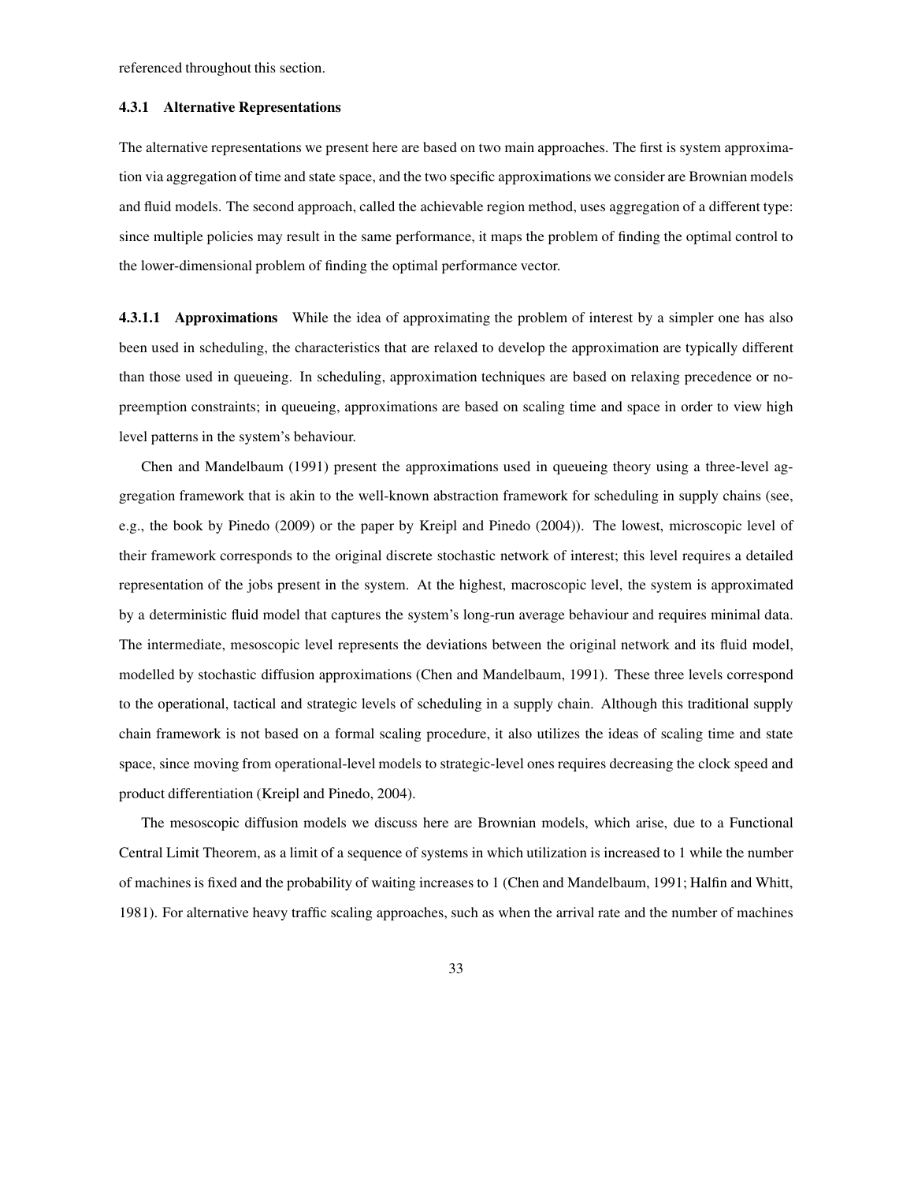referenced throughout this section.

### 4.3.1 Alternative Representations

The alternative representations we present here are based on two main approaches. The first is system approximation via aggregation of time and state space, and the two specific approximations we consider are Brownian models and fluid models. The second approach, called the achievable region method, uses aggregation of a different type: since multiple policies may result in the same performance, it maps the problem of finding the optimal control to the lower-dimensional problem of finding the optimal performance vector.

**4.3.1.1 Approximations** While the idea of approximating the problem of interest by a simpler one has also been used in scheduling, the characteristics that are relaxed to develop the approximation are typically different than those used in queueing. In scheduling, approximation techniques are based on relaxing precedence or no-preemption constraints; in queueing, approximations are based on scaling time and space in order to view high level patterns in the system's behaviour.

Chen and Mandelbaum (1991) present the approximations used in queueing theory using a three-level aggregation framework that is akin to the well-known abstraction framework for scheduling in supply chains (see, e.g., the book by Pinedo (2009) or the paper by Kreipl and Pinedo (2004)). The lowest, microscopic level of their framework corresponds to the original discrete stochastic network of interest; this level requires a detailed representation of the jobs present in the system. At the highest, macroscopic level, the system is approximated by a deterministic fluid model that captures the system's long-run average behaviour and requires minimal data. The intermediate, mesoscopic level represents the deviations between the original network and its fluid model, modelled by stochastic diffusion approximations (Chen and Mandelbaum, 1991). These three levels correspond to the operational, tactical and strategic levels of scheduling in a supply chain. Although this traditional supply chain framework is not based on a formal scaling procedure, it also utilizes the ideas of scaling time and state space, since moving from operational-level models to strategic-level ones requires decreasing the clock speed and product differentiation (Kreipl and Pinedo, 2004).

The mesoscopic diffusion models we discuss here are Brownian models, which arise, due to a Functional Central Limit Theorem, as a limit of a sequence of systems in which utilization is increased to 1 while the number of machines is fixed and the probability of waiting increases to 1 (Chen and Mandelbaum, 1991; Halfin and Whitt, 1981). For alternative heavy traffic scaling approaches, such as when the arrival rate and the number of machines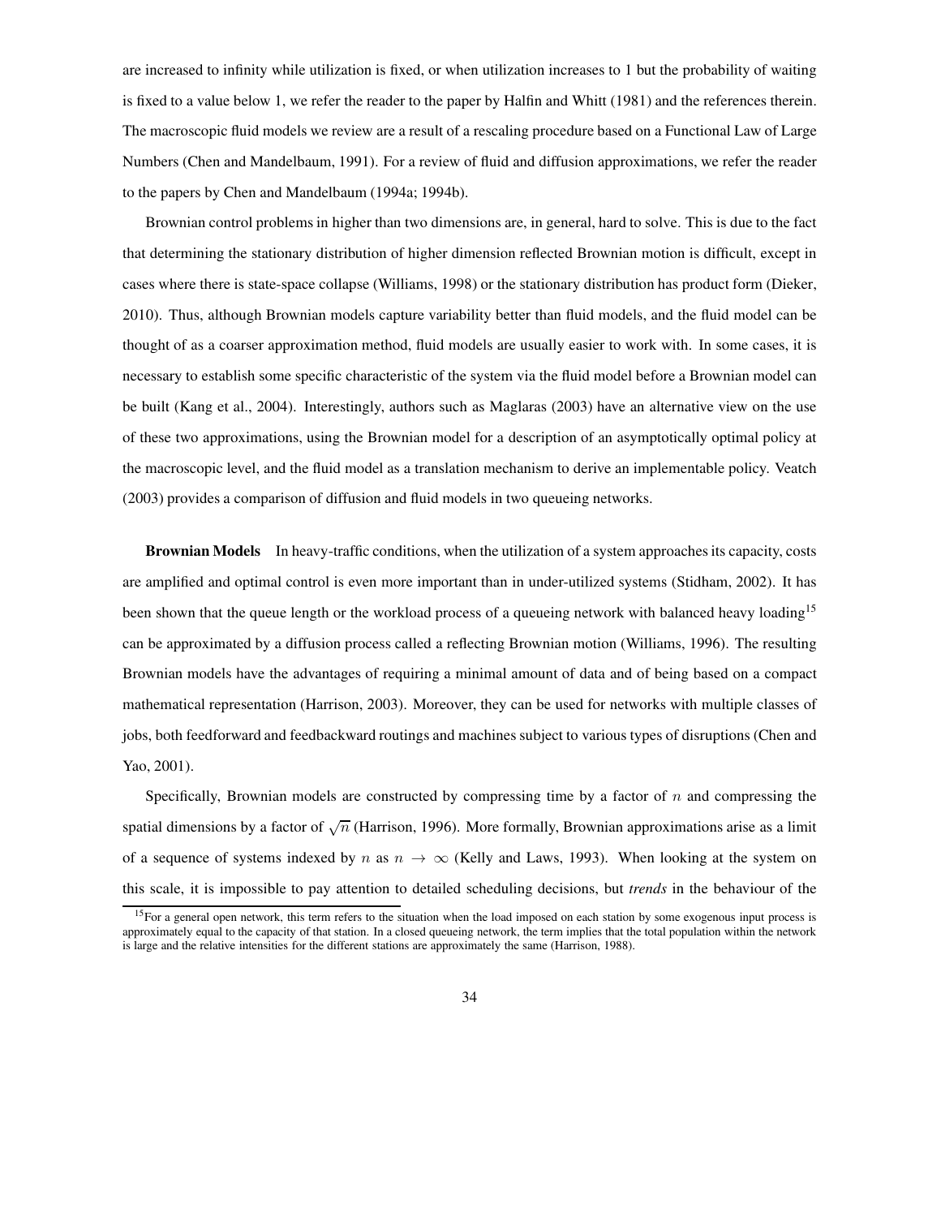are increased to infinity while utilization is fixed, or when utilization increases to 1 but the probability of waiting is fixed to a value below 1, we refer the reader to the paper by Halfin and Whitt (1981) and the references therein. The macroscopic fluid models we review are a result of a rescaling procedure based on a Functional Law of Large Numbers (Chen and Mandelbaum, 1991). For a review of fluid and diffusion approximations, we refer the reader to the papers by Chen and Mandelbaum (1994a; 1994b).

Brownian control problems in higher than two dimensions are, in general, hard to solve. This is due to the fact that determining the stationary distribution of higher dimension reflected Brownian motion is difficult, except in cases where there is state-space collapse (Williams, 1998) or the stationary distribution has product form (Dieker, 2010). Thus, although Brownian models capture variability better than fluid models, and the fluid model can be thought of as a coarser approximation method, fluid models are usually easier to work with. In some cases, it is necessary to establish some specific characteristic of the system via the fluid model before a Brownian model can be built (Kang et al., 2004). Interestingly, authors such as Maglaras (2003) have an alternative view on the use of these two approximations, using the Brownian model for a description of an asymptotically optimal policy at the macroscopic level, and the fluid model as a translation mechanism to derive an implementable policy. Veatch (2003) provides a comparison of diffusion and fluid models in two queueing networks.

**Brownian Models** In heavy-traffic conditions, when the utilization of a system approaches its capacity, costs are amplified and optimal control is even more important than in under-utilized systems (Stidham, 2002). It has been shown that the queue length or the workload process of a queueing network with balanced heavy loading[15] can be approximated by a diffusion process called a reflecting Brownian motion (Williams, 1996). The resulting Brownian models have the advantages of requiring a minimal amount of data and of being based on a compact mathematical representation (Harrison, 2003). Moreover, they can be used for networks with multiple classes of jobs, both feedforward and feedbackward routings and machines subject to various types of disruptions (Chen and Yao, 2001).

Specifically, Brownian models are constructed by compressing time by a factor of $n$ and compressing the spatial dimensions by a factor of $\sqrt{n}$ (Harrison, 1996). More formally, Brownian approximations arise as a limit of a sequence of systems indexed by $n$ as $n \to \infty$ (Kelly and Laws, 1993). When looking at the system on this scale, it is impossible to pay attention to detailed scheduling decisions, but *trends* in the behaviour of the

[15] For a general open network, this term refers to the situation when the load imposed on each station by some exogenous input process is approximately equal to the capacity of that station. In a closed queueing network, the term implies that the total population within the network is large and the relative intensities for the different stations are approximately the same (Harrison, 1988).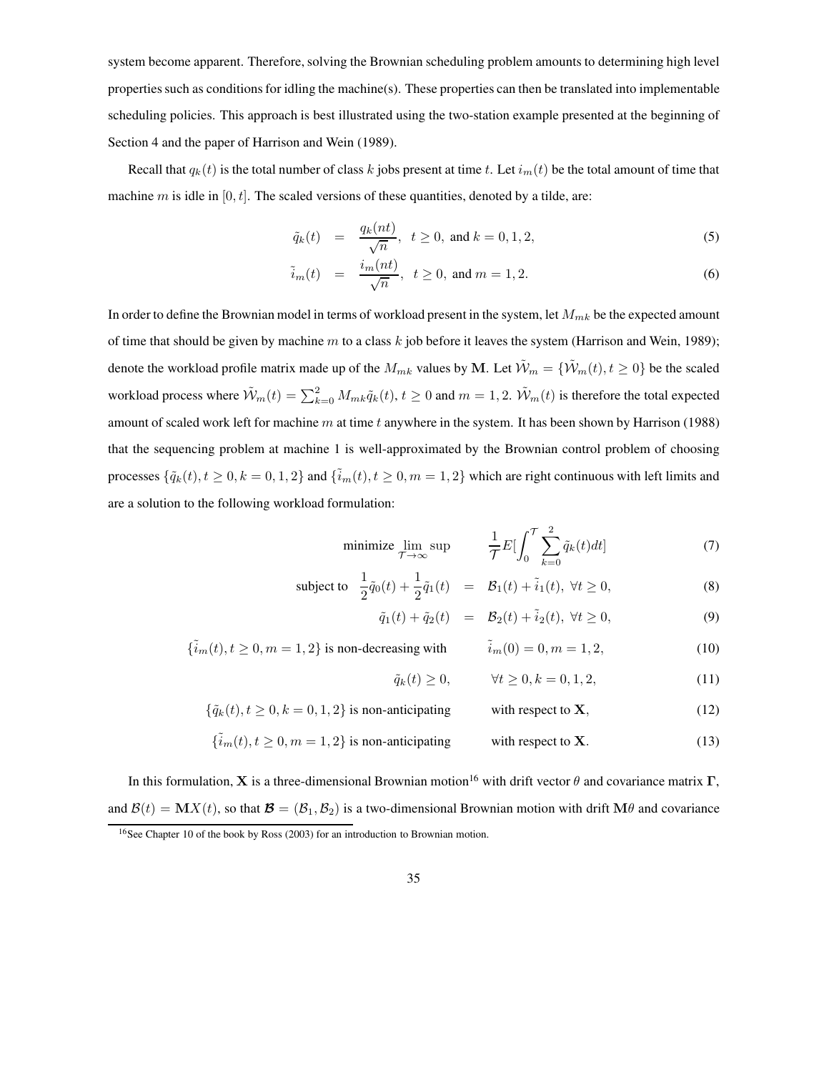system become apparent. Therefore, solving the Brownian scheduling problem amounts to determining high level properties such as conditions for idling the machine(s). These properties can then be translated into implementable scheduling policies. This approach is best illustrated using the two-station example presented at the beginning of Section 4 and the paper of Harrison and Wein (1989).

Recall that $q_k(t)$ is the total number of class $k$ jobs present at time $t$. Let $i_m(t)$ be the total amount of time that machine $m$ is idle in $[0, t]$. The scaled versions of these quantities, denoted by a tilde, are:

$$\tilde{q}_k(t) = \frac{q_k(nt)}{\sqrt{n}}, \quad t \geq 0, \text{ and } k = 0, 1, 2, \tag{5}$$

$$\tilde{i}_m(t) = \frac{i_m(nt)}{\sqrt{n}}, \quad t \geq 0, \text{ and } m = 1, 2. \tag{6}$$

In order to define the Brownian model in terms of workload present in the system, let $M_{mk}$ be the expected amount of time that should be given by machine $m$ to a class $k$ job before it leaves the system (Harrison and Wein, 1989); denote the workload profile matrix made up of the $M_{mk}$ values by $\mathbf{M}$. Let $\tilde{\mathcal{W}}_m = \{\tilde{\mathcal{W}}_m(t), t \geq 0\}$ be the scaled workload process where $\tilde{\mathcal{W}}_m(t) = \sum_{k=0}^{2} M_{mk}\tilde{q}_k(t), t \geq 0$ and $m = 1, 2$. $\tilde{\mathcal{W}}_m(t)$ is therefore the total expected amount of scaled work left for machine $m$ at time $t$ anywhere in the system. It has been shown by Harrison (1988) that the sequencing problem at machine 1 is well-approximated by the Brownian control problem of choosing processes $\{\tilde{q}_k(t), t \geq 0, k = 0, 1, 2\}$ and $\{\tilde{i}_m(t), t \geq 0, m = 1, 2\}$ which are right continuous with left limits and are a solution to the following workload formulation:

$$\text{minimize} \limsup_{\mathcal{T} \to \infty} \quad \frac{1}{\mathcal{T}} E\left[\int_0^{\mathcal{T}} \sum_{k=0}^{2} \tilde{q}_k(t) dt\right] \tag{7}$$

$$\text{subject to} \quad \frac{1}{2}\tilde{q}_0(t) + \frac{1}{2}\tilde{q}_1(t) = \mathcal{B}_1(t) + \tilde{i}_1(t), \ \forall t \geq 0, \tag{8}$$

$$\tilde{q}_1(t) + \tilde{q}_2(t) = \mathcal{B}_2(t) + \tilde{i}_2(t), \ \forall t \geq 0, \tag{9}$$

$$\{\tilde{i}_m(t), t \geq 0, m = 1, 2\} \text{ is non-decreasing with} \quad \tilde{i}_m(0) = 0, m = 1, 2, \tag{10}$$

$$\tilde{q}_k(t) \geq 0, \quad \forall t \geq 0, k = 0, 1, 2, \tag{11}$$

$$\{\tilde{q}_k(t), t \geq 0, k = 0, 1, 2\} \text{ is non-anticipating} \quad \text{with respect to } \mathbf{X}, \tag{12}$$

$$\{\tilde{i}_m(t), t \geq 0, m = 1, 2\} \text{ is non-anticipating} \quad \text{with respect to } \mathbf{X}. \tag{13}$$

In this formulation, $\mathbf{X}$ is a three-dimensional Brownian motion[16] with drift vector $\theta$ and covariance matrix $\mathbf{\Gamma}$, and $\mathcal{B}(t) = \mathbf{M}X(t)$, so that $\boldsymbol{\mathcal{B}} = (\mathcal{B}_1, \mathcal{B}_2)$ is a two-dimensional Brownian motion with drift $\mathbf{M}\theta$ and covariance

[16] See Chapter 10 of the book by Ross (2003) for an introduction to Brownian motion.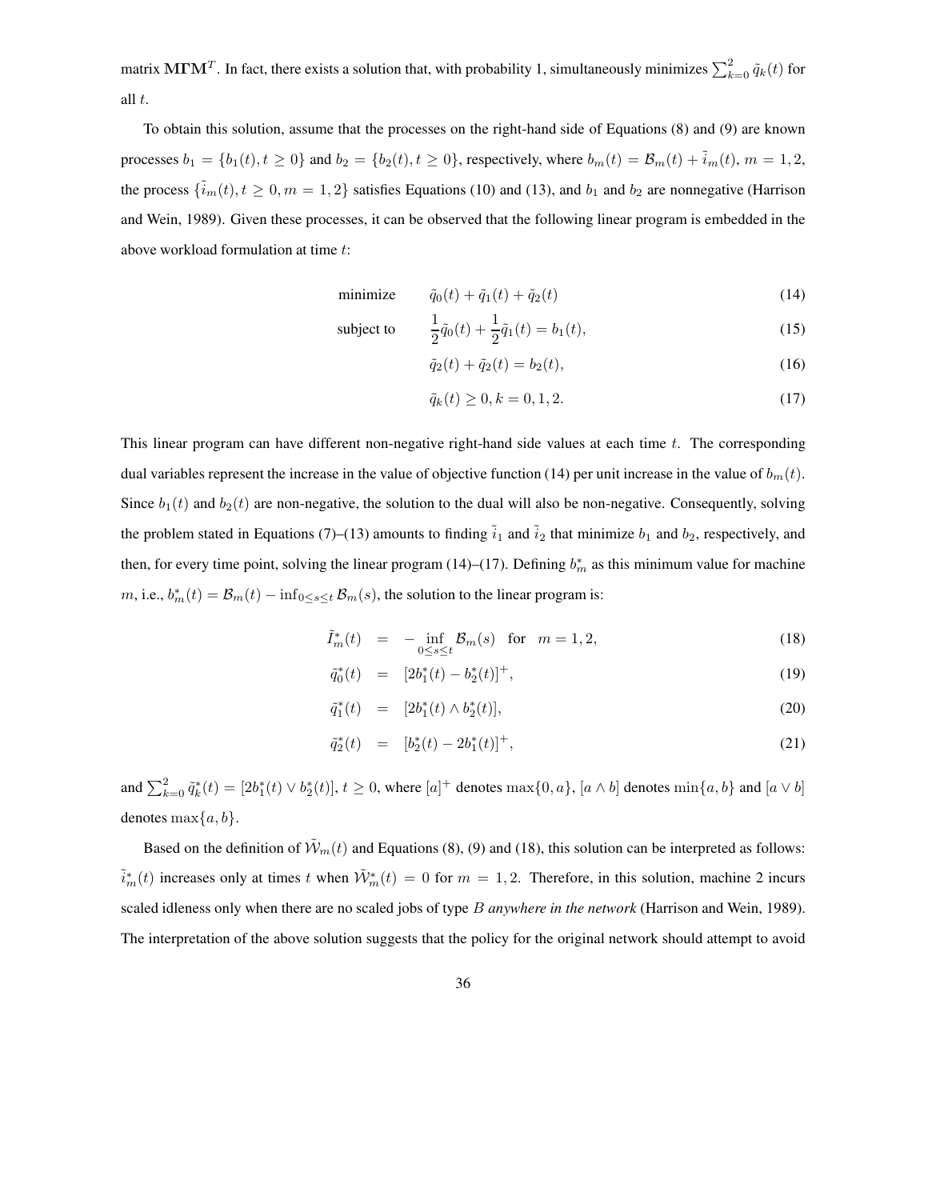matrix $\mathbf{M\Gamma M}^T$. In fact, there exists a solution that, with probability 1, simultaneously minimizes $\sum_{k=0}^{2} \tilde{q}_k(t)$ for all $t$.

To obtain this solution, assume that the processes on the right-hand side of Equations (8) and (9) are known processes $b_1 = \{b_1(t), t \geq 0\}$ and $b_2 = \{b_2(t), t \geq 0\}$, respectively, where $b_m(t) = \mathcal{B}_m(t) + \tilde{i}_m(t)$, $m = 1, 2$, the process $\{\tilde{i}_m(t), t \geq 0, m = 1, 2\}$ satisfies Equations (10) and (13), and $b_1$ and $b_2$ are nonnegative (Harrison and Wein, 1989). Given these processes, it can be observed that the following linear program is embedded in the above workload formulation at time $t$:

$$\text{minimize} \qquad \tilde{q}_0(t) + \tilde{q}_1(t) + \tilde{q}_2(t) \tag{14}$$

$$\text{subject to} \qquad \frac{1}{2}\tilde{q}_0(t) + \frac{1}{2}\tilde{q}_1(t) = b_1(t), \tag{15}$$

$$\tilde{q}_2(t) + \tilde{q}_2(t) = b_2(t), \tag{16}$$

$$\tilde{q}_k(t) \geq 0, k = 0, 1, 2. \tag{17}$$

This linear program can have different non-negative right-hand side values at each time $t$. The corresponding dual variables represent the increase in the value of objective function (14) per unit increase in the value of $b_m(t)$. Since $b_1(t)$ and $b_2(t)$ are non-negative, the solution to the dual will also be non-negative. Consequently, solving the problem stated in Equations (7)–(13) amounts to finding $\tilde{i}_1$ and $\tilde{i}_2$ that minimize $b_1$ and $b_2$, respectively, and then, for every time point, solving the linear program (14)–(17). Defining $b_m^*$ as this minimum value for machine $m$, i.e., $b_m^*(t) = \mathcal{B}_m(t) - \inf_{0 \leq s \leq t} \mathcal{B}_m(s)$, the solution to the linear program is:

$$\tilde{I}_m^*(t) = -\inf_{0 \leq s \leq t} \mathcal{B}_m(s) \quad \text{for} \quad m = 1, 2, \tag{18}$$

$$\tilde{q}_0^*(t) = [2b_1^*(t) - b_2^*(t)]^+, \tag{19}$$

$$\tilde{q}_1^*(t) = [2b_1^*(t) \wedge b_2^*(t)], \tag{20}$$

$$\tilde{q}_2^*(t) = [b_2^*(t) - 2b_1^*(t)]^+, \tag{21}$$

and $\sum_{k=0}^{2} \tilde{q}_k^*(t) = [2b_1^*(t) \vee b_2^*(t)]$, $t \geq 0$, where $[a]^+$ denotes $\max\{0, a\}$, $[a \wedge b]$ denotes $\min\{a, b\}$ and $[a \vee b]$ denotes $\max\{a, b\}$.

Based on the definition of $\tilde{\mathcal{W}}_m(t)$ and Equations (8), (9) and (18), this solution can be interpreted as follows: $\tilde{i}_m^*(t)$ increases only at times $t$ when $\tilde{\mathcal{W}}_m^*(t) = 0$ for $m = 1, 2$. Therefore, in this solution, machine 2 incurs scaled idleness only when there are no scaled jobs of type $B$ *anywhere in the network* (Harrison and Wein, 1989). The interpretation of the above solution suggests that the policy for the original network should attempt to avoid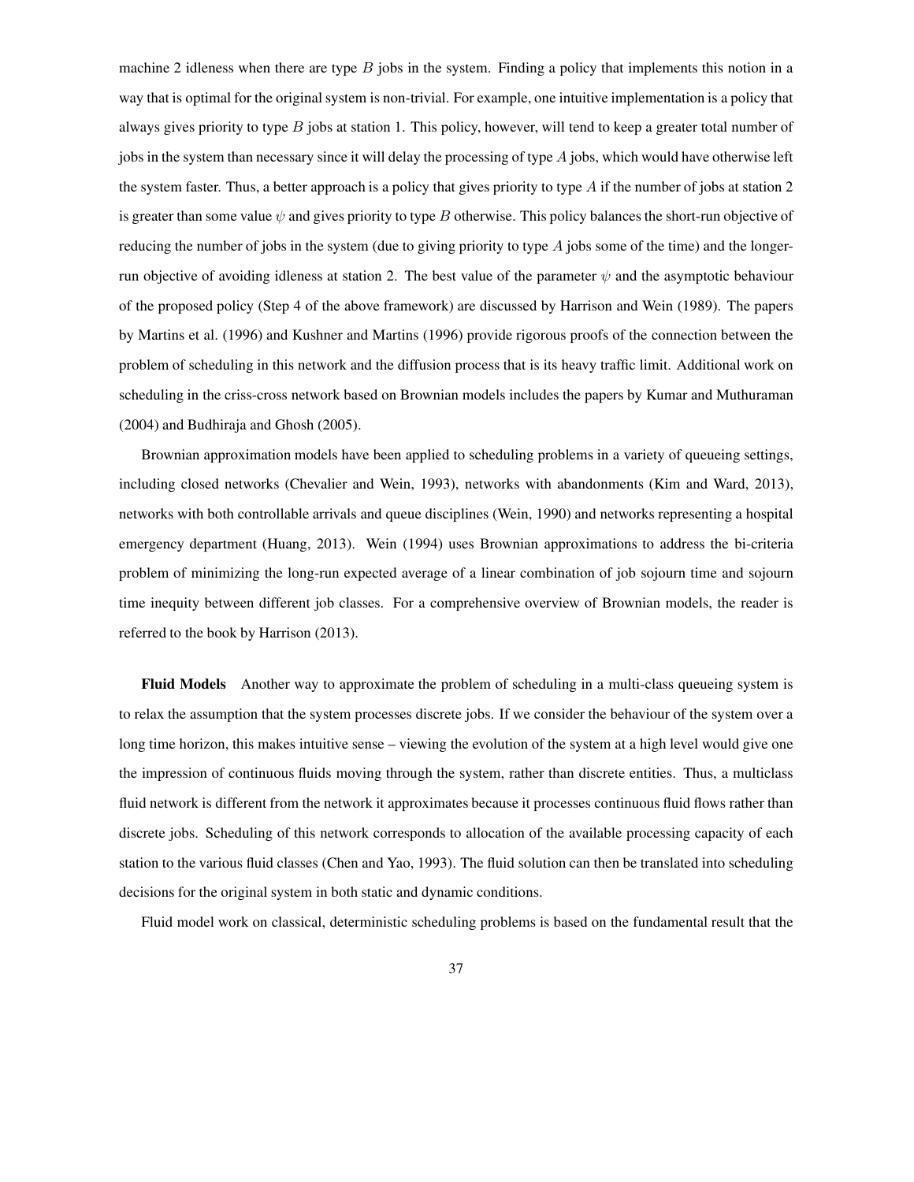machine 2 idleness when there are type $B$ jobs in the system. Finding a policy that implements this notion in a way that is optimal for the original system is non-trivial. For example, one intuitive implementation is a policy that always gives priority to type $B$ jobs at station 1. This policy, however, will tend to keep a greater total number of jobs in the system than necessary since it will delay the processing of type $A$ jobs, which would have otherwise left the system faster. Thus, a better approach is a policy that gives priority to type $A$ if the number of jobs at station 2 is greater than some value $\psi$ and gives priority to type $B$ otherwise. This policy balances the short-run objective of reducing the number of jobs in the system (due to giving priority to type $A$ jobs some of the time) and the longer-run objective of avoiding idleness at station 2. The best value of the parameter $\psi$ and the asymptotic behaviour of the proposed policy (Step 4 of the above framework) are discussed by Harrison and Wein (1989). The papers by Martins et al. (1996) and Kushner and Martins (1996) provide rigorous proofs of the connection between the problem of scheduling in this network and the diffusion process that is its heavy traffic limit. Additional work on scheduling in the criss-cross network based on Brownian models includes the papers by Kumar and Muthuraman (2004) and Budhiraja and Ghosh (2005).

Brownian approximation models have been applied to scheduling problems in a variety of queueing settings, including closed networks (Chevalier and Wein, 1993), networks with abandonments (Kim and Ward, 2013), networks with both controllable arrivals and queue disciplines (Wein, 1990) and networks representing a hospital emergency department (Huang, 2013). Wein (1994) uses Brownian approximations to address the bi-criteria problem of minimizing the long-run expected average of a linear combination of job sojourn time and sojourn time inequity between different job classes. For a comprehensive overview of Brownian models, the reader is referred to the book by Harrison (2013).

**Fluid Models** Another way to approximate the problem of scheduling in a multi-class queueing system is to relax the assumption that the system processes discrete jobs. If we consider the behaviour of the system over a long time horizon, this makes intuitive sense – viewing the evolution of the system at a high level would give one the impression of continuous fluids moving through the system, rather than discrete entities. Thus, a multiclass fluid network is different from the network it approximates because it processes continuous fluid flows rather than discrete jobs. Scheduling of this network corresponds to allocation of the available processing capacity of each station to the various fluid classes (Chen and Yao, 1993). The fluid solution can then be translated into scheduling decisions for the original system in both static and dynamic conditions.

Fluid model work on classical, deterministic scheduling problems is based on the fundamental result that the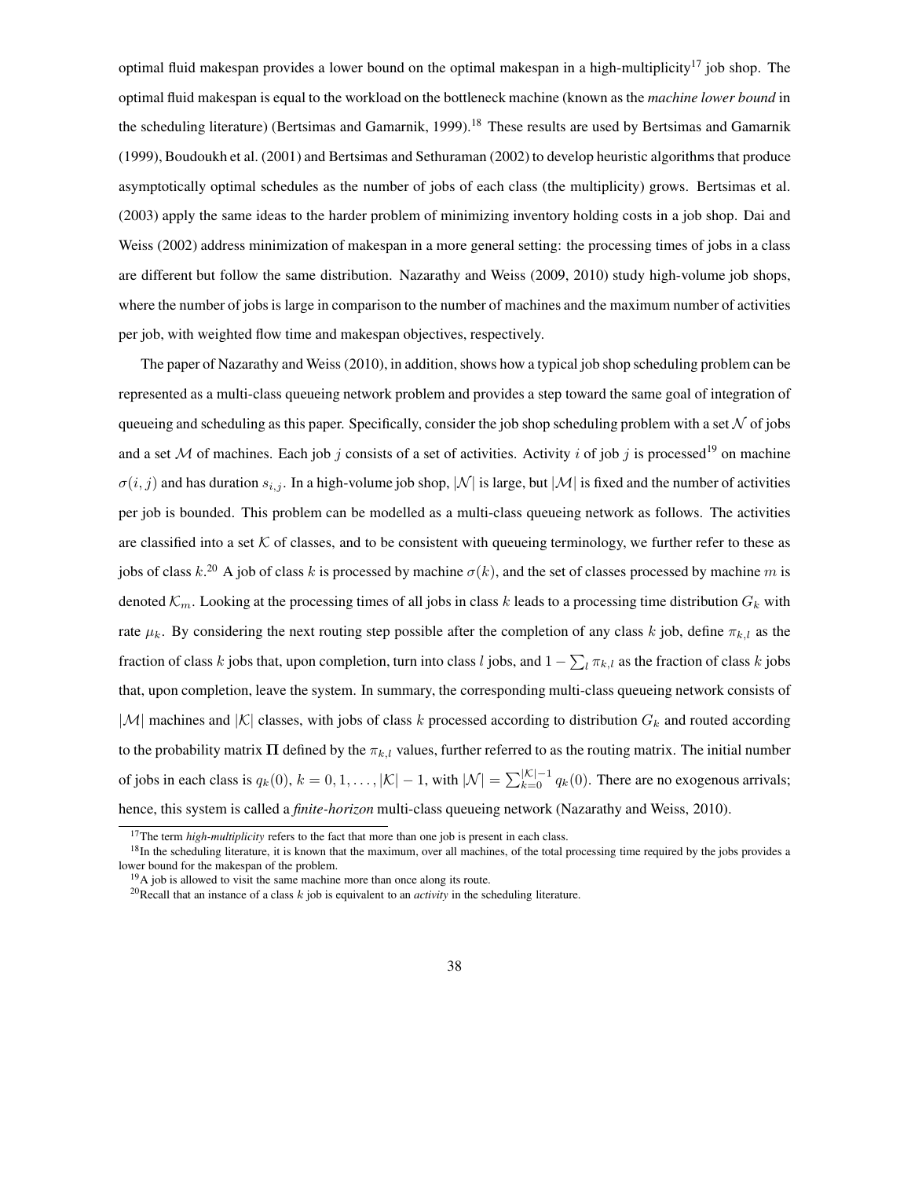optimal fluid makespan provides a lower bound on the optimal makespan in a high-multiplicity[17] job shop. The optimal fluid makespan is equal to the workload on the bottleneck machine (known as the *machine lower bound* in the scheduling literature) (Bertsimas and Gamarnik, 1999).[18] These results are used by Bertsimas and Gamarnik (1999), Boudoukh et al. (2001) and Bertsimas and Sethuraman (2002) to develop heuristic algorithms that produce asymptotically optimal schedules as the number of jobs of each class (the multiplicity) grows. Bertsimas et al. (2003) apply the same ideas to the harder problem of minimizing inventory holding costs in a job shop. Dai and Weiss (2002) address minimization of makespan in a more general setting: the processing times of jobs in a class are different but follow the same distribution. Nazarathy and Weiss (2009, 2010) study high-volume job shops, where the number of jobs is large in comparison to the number of machines and the maximum number of activities per job, with weighted flow time and makespan objectives, respectively.

The paper of Nazarathy and Weiss (2010), in addition, shows how a typical job shop scheduling problem can be represented as a multi-class queueing network problem and provides a step toward the same goal of integration of queueing and scheduling as this paper. Specifically, consider the job shop scheduling problem with a set $\mathcal{N}$ of jobs and a set $\mathcal{M}$ of machines. Each job $j$ consists of a set of activities. Activity $i$ of job $j$ is processed[19] on machine $\sigma(i, j)$ and has duration $s_{i,j}$. In a high-volume job shop, $|\mathcal{N}|$ is large, but $|\mathcal{M}|$ is fixed and the number of activities per job is bounded. This problem can be modelled as a multi-class queueing network as follows. The activities are classified into a set $\mathcal{K}$ of classes, and to be consistent with queueing terminology, we further refer to these as jobs of class $k$.[20] A job of class $k$ is processed by machine $\sigma(k)$, and the set of classes processed by machine $m$ is denoted $\mathcal{K}_m$. Looking at the processing times of all jobs in class $k$ leads to a processing time distribution $G_k$ with rate $\mu_k$. By considering the next routing step possible after the completion of any class $k$ job, define $\pi_{k,l}$ as the fraction of class $k$ jobs that, upon completion, turn into class $l$ jobs, and $1 - \sum_l \pi_{k,l}$ as the fraction of class $k$ jobs that, upon completion, leave the system. In summary, the corresponding multi-class queueing network consists of $|\mathcal{M}|$ machines and $|\mathcal{K}|$ classes, with jobs of class $k$ processed according to distribution $G_k$ and routed according to the probability matrix $\mathbf{\Pi}$ defined by the $\pi_{k,l}$ values, further referred to as the routing matrix. The initial number of jobs in each class is $q_k(0)$, $k = 0, 1, \ldots, |\mathcal{K}| - 1$, with $|\mathcal{N}| = \sum_{k=0}^{|\mathcal{K}|-1} q_k(0)$. There are no exogenous arrivals; hence, this system is called a *finite-horizon* multi-class queueing network (Nazarathy and Weiss, 2010).

[17] The term *high-multiplicity* refers to the fact that more than one job is present in each class.

[18] In the scheduling literature, it is known that the maximum, over all machines, of the total processing time required by the jobs provides a lower bound for the makespan of the problem.

[19] A job is allowed to visit the same machine more than once along its route.

[20] Recall that an instance of a class $k$ job is equivalent to an *activity* in the scheduling literature.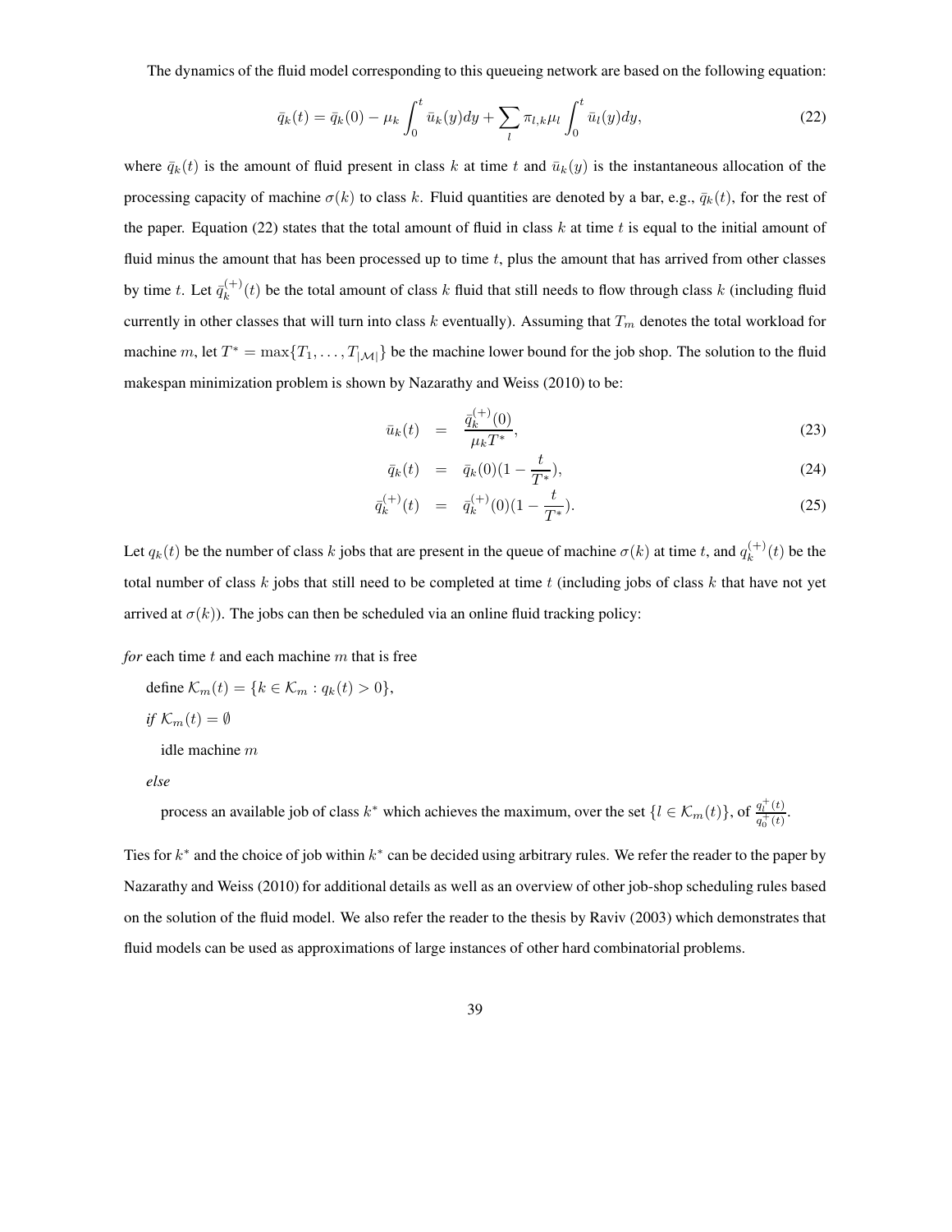The dynamics of the fluid model corresponding to this queueing network are based on the following equation:

$$\bar{q}_k(t) = \bar{q}_k(0) - \mu_k \int_0^t \bar{u}_k(y)dy + \sum_l \pi_{l,k}\mu_l \int_0^t \bar{u}_l(y)dy, \tag{22}$$

where $\bar{q}_k(t)$ is the amount of fluid present in class $k$ at time $t$ and $\bar{u}_k(y)$ is the instantaneous allocation of the processing capacity of machine $\sigma(k)$ to class $k$. Fluid quantities are denoted by a bar, e.g., $\bar{q}_k(t)$, for the rest of the paper. Equation (22) states that the total amount of fluid in class $k$ at time $t$ is equal to the initial amount of fluid minus the amount that has been processed up to time $t$, plus the amount that has arrived from other classes by time $t$. Let $\bar{q}_k^{(+)}(t)$ be the total amount of class $k$ fluid that still needs to flow through class $k$ (including fluid currently in other classes that will turn into class $k$ eventually). Assuming that $T_m$ denotes the total workload for machine $m$, let $T^* = \max\{T_1, \ldots, T_{|\mathcal{M}|}\}$ be the machine lower bound for the job shop. The solution to the fluid makespan minimization problem is shown by Nazarathy and Weiss (2010) to be:

$$\bar{u}_k(t) = \frac{\bar{q}_k^{(+)}(0)}{\mu_k T^*}, \tag{23}$$

$$\bar{q}_k(t) = \bar{q}_k(0)(1 - \frac{t}{T^*}), \tag{24}$$

$$\bar{q}_k^{(+)}(t) = \bar{q}_k^{(+)}(0)(1 - \frac{t}{T^*}). \tag{25}$$

Let $q_k(t)$ be the number of class $k$ jobs that are present in the queue of machine $\sigma(k)$ at time $t$, and $q_k^{(+)}(t)$ be the total number of class $k$ jobs that still need to be completed at time $t$ (including jobs of class $k$ that have not yet arrived at $\sigma(k)$). The jobs can then be scheduled via an online fluid tracking policy:

*for* each time $t$ and each machine $m$ that is free

  define $\mathcal{K}_m(t) = \{k \in \mathcal{K}_m : q_k(t) > 0\}$,

  *if* $\mathcal{K}_m(t) = \emptyset$

    idle machine $m$

  *else*

    process an available job of class $k^*$ which achieves the maximum, over the set $\{l \in \mathcal{K}_m(t)\}$, of $\frac{q_l^+(t)}{q_0^+(t)}$.

Ties for $k^*$ and the choice of job within $k^*$ can be decided using arbitrary rules. We refer the reader to the paper by Nazarathy and Weiss (2010) for additional details as well as an overview of other job-shop scheduling rules based on the solution of the fluid model. We also refer the reader to the thesis by Raviv (2003) which demonstrates that fluid models can be used as approximations of large instances of other hard combinatorial problems.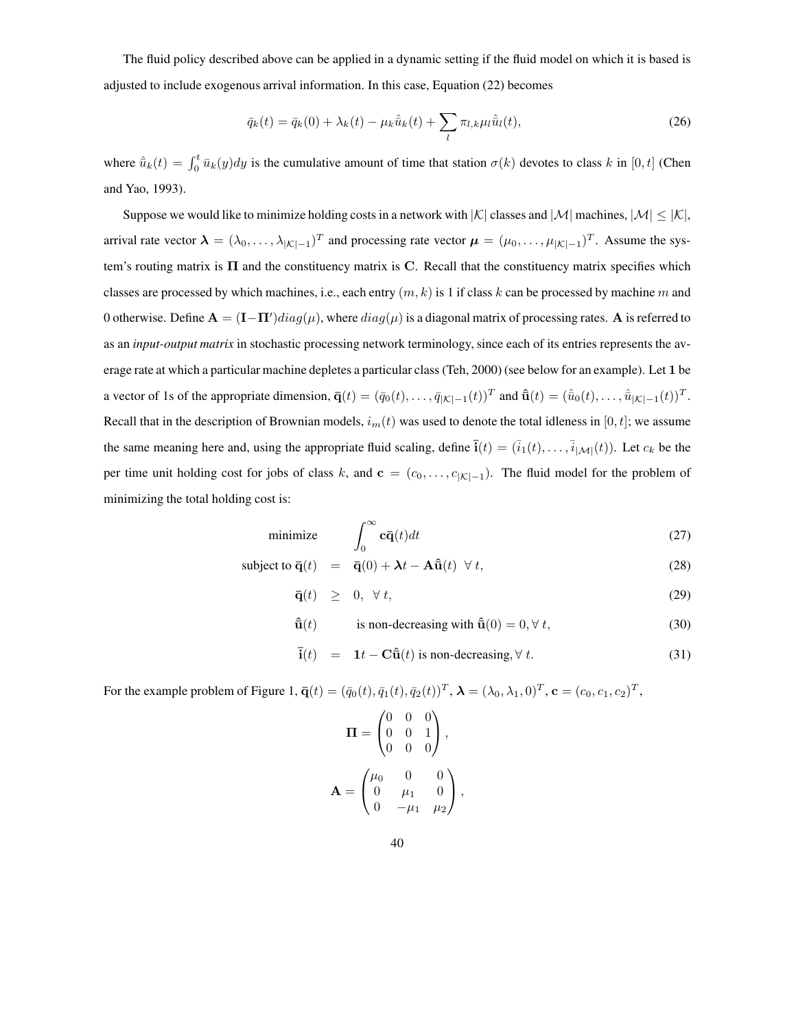The fluid policy described above can be applied in a dynamic setting if the fluid model on which it is based is adjusted to include exogenous arrival information. In this case, Equation (22) becomes

$$\bar{q}_k(t) = \bar{q}_k(0) + \lambda_k(t) - \mu_k \hat{\bar{u}}_k(t) + \sum_l \pi_{l,k} \mu_l \hat{\bar{u}}_l(t), \tag{26}$$

where $\hat{\bar{u}}_k(t) = \int_0^t \bar{u}_k(y)dy$ is the cumulative amount of time that station $\sigma(k)$ devotes to class $k$ in $[0, t]$ (Chen and Yao, 1993).

Suppose we would like to minimize holding costs in a network with $|\mathcal{K}|$ classes and $|\mathcal{M}|$ machines, $|\mathcal{M}| \leq |\mathcal{K}|$, arrival rate vector $\boldsymbol{\lambda} = (\lambda_0, \ldots, \lambda_{|\mathcal{K}|-1})^T$ and processing rate vector $\boldsymbol{\mu} = (\mu_0, \ldots, \mu_{|\mathcal{K}|-1})^T$. Assume the system's routing matrix is $\mathbf{\Pi}$ and the constituency matrix is $\mathbf{C}$. Recall that the constituency matrix specifies which classes are processed by which machines, i.e., each entry $(m, k)$ is 1 if class $k$ can be processed by machine $m$ and 0 otherwise. Define $\mathbf{A} = (\mathbf{I} - \mathbf{\Pi}')diag(\mu)$, where $diag(\mu)$ is a diagonal matrix of processing rates. $\mathbf{A}$ is referred to as an *input-output matrix* in stochastic processing network terminology, since each of its entries represents the average rate at which a particular machine depletes a particular class (Teh, 2000) (see below for an example). Let $\mathbf{1}$ be a vector of 1s of the appropriate dimension, $\bar{\mathbf{q}}(t) = (\bar{q}_0(t), \ldots, \bar{q}_{|\mathcal{K}|-1}(t))^T$ and $\hat{\bar{\mathbf{u}}}(t) = (\hat{\bar{u}}_0(t), \ldots, \hat{\bar{u}}_{|\mathcal{K}|-1}(t))^T$. Recall that in the description of Brownian models, $i_m(t)$ was used to denote the total idleness in $[0, t]$; we assume the same meaning here and, using the appropriate fluid scaling, define $\bar{\mathbf{i}}(t) = (\bar{i}_1(t), \ldots, \bar{i}_{|\mathcal{M}|}(t))$. Let $c_k$ be the per time unit holding cost for jobs of class $k$, and $\mathbf{c} = (c_0, \ldots, c_{|\mathcal{K}|-1})$. The fluid model for the problem of minimizing the total holding cost is:

$$\text{minimize} \quad \int_0^\infty \mathbf{c}\bar{\mathbf{q}}(t)dt \tag{27}$$

$$\text{subject to } \bar{\mathbf{q}}(t) = \bar{\mathbf{q}}(0) + \boldsymbol{\lambda}t - \mathbf{A}\hat{\bar{\mathbf{u}}}(t) \ \ \forall\, t, \tag{28}$$

$$\bar{\mathbf{q}}(t) \geq 0, \ \ \forall\, t, \tag{29}$$

$$\hat{\bar{\mathbf{u}}}(t) \quad \text{is non-decreasing with } \hat{\bar{\mathbf{u}}}(0) = 0, \forall\, t, \tag{30}$$

$$\bar{\mathbf{i}}(t) = \mathbf{1}t - \mathbf{C}\hat{\bar{\mathbf{u}}}(t) \text{ is non-decreasing}, \forall\, t. \tag{31}$$

For the example problem of Figure 1, $\bar{\mathbf{q}}(t) = (\bar{q}_0(t), \bar{q}_1(t), \bar{q}_2(t))^T$, $\boldsymbol{\lambda} = (\lambda_0, \lambda_1, 0)^T$, $\mathbf{c} = (c_0, c_1, c_2)^T$,

$$\mathbf{\Pi} = \begin{pmatrix} 0 & 0 & 0 \\ 0 & 0 & 1 \\ 0 & 0 & 0 \end{pmatrix},$$

$$\mathbf{A} = \begin{pmatrix} \mu_0 & 0 & 0 \\ 0 & \mu_1 & 0 \\ 0 & -\mu_1 & \mu_2 \end{pmatrix},$$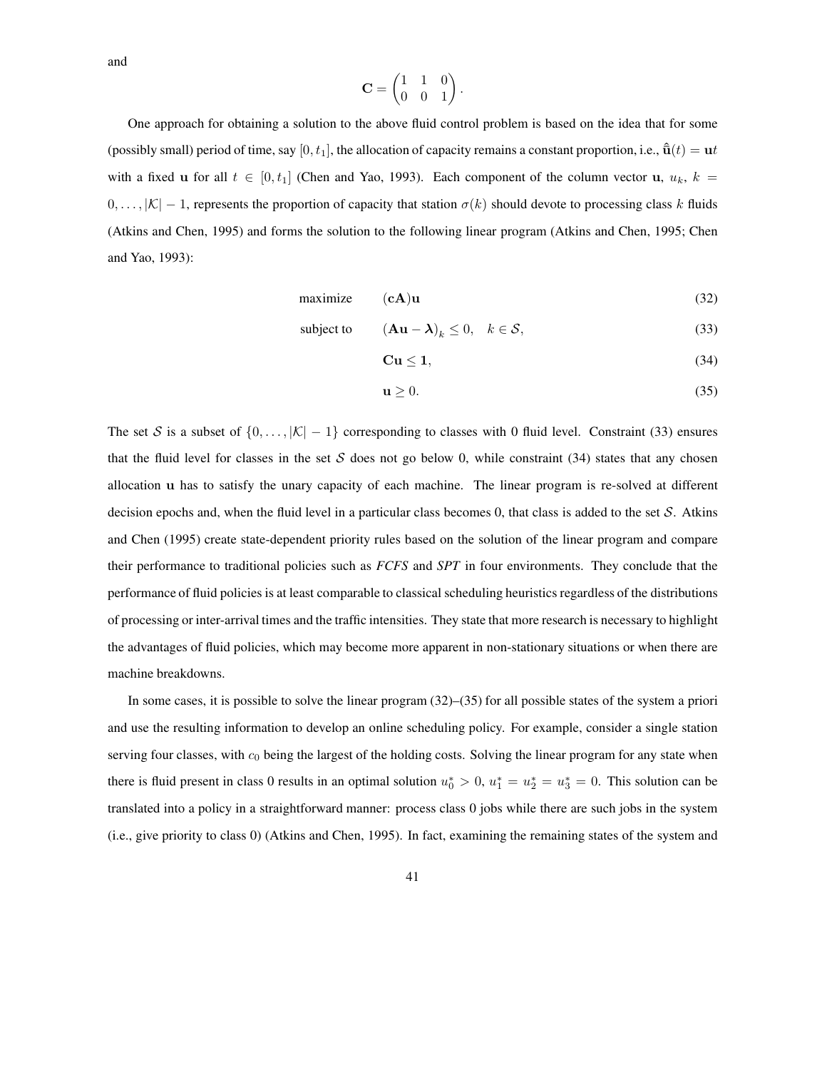and

$$\mathbf{C} = \begin{pmatrix} 1 & 1 & 0 \\ 0 & 0 & 1 \end{pmatrix}.$$

One approach for obtaining a solution to the above fluid control problem is based on the idea that for some (possibly small) period of time, say $[0, t_1]$, the allocation of capacity remains a constant proportion, i.e., $\hat{\bar{\mathbf{u}}}(t) = \mathbf{u}t$ with a fixed $\mathbf{u}$ for all $t \in [0, t_1]$ (Chen and Yao, 1993). Each component of the column vector $\mathbf{u}$, $u_k$, $k = 0, \ldots, |\mathcal{K}| - 1$, represents the proportion of capacity that station $\sigma(k)$ should devote to processing class $k$ fluids (Atkins and Chen, 1995) and forms the solution to the following linear program (Atkins and Chen, 1995; Chen and Yao, 1993):

$$\text{maximize} \qquad (\mathbf{cA})\mathbf{u} \tag{32}$$

$$\text{subject to} \qquad (\mathbf{Au} - \boldsymbol{\lambda})_k \leq 0, \quad k \in \mathcal{S}, \tag{33}$$

$$\mathbf{Cu} \leq \mathbf{1}, \tag{34}$$

$$\mathbf{u} \geq 0. \tag{35}$$

The set $\mathcal{S}$ is a subset of $\{0, \ldots, |\mathcal{K}| - 1\}$ corresponding to classes with 0 fluid level. Constraint (33) ensures that the fluid level for classes in the set $\mathcal{S}$ does not go below 0, while constraint (34) states that any chosen allocation $\mathbf{u}$ has to satisfy the unary capacity of each machine. The linear program is re-solved at different decision epochs and, when the fluid level in a particular class becomes 0, that class is added to the set $\mathcal{S}$. Atkins and Chen (1995) create state-dependent priority rules based on the solution of the linear program and compare their performance to traditional policies such as *FCFS* and *SPT* in four environments. They conclude that the performance of fluid policies is at least comparable to classical scheduling heuristics regardless of the distributions of processing or inter-arrival times and the traffic intensities. They state that more research is necessary to highlight the advantages of fluid policies, which may become more apparent in non-stationary situations or when there are machine breakdowns.

In some cases, it is possible to solve the linear program (32)–(35) for all possible states of the system a priori and use the resulting information to develop an online scheduling policy. For example, consider a single station serving four classes, with $c_0$ being the largest of the holding costs. Solving the linear program for any state when there is fluid present in class 0 results in an optimal solution $u_0^* > 0$, $u_1^* = u_2^* = u_3^* = 0$. This solution can be translated into a policy in a straightforward manner: process class 0 jobs while there are such jobs in the system (i.e., give priority to class 0) (Atkins and Chen, 1995). In fact, examining the remaining states of the system and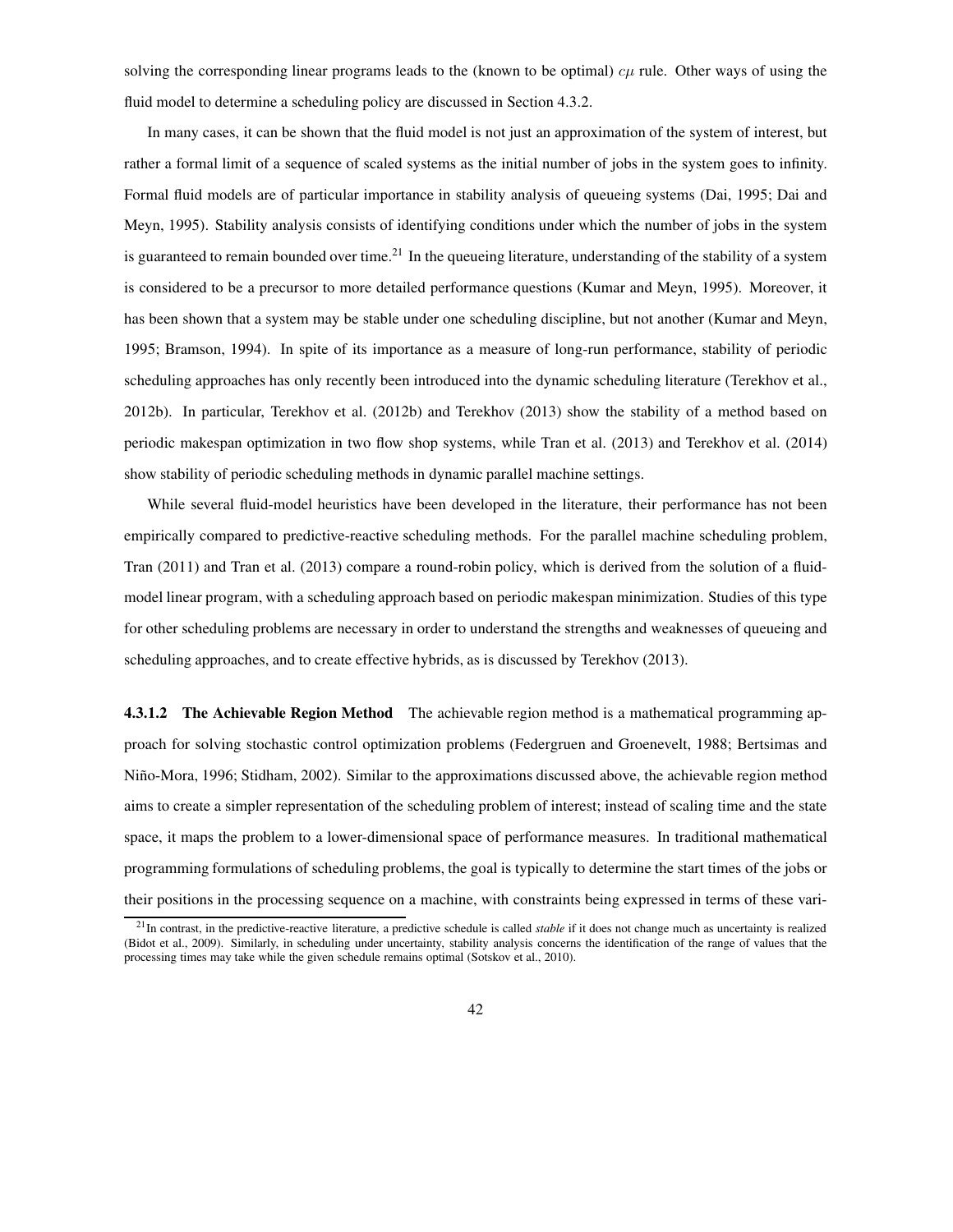solving the corresponding linear programs leads to the (known to be optimal) $c\mu$ rule. Other ways of using the fluid model to determine a scheduling policy are discussed in Section 4.3.2.

In many cases, it can be shown that the fluid model is not just an approximation of the system of interest, but rather a formal limit of a sequence of scaled systems as the initial number of jobs in the system goes to infinity. Formal fluid models are of particular importance in stability analysis of queueing systems (Dai, 1995; Dai and Meyn, 1995). Stability analysis consists of identifying conditions under which the number of jobs in the system is guaranteed to remain bounded over time.[21] In the queueing literature, understanding of the stability of a system is considered to be a precursor to more detailed performance questions (Kumar and Meyn, 1995). Moreover, it has been shown that a system may be stable under one scheduling discipline, but not another (Kumar and Meyn, 1995; Bramson, 1994). In spite of its importance as a measure of long-run performance, stability of periodic scheduling approaches has only recently been introduced into the dynamic scheduling literature (Terekhov et al., 2012b). In particular, Terekhov et al. (2012b) and Terekhov (2013) show the stability of a method based on periodic makespan optimization in two flow shop systems, while Tran et al. (2013) and Terekhov et al. (2014) show stability of periodic scheduling methods in dynamic parallel machine settings.

While several fluid-model heuristics have been developed in the literature, their performance has not been empirically compared to predictive-reactive scheduling methods. For the parallel machine scheduling problem, Tran (2011) and Tran et al. (2013) compare a round-robin policy, which is derived from the solution of a fluid-model linear program, with a scheduling approach based on periodic makespan minimization. Studies of this type for other scheduling problems are necessary in order to understand the strengths and weaknesses of queueing and scheduling approaches, and to create effective hybrids, as is discussed by Terekhov (2013).

**4.3.1.2 The Achievable Region Method** The achievable region method is a mathematical programming approach for solving stochastic control optimization problems (Federgruen and Groenevelt, 1988; Bertsimas and Niño-Mora, 1996; Stidham, 2002). Similar to the approximations discussed above, the achievable region method aims to create a simpler representation of the scheduling problem of interest; instead of scaling time and the state space, it maps the problem to a lower-dimensional space of performance measures. In traditional mathematical programming formulations of scheduling problems, the goal is typically to determine the start times of the jobs or their positions in the processing sequence on a machine, with constraints being expressed in terms of these vari-

[21] In contrast, in the predictive-reactive literature, a predictive schedule is called *stable* if it does not change much as uncertainty is realized (Bidot et al., 2009). Similarly, in scheduling under uncertainty, stability analysis concerns the identification of the range of values that the processing times may take while the given schedule remains optimal (Sotskov et al., 2010).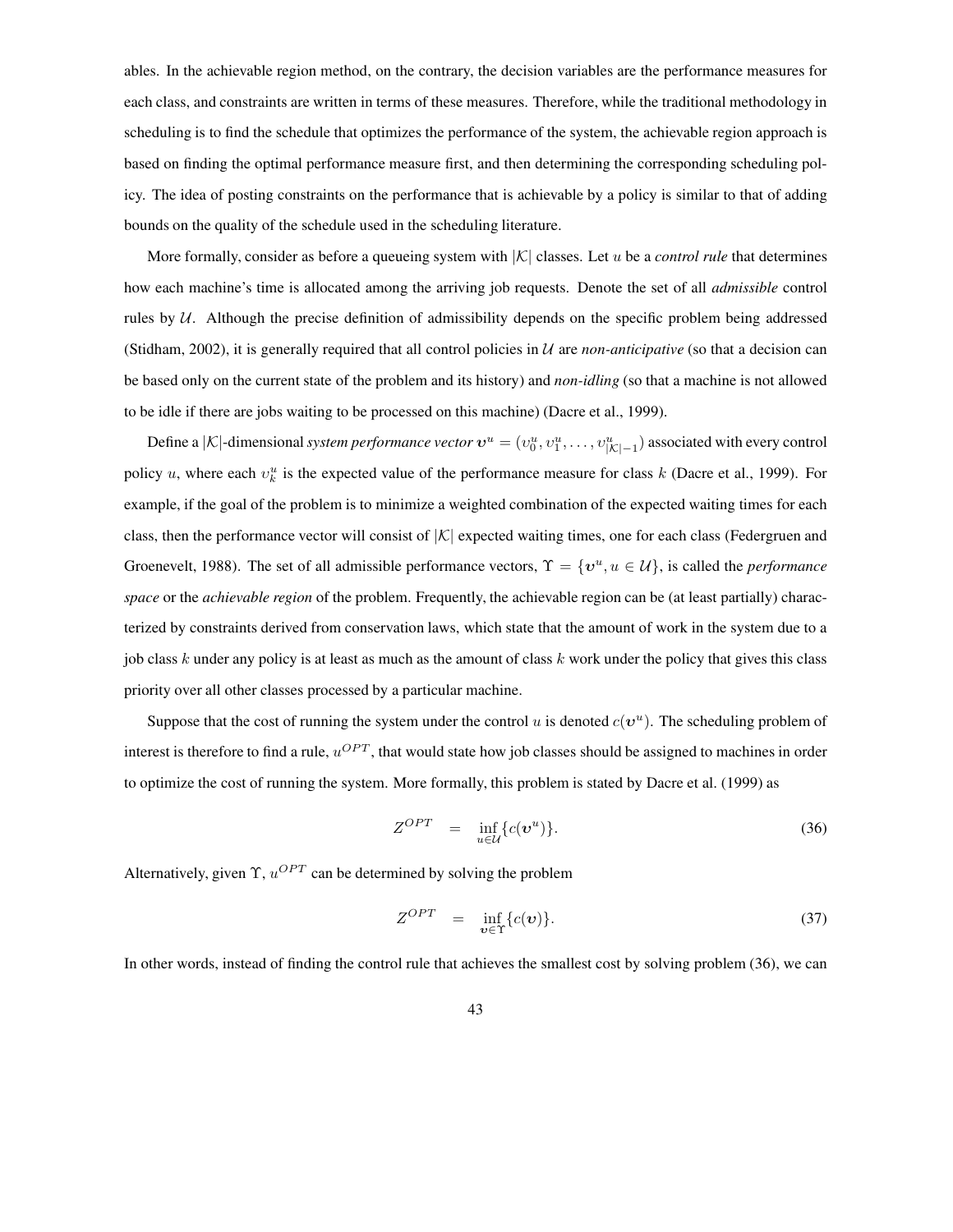ables. In the achievable region method, on the contrary, the decision variables are the performance measures for each class, and constraints are written in terms of these measures. Therefore, while the traditional methodology in scheduling is to find the schedule that optimizes the performance of the system, the achievable region approach is based on finding the optimal performance measure first, and then determining the corresponding scheduling policy. The idea of posting constraints on the performance that is achievable by a policy is similar to that of adding bounds on the quality of the schedule used in the scheduling literature.

More formally, consider as before a queueing system with $|\mathcal{K}|$ classes. Let $u$ be a *control rule* that determines how each machine's time is allocated among the arriving job requests. Denote the set of all *admissible* control rules by $\mathcal{U}$. Although the precise definition of admissibility depends on the specific problem being addressed (Stidham, 2002), it is generally required that all control policies in $\mathcal{U}$ are *non-anticipative* (so that a decision can be based only on the current state of the problem and its history) and *non-idling* (so that a machine is not allowed to be idle if there are jobs waiting to be processed on this machine) (Dacre et al., 1999).

Define a $|\mathcal{K}|$-dimensional *system performance vector* $\boldsymbol{\upsilon}^u = (\upsilon_0^u, \upsilon_1^u, \ldots, \upsilon_{|\mathcal{K}|-1}^u)$ associated with every control policy $u$, where each $\upsilon_k^u$ is the expected value of the performance measure for class $k$ (Dacre et al., 1999). For example, if the goal of the problem is to minimize a weighted combination of the expected waiting times for each class, then the performance vector will consist of $|\mathcal{K}|$ expected waiting times, one for each class (Federgruen and Groenevelt, 1988). The set of all admissible performance vectors, $\Upsilon = \{\boldsymbol{\upsilon}^u, u \in \mathcal{U}\}$, is called the *performance space* or the *achievable region* of the problem. Frequently, the achievable region can be (at least partially) characterized by constraints derived from conservation laws, which state that the amount of work in the system due to a job class $k$ under any policy is at least as much as the amount of class $k$ work under the policy that gives this class priority over all other classes processed by a particular machine.

Suppose that the cost of running the system under the control $u$ is denoted $c(\boldsymbol{\upsilon}^u)$. The scheduling problem of interest is therefore to find a rule, $u^{OPT}$, that would state how job classes should be assigned to machines in order to optimize the cost of running the system. More formally, this problem is stated by Dacre et al. (1999) as

$$Z^{OPT} = \inf_{u \in \mathcal{U}} \{c(\boldsymbol{\upsilon}^u)\}. \tag{36}$$

Alternatively, given $\Upsilon$, $u^{OPT}$ can be determined by solving the problem

$$Z^{OPT} = \inf_{\boldsymbol{\upsilon} \in \Upsilon} \{c(\boldsymbol{\upsilon})\}. \tag{37}$$

In other words, instead of finding the control rule that achieves the smallest cost by solving problem (36), we can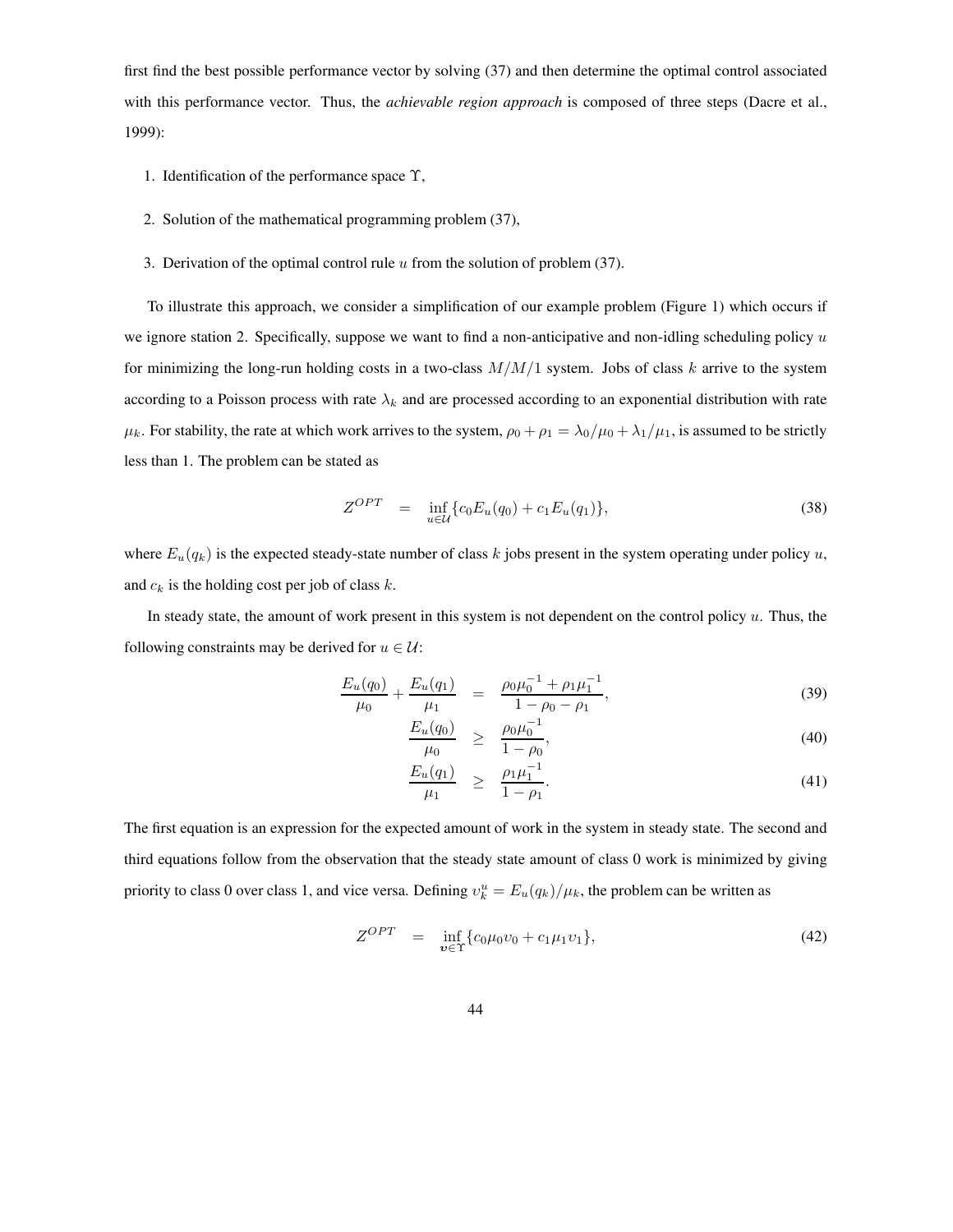first find the best possible performance vector by solving (37) and then determine the optimal control associated with this performance vector. Thus, the *achievable region approach* is composed of three steps (Dacre et al., 1999):

1. Identification of the performance space $\Upsilon$,
2. Solution of the mathematical programming problem (37),
3. Derivation of the optimal control rule $u$ from the solution of problem (37).

To illustrate this approach, we consider a simplification of our example problem (Figure 1) which occurs if we ignore station 2. Specifically, suppose we want to find a non-anticipative and non-idling scheduling policy $u$ for minimizing the long-run holding costs in a two-class $M/M/1$ system. Jobs of class $k$ arrive to the system according to a Poisson process with rate $\lambda_k$ and are processed according to an exponential distribution with rate $\mu_k$. For stability, the rate at which work arrives to the system, $\rho_0 + \rho_1 = \lambda_0/\mu_0 + \lambda_1/\mu_1$, is assumed to be strictly less than 1. The problem can be stated as

$$Z^{OPT} \quad = \quad \inf_{u \in \mathcal{U}} \{c_0 E_u(q_0) + c_1 E_u(q_1)\}, \tag{38}$$

where $E_u(q_k)$ is the expected steady-state number of class $k$ jobs present in the system operating under policy $u$, and $c_k$ is the holding cost per job of class $k$.

In steady state, the amount of work present in this system is not dependent on the control policy $u$. Thus, the following constraints may be derived for $u \in \mathcal{U}$:

$$\frac{E_u(q_0)}{\mu_0} + \frac{E_u(q_1)}{\mu_1} \quad = \quad \frac{\rho_0 \mu_0^{-1} + \rho_1 \mu_1^{-1}}{1 - \rho_0 - \rho_1}, \tag{39}$$

$$\frac{E_u(q_0)}{\mu_0} \quad \geq \quad \frac{\rho_0 \mu_0^{-1}}{1 - \rho_0}, \tag{40}$$

$$\frac{E_u(q_1)}{\mu_1} \quad \geq \quad \frac{\rho_1 \mu_1^{-1}}{1 - \rho_1}. \tag{41}$$

The first equation is an expression for the expected amount of work in the system in steady state. The second and third equations follow from the observation that the steady state amount of class 0 work is minimized by giving priority to class 0 over class 1, and vice versa. Defining $\upsilon_k^u = E_u(q_k)/\mu_k$, the problem can be written as

$$Z^{OPT} \quad = \quad \inf_{\boldsymbol{\upsilon} \in \Upsilon} \{c_0 \mu_0 \upsilon_0 + c_1 \mu_1 \upsilon_1\}, \tag{42}$$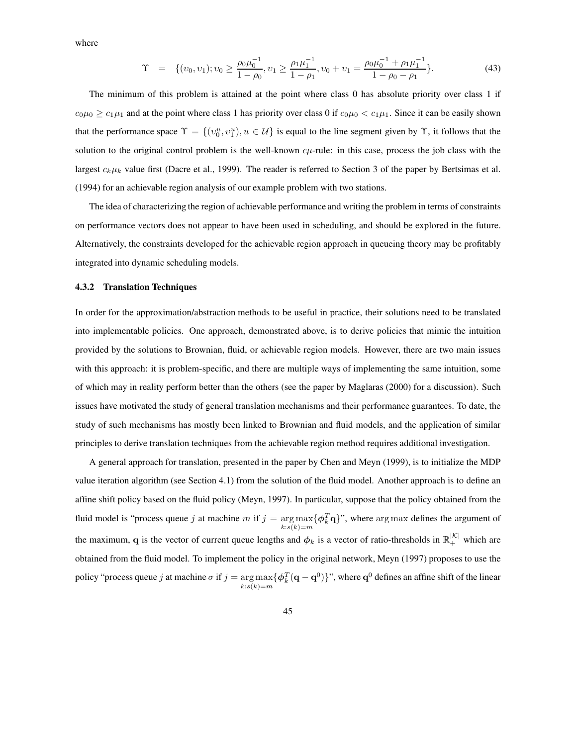where

$$\Upsilon = \{(\upsilon_0, \upsilon_1); \upsilon_0 \geq \frac{\rho_0 \mu_0^{-1}}{1-\rho_0}, \upsilon_1 \geq \frac{\rho_1 \mu_1^{-1}}{1-\rho_1}, \upsilon_0 + \upsilon_1 = \frac{\rho_0 \mu_0^{-1} + \rho_1 \mu_1^{-1}}{1-\rho_0-\rho_1}\}. \tag{43}$$

The minimum of this problem is attained at the point where class 0 has absolute priority over class 1 if $c_0\mu_0 \geq c_1\mu_1$ and at the point where class 1 has priority over class 0 if $c_0\mu_0 < c_1\mu_1$. Since it can be easily shown that the performance space $\Upsilon = \{(\upsilon_0^u, \upsilon_1^u), u \in \mathcal{U}\}$ is equal to the line segment given by $\Upsilon$, it follows that the solution to the original control problem is the well-known $c\mu$-rule: in this case, process the job class with the largest $c_k\mu_k$ value first (Dacre et al., 1999). The reader is referred to Section 3 of the paper by Bertsimas et al. (1994) for an achievable region analysis of our example problem with two stations.

The idea of characterizing the region of achievable performance and writing the problem in terms of constraints on performance vectors does not appear to have been used in scheduling, and should be explored in the future. Alternatively, the constraints developed for the achievable region approach in queueing theory may be profitably integrated into dynamic scheduling models.

#### 4.3.2 Translation Techniques

In order for the approximation/abstraction methods to be useful in practice, their solutions need to be translated into implementable policies. One approach, demonstrated above, is to derive policies that mimic the intuition provided by the solutions to Brownian, fluid, or achievable region models. However, there are two main issues with this approach: it is problem-specific, and there are multiple ways of implementing the same intuition, some of which may in reality perform better than the others (see the paper by Maglaras (2000) for a discussion). Such issues have motivated the study of general translation mechanisms and their performance guarantees. To date, the study of such mechanisms has mostly been linked to Brownian and fluid models, and the application of similar principles to derive translation techniques from the achievable region method requires additional investigation.

A general approach for translation, presented in the paper by Chen and Meyn (1999), is to initialize the MDP value iteration algorithm (see Section 4.1) from the solution of the fluid model. Another approach is to define an affine shift policy based on the fluid policy (Meyn, 1997). In particular, suppose that the policy obtained from the fluid model is "process queue $j$ at machine $m$ if $j = \arg\max_{k:s(k)=m}\{\boldsymbol{\phi}_k^T \mathbf{q}\}$", where $\arg\max$ defines the argument of the maximum, $\mathbf{q}$ is the vector of current queue lengths and $\boldsymbol{\phi}_k$ is a vector of ratio-thresholds in $\mathbb{R}_+^{|\mathcal{K}|}$ which are obtained from the fluid model. To implement the policy in the original network, Meyn (1997) proposes to use the policy "process queue $j$ at machine $\sigma$ if $j = \arg\max_{k:s(k)=m}\{\boldsymbol{\phi}_k^T(\mathbf{q} - \mathbf{q}^0)\}$", where $\mathbf{q}^0$ defines an affine shift of the linear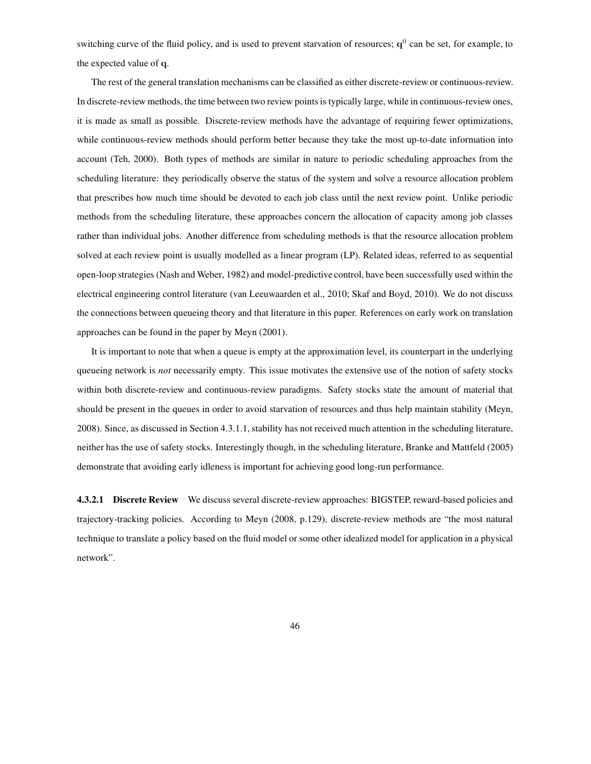switching curve of the fluid policy, and is used to prevent starvation of resources; $\mathbf{q}^0$ can be set, for example, to the expected value of $\mathbf{q}$.

The rest of the general translation mechanisms can be classified as either discrete-review or continuous-review. In discrete-review methods, the time between two review points is typically large, while in continuous-review ones, it is made as small as possible. Discrete-review methods have the advantage of requiring fewer optimizations, while continuous-review methods should perform better because they take the most up-to-date information into account (Teh, 2000). Both types of methods are similar in nature to periodic scheduling approaches from the scheduling literature: they periodically observe the status of the system and solve a resource allocation problem that prescribes how much time should be devoted to each job class until the next review point. Unlike periodic methods from the scheduling literature, these approaches concern the allocation of capacity among job classes rather than individual jobs. Another difference from scheduling methods is that the resource allocation problem solved at each review point is usually modelled as a linear program (LP). Related ideas, referred to as sequential open-loop strategies (Nash and Weber, 1982) and model-predictive control, have been successfully used within the electrical engineering control literature (van Leeuwaarden et al., 2010; Skaf and Boyd, 2010). We do not discuss the connections between queueing theory and that literature in this paper. References on early work on translation approaches can be found in the paper by Meyn (2001).

It is important to note that when a queue is empty at the approximation level, its counterpart in the underlying queueing network is *not* necessarily empty. This issue motivates the extensive use of the notion of safety stocks within both discrete-review and continuous-review paradigms. Safety stocks state the amount of material that should be present in the queues in order to avoid starvation of resources and thus help maintain stability (Meyn, 2008). Since, as discussed in Section 4.3.1.1, stability has not received much attention in the scheduling literature, neither has the use of safety stocks. Interestingly though, in the scheduling literature, Branke and Mattfeld (2005) demonstrate that avoiding early idleness is important for achieving good long-run performance.

**4.3.2.1 Discrete Review** We discuss several discrete-review approaches: BIGSTEP, reward-based policies and trajectory-tracking policies. According to Meyn (2008, p.129), discrete-review methods are "the most natural technique to translate a policy based on the fluid model or some other idealized model for application in a physical network".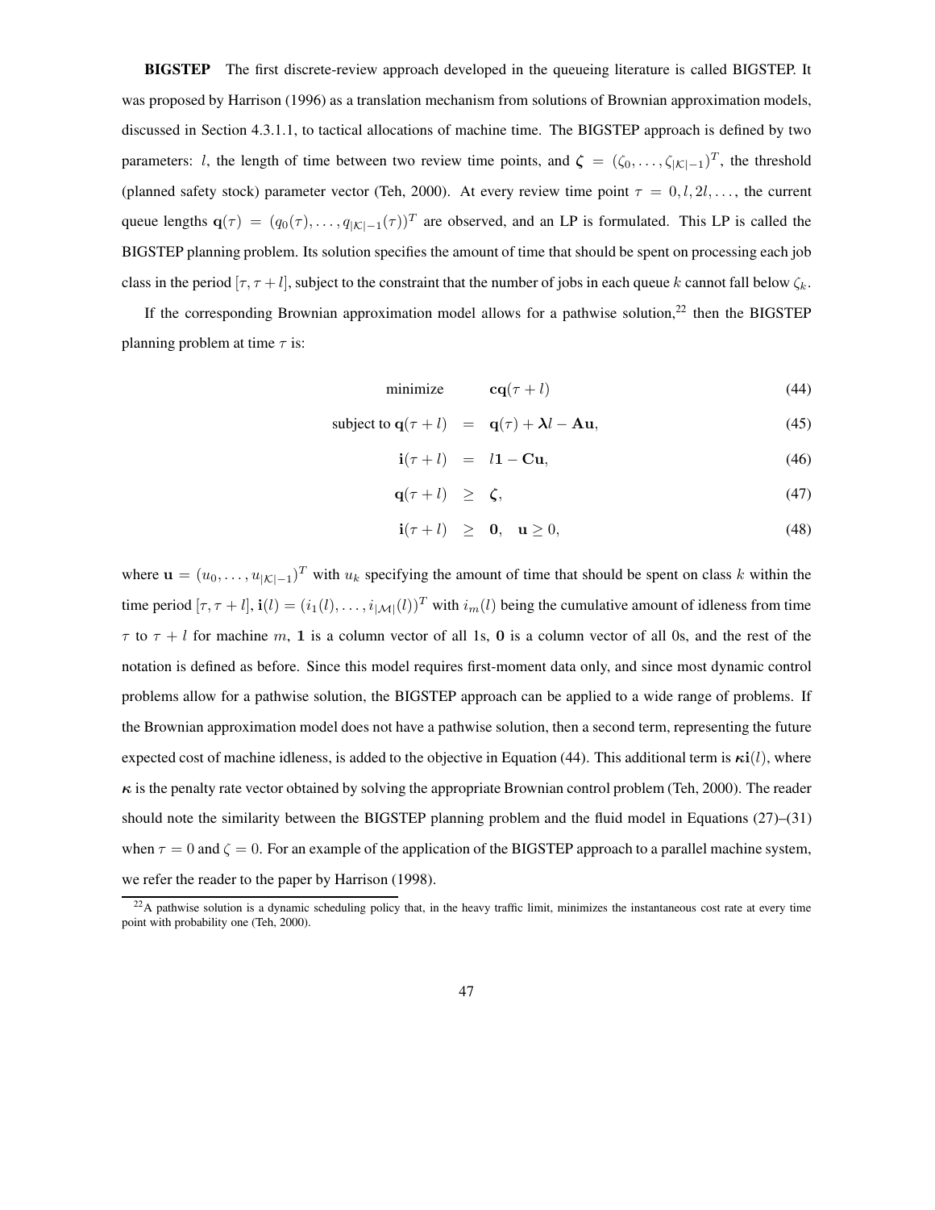**BIGSTEP** The first discrete-review approach developed in the queueing literature is called BIGSTEP. It was proposed by Harrison (1996) as a translation mechanism from solutions of Brownian approximation models, discussed in Section 4.3.1.1, to tactical allocations of machine time. The BIGSTEP approach is defined by two parameters: $l$, the length of time between two review time points, and $\boldsymbol{\zeta} = (\zeta_0, \ldots, \zeta_{|\mathcal{K}|-1})^T$, the threshold (planned safety stock) parameter vector (Teh, 2000). At every review time point $\tau = 0, l, 2l, \ldots$, the current queue lengths $\mathbf{q}(\tau) = (q_0(\tau), \ldots, q_{|\mathcal{K}|-1}(\tau))^T$ are observed, and an LP is formulated. This LP is called the BIGSTEP planning problem. Its solution specifies the amount of time that should be spent on processing each job class in the period $[\tau, \tau + l]$, subject to the constraint that the number of jobs in each queue $k$ cannot fall below $\zeta_k$.

If the corresponding Brownian approximation model allows for a pathwise solution,[22] then the BIGSTEP planning problem at time $\tau$ is:

$$\text{minimize} \qquad \mathbf{c}\mathbf{q}(\tau + l) \tag{44}$$

$$\text{subject to } \mathbf{q}(\tau + l) = \mathbf{q}(\tau) + \boldsymbol{\lambda} l - \mathbf{A}\mathbf{u}, \tag{45}$$

$$\mathbf{i}(\tau + l) = l\mathbf{1} - \mathbf{C}\mathbf{u}, \tag{46}$$

$$\mathbf{q}(\tau + l) \geq \boldsymbol{\zeta}, \tag{47}$$

$$\mathbf{i}(\tau + l) \geq \mathbf{0}, \quad \mathbf{u} \geq 0, \tag{48}$$

where $\mathbf{u} = (u_0, \ldots, u_{|\mathcal{K}|-1})^T$ with $u_k$ specifying the amount of time that should be spent on class $k$ within the time period $[\tau, \tau + l]$, $\mathbf{i}(l) = (i_1(l), \ldots, i_{|\mathcal{M}|}(l))^T$ with $i_m(l)$ being the cumulative amount of idleness from time $\tau$ to $\tau + l$ for machine $m$, $\mathbf{1}$ is a column vector of all 1s, $\mathbf{0}$ is a column vector of all 0s, and the rest of the notation is defined as before. Since this model requires first-moment data only, and since most dynamic control problems allow for a pathwise solution, the BIGSTEP approach can be applied to a wide range of problems. If the Brownian approximation model does not have a pathwise solution, then a second term, representing the future expected cost of machine idleness, is added to the objective in Equation (44). This additional term is $\boldsymbol{\kappa}\mathbf{i}(l)$, where $\boldsymbol{\kappa}$ is the penalty rate vector obtained by solving the appropriate Brownian control problem (Teh, 2000). The reader should note the similarity between the BIGSTEP planning problem and the fluid model in Equations (27)–(31) when $\tau = 0$ and $\zeta = 0$. For an example of the application of the BIGSTEP approach to a parallel machine system, we refer the reader to the paper by Harrison (1998).

[22] A pathwise solution is a dynamic scheduling policy that, in the heavy traffic limit, minimizes the instantaneous cost rate at every time point with probability one (Teh, 2000).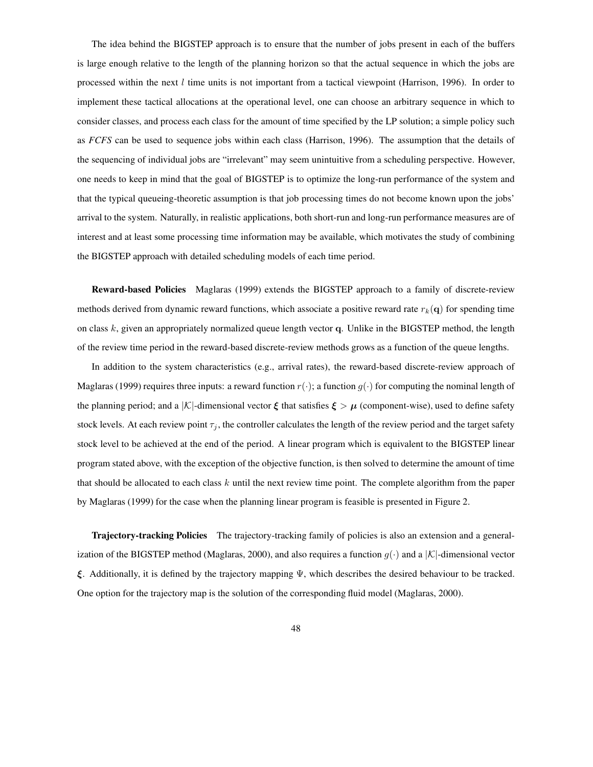The idea behind the BIGSTEP approach is to ensure that the number of jobs present in each of the buffers is large enough relative to the length of the planning horizon so that the actual sequence in which the jobs are processed within the next $l$ time units is not important from a tactical viewpoint (Harrison, 1996). In order to implement these tactical allocations at the operational level, one can choose an arbitrary sequence in which to consider classes, and process each class for the amount of time specified by the LP solution; a simple policy such as *FCFS* can be used to sequence jobs within each class (Harrison, 1996). The assumption that the details of the sequencing of individual jobs are "irrelevant" may seem unintuitive from a scheduling perspective. However, one needs to keep in mind that the goal of BIGSTEP is to optimize the long-run performance of the system and that the typical queueing-theoretic assumption is that job processing times do not become known upon the jobs' arrival to the system. Naturally, in realistic applications, both short-run and long-run performance measures are of interest and at least some processing time information may be available, which motivates the study of combining the BIGSTEP approach with detailed scheduling models of each time period.

**Reward-based Policies** Maglaras (1999) extends the BIGSTEP approach to a family of discrete-review methods derived from dynamic reward functions, which associate a positive reward rate $r_k(\mathbf{q})$ for spending time on class $k$, given an appropriately normalized queue length vector $\mathbf{q}$. Unlike in the BIGSTEP method, the length of the review time period in the reward-based discrete-review methods grows as a function of the queue lengths.

In addition to the system characteristics (e.g., arrival rates), the reward-based discrete-review approach of Maglaras (1999) requires three inputs: a reward function $r(\cdot)$; a function $g(\cdot)$ for computing the nominal length of the planning period; and a $|\mathcal{K}|$-dimensional vector $\boldsymbol{\xi}$ that satisfies $\boldsymbol{\xi} > \boldsymbol{\mu}$ (component-wise), used to define safety stock levels. At each review point $\tau_j$, the controller calculates the length of the review period and the target safety stock level to be achieved at the end of the period. A linear program which is equivalent to the BIGSTEP linear program stated above, with the exception of the objective function, is then solved to determine the amount of time that should be allocated to each class $k$ until the next review time point. The complete algorithm from the paper by Maglaras (1999) for the case when the planning linear program is feasible is presented in Figure 2.

**Trajectory-tracking Policies** The trajectory-tracking family of policies is also an extension and a generalization of the BIGSTEP method (Maglaras, 2000), and also requires a function $g(\cdot)$ and a $|\mathcal{K}|$-dimensional vector $\boldsymbol{\xi}$. Additionally, it is defined by the trajectory mapping $\Psi$, which describes the desired behaviour to be tracked. One option for the trajectory map is the solution of the corresponding fluid model (Maglaras, 2000).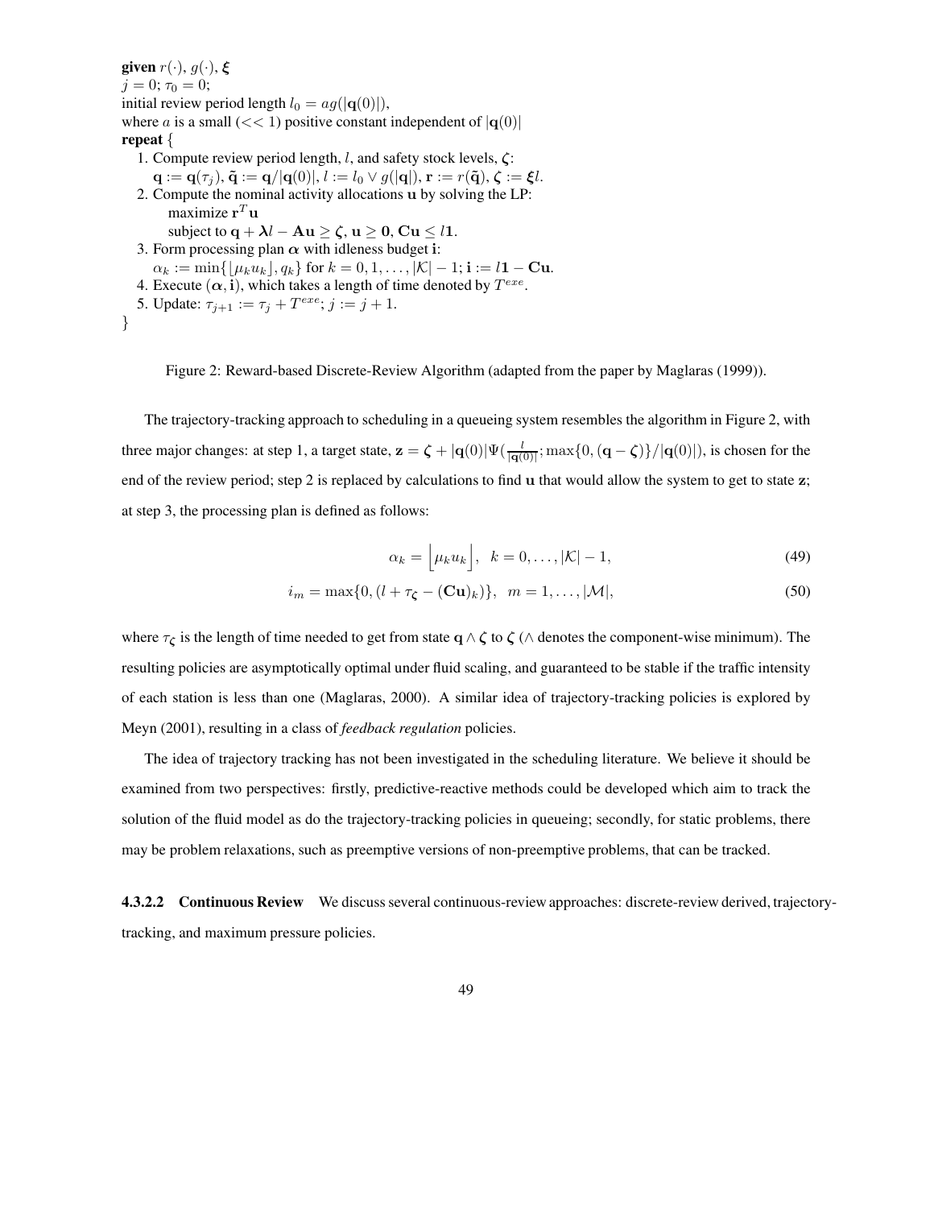**given** $r(\cdot)$, $g(\cdot)$, $\boldsymbol{\xi}$
$j = 0$; $\tau_0 = 0$;
initial review period length $l_0 = ag(|\mathbf{q}(0)|)$,
where $a$ is a small ($<< 1$) positive constant independent of $|\mathbf{q}(0)|$
**repeat** {

1. Compute review period length, $l$, and safety stock levels, $\boldsymbol{\zeta}$:
   $\mathbf{q} := \mathbf{q}(\tau_j)$, $\tilde{\mathbf{q}} := \mathbf{q}/|\mathbf{q}(0)|$, $l := l_0 \vee g(|\mathbf{q}|)$, $\mathbf{r} := r(\tilde{\mathbf{q}})$, $\boldsymbol{\zeta} := \boldsymbol{\xi} l$.
2. Compute the nominal activity allocations $\mathbf{u}$ by solving the LP:
   maximize $\mathbf{r}^T\mathbf{u}$
   subject to $\mathbf{q} + \boldsymbol{\lambda} l - \mathbf{A}\mathbf{u} \geq \boldsymbol{\zeta}$, $\mathbf{u} \geq \mathbf{0}$, $\mathbf{C}\mathbf{u} \leq l\mathbf{1}$.
3. Form processing plan $\boldsymbol{\alpha}$ with idleness budget $\mathbf{i}$:
   $\alpha_k := \min\{\lfloor \mu_k u_k \rfloor, q_k\}$ for $k = 0, 1, \ldots, |\mathcal{K}| - 1$; $\mathbf{i} := l\mathbf{1} - \mathbf{C}\mathbf{u}$.
4. Execute $(\boldsymbol{\alpha}, \mathbf{i})$, which takes a length of time denoted by $T^{exe}$.
5. Update: $\tau_{j+1} := \tau_j + T^{exe}$; $j := j + 1$.

}

Figure 2: Reward-based Discrete-Review Algorithm (adapted from the paper by Maglaras (1999)).

The trajectory-tracking approach to scheduling in a queueing system resembles the algorithm in Figure 2, with three major changes: at step 1, a target state, $\mathbf{z} = \boldsymbol{\zeta} + |\mathbf{q}(0)|\Psi(\frac{l}{|\mathbf{q}(0)|}; \max\{0, (\mathbf{q} - \boldsymbol{\zeta})\}/|\mathbf{q}(0)|)$, is chosen for the end of the review period; step 2 is replaced by calculations to find $\mathbf{u}$ that would allow the system to get to state $\mathbf{z}$; at step 3, the processing plan is defined as follows:

$$\alpha_k = \Big\lfloor \mu_k u_k \Big\rfloor, \quad k = 0, \ldots, |\mathcal{K}| - 1, \tag{49}$$

$$i_m = \max\{0, (l + \tau_{\boldsymbol{\zeta}} - (\mathbf{C}\mathbf{u})_k)\}, \quad m = 1, \ldots, |\mathcal{M}|, \tag{50}$$

where $\tau_{\boldsymbol{\zeta}}$ is the length of time needed to get from state $\mathbf{q} \wedge \boldsymbol{\zeta}$ to $\boldsymbol{\zeta}$ ($\wedge$ denotes the component-wise minimum). The resulting policies are asymptotically optimal under fluid scaling, and guaranteed to be stable if the traffic intensity of each station is less than one (Maglaras, 2000). A similar idea of trajectory-tracking policies is explored by Meyn (2001), resulting in a class of *feedback regulation* policies.

The idea of trajectory tracking has not been investigated in the scheduling literature. We believe it should be examined from two perspectives: firstly, predictive-reactive methods could be developed which aim to track the solution of the fluid model as do the trajectory-tracking policies in queueing; secondly, for static problems, there may be problem relaxations, such as preemptive versions of non-preemptive problems, that can be tracked.

**4.3.2.2 Continuous Review** We discuss several continuous-review approaches: discrete-review derived, trajectory-tracking, and maximum pressure policies.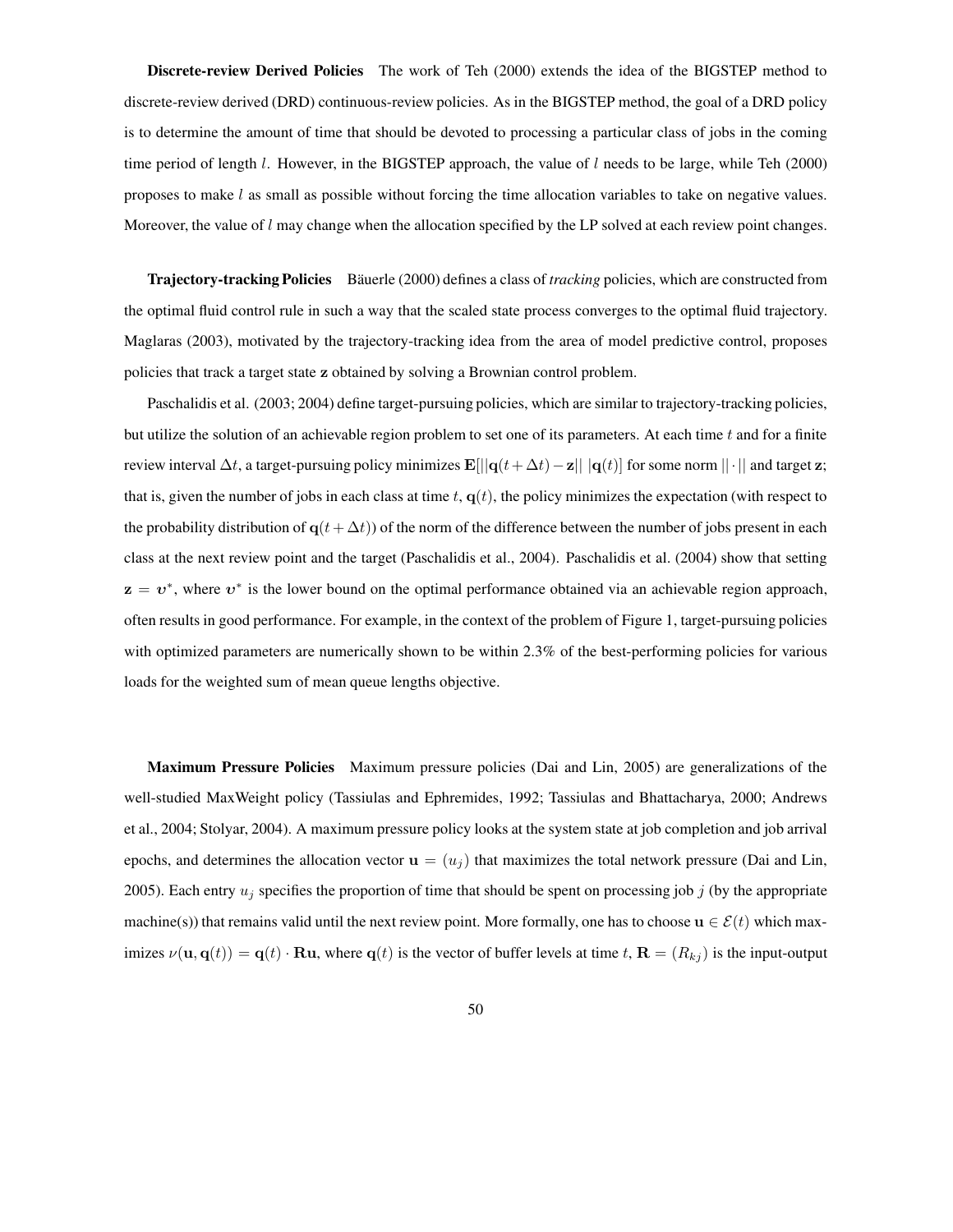**Discrete-review Derived Policies** The work of Teh (2000) extends the idea of the BIGSTEP method to discrete-review derived (DRD) continuous-review policies. As in the BIGSTEP method, the goal of a DRD policy is to determine the amount of time that should be devoted to processing a particular class of jobs in the coming time period of length $l$. However, in the BIGSTEP approach, the value of $l$ needs to be large, while Teh (2000) proposes to make $l$ as small as possible without forcing the time allocation variables to take on negative values. Moreover, the value of $l$ may change when the allocation specified by the LP solved at each review point changes.

**Trajectory-tracking Policies** Bäuerle (2000) defines a class of *tracking* policies, which are constructed from the optimal fluid control rule in such a way that the scaled state process converges to the optimal fluid trajectory. Maglaras (2003), motivated by the trajectory-tracking idea from the area of model predictive control, proposes policies that track a target state $\mathbf{z}$ obtained by solving a Brownian control problem.

Paschalidis et al. (2003; 2004) define target-pursuing policies, which are similar to trajectory-tracking policies, but utilize the solution of an achievable region problem to set one of its parameters. At each time $t$ and for a finite review interval $\Delta t$, a target-pursuing policy minimizes $\mathbf{E}[||\mathbf{q}(t+\Delta t)-\mathbf{z}||\ |\mathbf{q}(t)]$ for some norm $||\cdot||$ and target $\mathbf{z}$; that is, given the number of jobs in each class at time $t$, $\mathbf{q}(t)$, the policy minimizes the expectation (with respect to the probability distribution of $\mathbf{q}(t+\Delta t)$) of the norm of the difference between the number of jobs present in each class at the next review point and the target (Paschalidis et al., 2004). Paschalidis et al. (2004) show that setting $\mathbf{z} = \boldsymbol{\upsilon}^*$, where $\boldsymbol{\upsilon}^*$ is the lower bound on the optimal performance obtained via an achievable region approach, often results in good performance. For example, in the context of the problem of Figure 1, target-pursuing policies with optimized parameters are numerically shown to be within 2.3% of the best-performing policies for various loads for the weighted sum of mean queue lengths objective.

**Maximum Pressure Policies** Maximum pressure policies (Dai and Lin, 2005) are generalizations of the well-studied MaxWeight policy (Tassiulas and Ephremides, 1992; Tassiulas and Bhattacharya, 2000; Andrews et al., 2004; Stolyar, 2004). A maximum pressure policy looks at the system state at job completion and job arrival epochs, and determines the allocation vector $\mathbf{u} = (u_j)$ that maximizes the total network pressure (Dai and Lin, 2005). Each entry $u_j$ specifies the proportion of time that should be spent on processing job $j$ (by the appropriate machine(s)) that remains valid until the next review point. More formally, one has to choose $\mathbf{u} \in \mathcal{E}(t)$ which maximizes $\nu(\mathbf{u}, \mathbf{q}(t)) = \mathbf{q}(t) \cdot \mathbf{R}\mathbf{u}$, where $\mathbf{q}(t)$ is the vector of buffer levels at time $t$, $\mathbf{R} = (R_{kj})$ is the input-output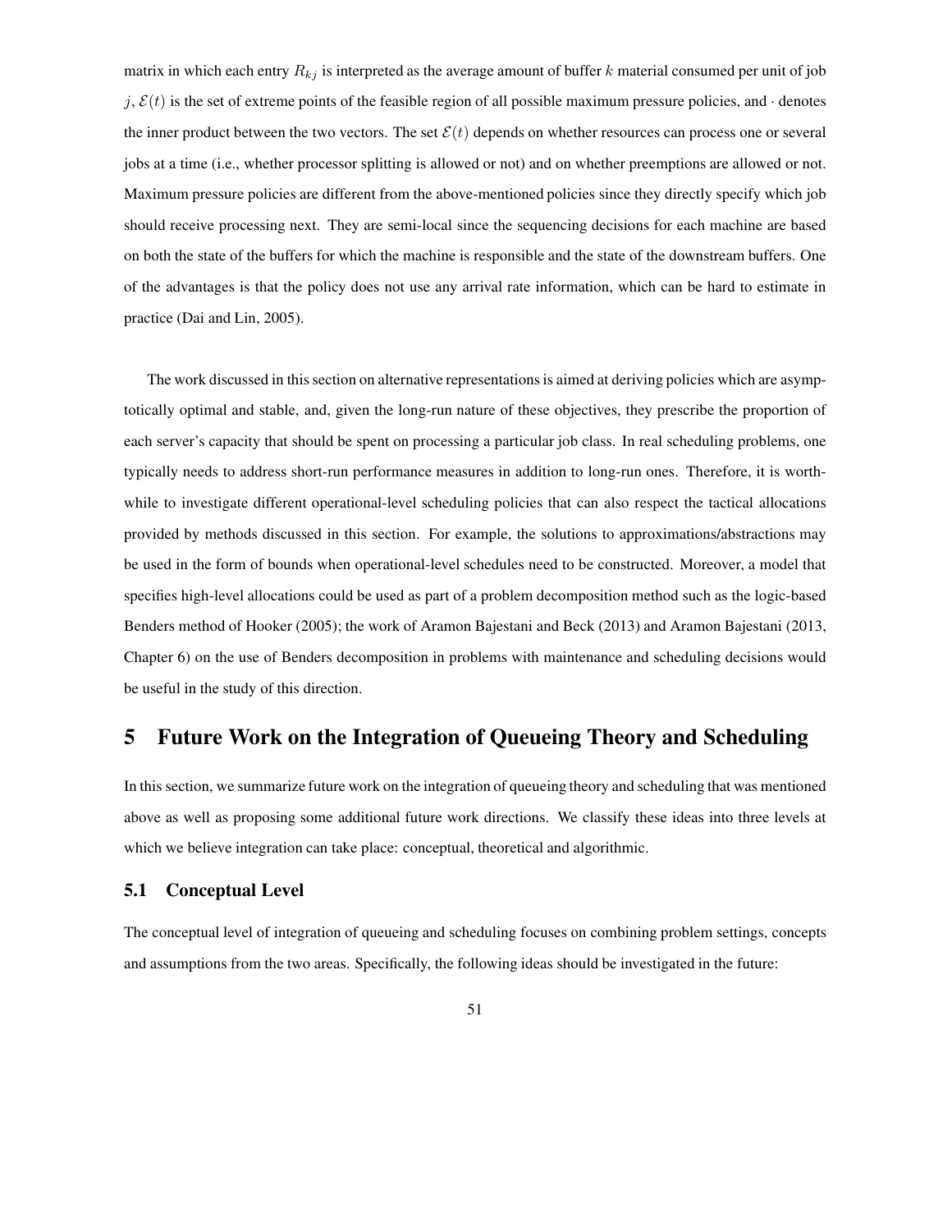matrix in which each entry $R_{kj}$ is interpreted as the average amount of buffer $k$ material consumed per unit of job $j$, $\mathcal{E}(t)$ is the set of extreme points of the feasible region of all possible maximum pressure policies, and $\cdot$ denotes the inner product between the two vectors. The set $\mathcal{E}(t)$ depends on whether resources can process one or several jobs at a time (i.e., whether processor splitting is allowed or not) and on whether preemptions are allowed or not. Maximum pressure policies are different from the above-mentioned policies since they directly specify which job should receive processing next. They are semi-local since the sequencing decisions for each machine are based on both the state of the buffers for which the machine is responsible and the state of the downstream buffers. One of the advantages is that the policy does not use any arrival rate information, which can be hard to estimate in practice (Dai and Lin, 2005).

The work discussed in this section on alternative representations is aimed at deriving policies which are asymptotically optimal and stable, and, given the long-run nature of these objectives, they prescribe the proportion of each server's capacity that should be spent on processing a particular job class. In real scheduling problems, one typically needs to address short-run performance measures in addition to long-run ones. Therefore, it is worthwhile to investigate different operational-level scheduling policies that can also respect the tactical allocations provided by methods discussed in this section. For example, the solutions to approximations/abstractions may be used in the form of bounds when operational-level schedules need to be constructed. Moreover, a model that specifies high-level allocations could be used as part of a problem decomposition method such as the logic-based Benders method of Hooker (2005); the work of Aramon Bajestani and Beck (2013) and Aramon Bajestani (2013, Chapter 6) on the use of Benders decomposition in problems with maintenance and scheduling decisions would be useful in the study of this direction.

## 5 Future Work on the Integration of Queueing Theory and Scheduling

In this section, we summarize future work on the integration of queueing theory and scheduling that was mentioned above as well as proposing some additional future work directions. We classify these ideas into three levels at which we believe integration can take place: conceptual, theoretical and algorithmic.

### 5.1 Conceptual Level

The conceptual level of integration of queueing and scheduling focuses on combining problem settings, concepts and assumptions from the two areas. Specifically, the following ideas should be investigated in the future: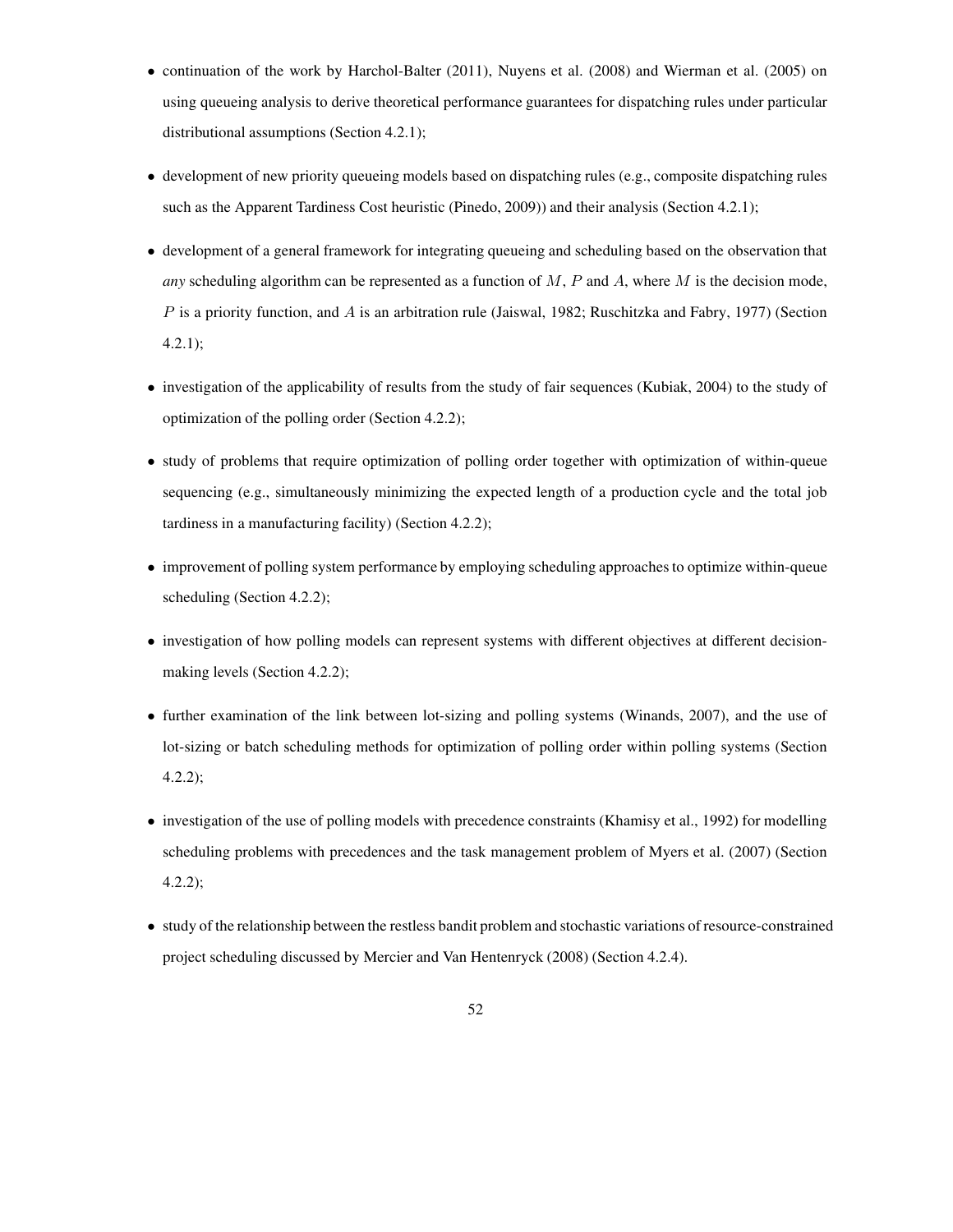- continuation of the work by Harchol-Balter (2011), Nuyens et al. (2008) and Wierman et al. (2005) on using queueing analysis to derive theoretical performance guarantees for dispatching rules under particular distributional assumptions (Section 4.2.1);
- development of new priority queueing models based on dispatching rules (e.g., composite dispatching rules such as the Apparent Tardiness Cost heuristic (Pinedo, 2009)) and their analysis (Section 4.2.1);
- development of a general framework for integrating queueing and scheduling based on the observation that *any* scheduling algorithm can be represented as a function of $M$, $P$ and $A$, where $M$ is the decision mode, $P$ is a priority function, and $A$ is an arbitration rule (Jaiswal, 1982; Ruschitzka and Fabry, 1977) (Section 4.2.1);
- investigation of the applicability of results from the study of fair sequences (Kubiak, 2004) to the study of optimization of the polling order (Section 4.2.2);
- study of problems that require optimization of polling order together with optimization of within-queue sequencing (e.g., simultaneously minimizing the expected length of a production cycle and the total job tardiness in a manufacturing facility) (Section 4.2.2);
- improvement of polling system performance by employing scheduling approaches to optimize within-queue scheduling (Section 4.2.2);
- investigation of how polling models can represent systems with different objectives at different decision-making levels (Section 4.2.2);
- further examination of the link between lot-sizing and polling systems (Winands, 2007), and the use of lot-sizing or batch scheduling methods for optimization of polling order within polling systems (Section 4.2.2);
- investigation of the use of polling models with precedence constraints (Khamisy et al., 1992) for modelling scheduling problems with precedences and the task management problem of Myers et al. (2007) (Section 4.2.2);
- study of the relationship between the restless bandit problem and stochastic variations of resource-constrained project scheduling discussed by Mercier and Van Hentenryck (2008) (Section 4.2.4).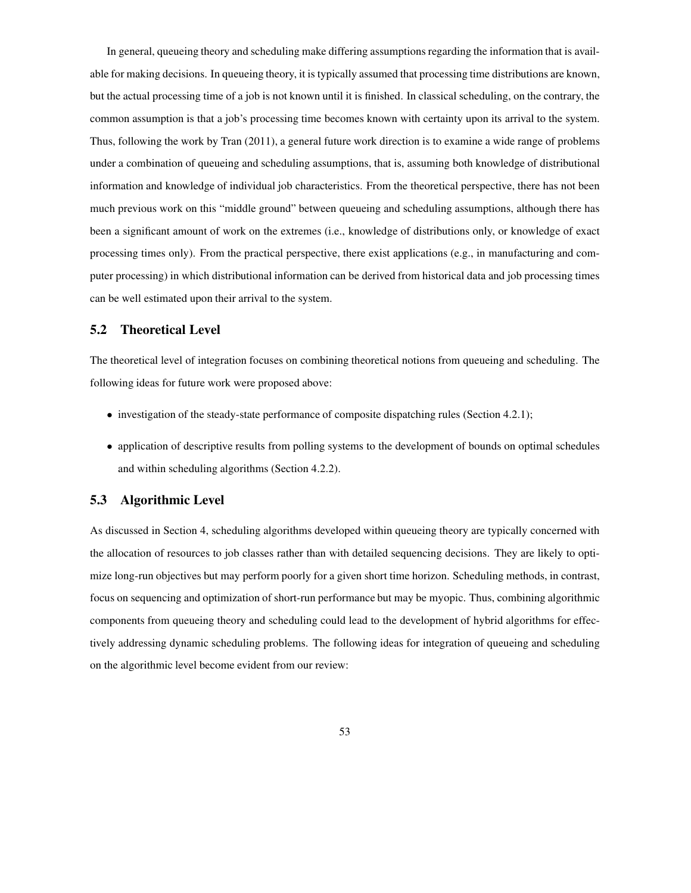In general, queueing theory and scheduling make differing assumptions regarding the information that is available for making decisions. In queueing theory, it is typically assumed that processing time distributions are known, but the actual processing time of a job is not known until it is finished. In classical scheduling, on the contrary, the common assumption is that a job's processing time becomes known with certainty upon its arrival to the system. Thus, following the work by Tran (2011), a general future work direction is to examine a wide range of problems under a combination of queueing and scheduling assumptions, that is, assuming both knowledge of distributional information and knowledge of individual job characteristics. From the theoretical perspective, there has not been much previous work on this "middle ground" between queueing and scheduling assumptions, although there has been a significant amount of work on the extremes (i.e., knowledge of distributions only, or knowledge of exact processing times only). From the practical perspective, there exist applications (e.g., in manufacturing and computer processing) in which distributional information can be derived from historical data and job processing times can be well estimated upon their arrival to the system.

## 5.2 Theoretical Level

The theoretical level of integration focuses on combining theoretical notions from queueing and scheduling. The following ideas for future work were proposed above:

- investigation of the steady-state performance of composite dispatching rules (Section 4.2.1);
- application of descriptive results from polling systems to the development of bounds on optimal schedules and within scheduling algorithms (Section 4.2.2).

## 5.3 Algorithmic Level

As discussed in Section 4, scheduling algorithms developed within queueing theory are typically concerned with the allocation of resources to job classes rather than with detailed sequencing decisions. They are likely to optimize long-run objectives but may perform poorly for a given short time horizon. Scheduling methods, in contrast, focus on sequencing and optimization of short-run performance but may be myopic. Thus, combining algorithmic components from queueing theory and scheduling could lead to the development of hybrid algorithms for effectively addressing dynamic scheduling problems. The following ideas for integration of queueing and scheduling on the algorithmic level become evident from our review: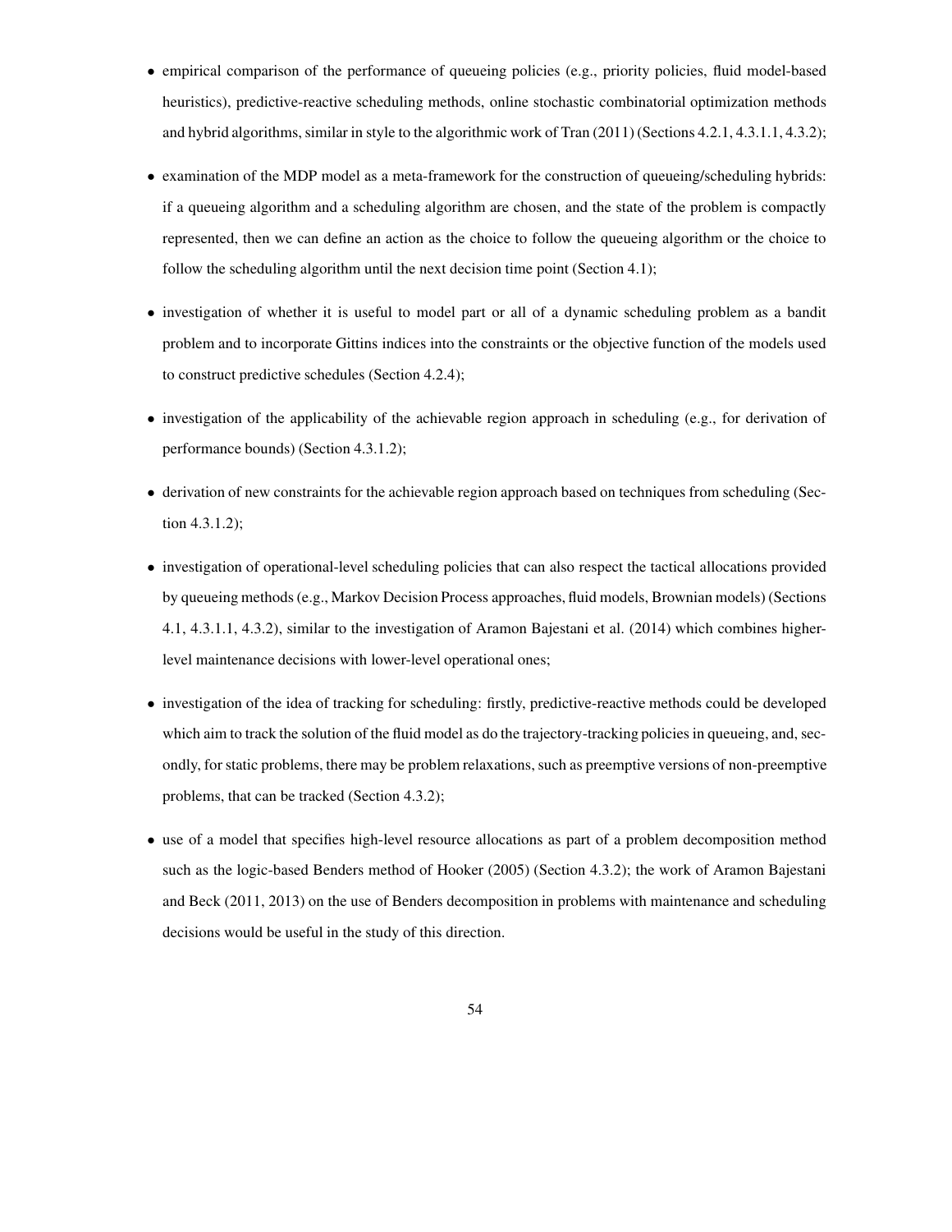- empirical comparison of the performance of queueing policies (e.g., priority policies, fluid model-based heuristics), predictive-reactive scheduling methods, online stochastic combinatorial optimization methods and hybrid algorithms, similar in style to the algorithmic work of Tran (2011) (Sections 4.2.1, 4.3.1.1, 4.3.2);

- examination of the MDP model as a meta-framework for the construction of queueing/scheduling hybrids: if a queueing algorithm and a scheduling algorithm are chosen, and the state of the problem is compactly represented, then we can define an action as the choice to follow the queueing algorithm or the choice to follow the scheduling algorithm until the next decision time point (Section 4.1);

- investigation of whether it is useful to model part or all of a dynamic scheduling problem as a bandit problem and to incorporate Gittins indices into the constraints or the objective function of the models used to construct predictive schedules (Section 4.2.4);

- investigation of the applicability of the achievable region approach in scheduling (e.g., for derivation of performance bounds) (Section 4.3.1.2);

- derivation of new constraints for the achievable region approach based on techniques from scheduling (Section 4.3.1.2);

- investigation of operational-level scheduling policies that can also respect the tactical allocations provided by queueing methods (e.g., Markov Decision Process approaches, fluid models, Brownian models) (Sections 4.1, 4.3.1.1, 4.3.2), similar to the investigation of Aramon Bajestani et al. (2014) which combines higher-level maintenance decisions with lower-level operational ones;

- investigation of the idea of tracking for scheduling: firstly, predictive-reactive methods could be developed which aim to track the solution of the fluid model as do the trajectory-tracking policies in queueing, and, secondly, for static problems, there may be problem relaxations, such as preemptive versions of non-preemptive problems, that can be tracked (Section 4.3.2);

- use of a model that specifies high-level resource allocations as part of a problem decomposition method such as the logic-based Benders method of Hooker (2005) (Section 4.3.2); the work of Aramon Bajestani and Beck (2011, 2013) on the use of Benders decomposition in problems with maintenance and scheduling decisions would be useful in the study of this direction.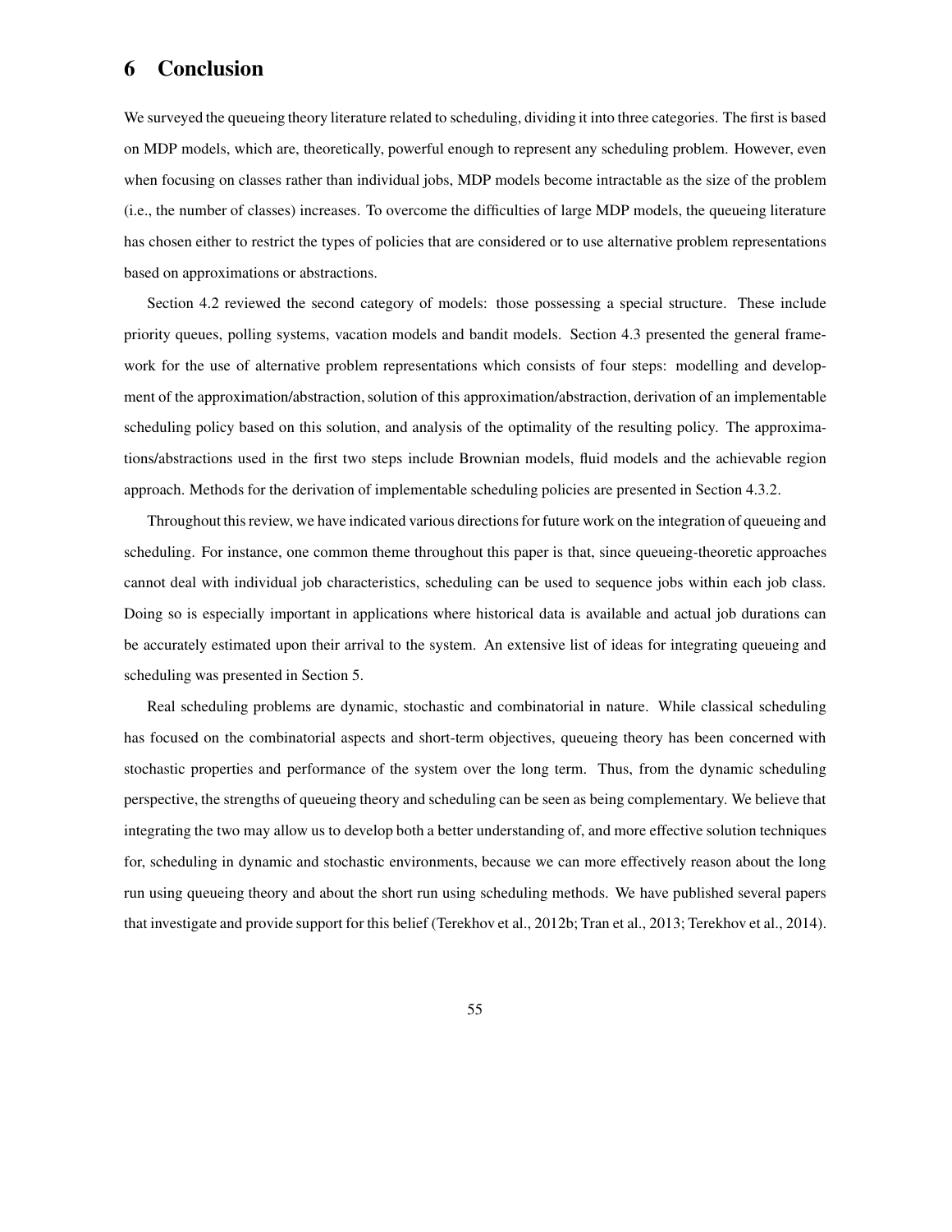## 6 Conclusion

We surveyed the queueing theory literature related to scheduling, dividing it into three categories. The first is based on MDP models, which are, theoretically, powerful enough to represent any scheduling problem. However, even when focusing on classes rather than individual jobs, MDP models become intractable as the size of the problem (i.e., the number of classes) increases. To overcome the difficulties of large MDP models, the queueing literature has chosen either to restrict the types of policies that are considered or to use alternative problem representations based on approximations or abstractions.

Section 4.2 reviewed the second category of models: those possessing a special structure. These include priority queues, polling systems, vacation models and bandit models. Section 4.3 presented the general framework for the use of alternative problem representations which consists of four steps: modelling and development of the approximation/abstraction, solution of this approximation/abstraction, derivation of an implementable scheduling policy based on this solution, and analysis of the optimality of the resulting policy. The approximations/abstractions used in the first two steps include Brownian models, fluid models and the achievable region approach. Methods for the derivation of implementable scheduling policies are presented in Section 4.3.2.

Throughout this review, we have indicated various directions for future work on the integration of queueing and scheduling. For instance, one common theme throughout this paper is that, since queueing-theoretic approaches cannot deal with individual job characteristics, scheduling can be used to sequence jobs within each job class. Doing so is especially important in applications where historical data is available and actual job durations can be accurately estimated upon their arrival to the system. An extensive list of ideas for integrating queueing and scheduling was presented in Section 5.

Real scheduling problems are dynamic, stochastic and combinatorial in nature. While classical scheduling has focused on the combinatorial aspects and short-term objectives, queueing theory has been concerned with stochastic properties and performance of the system over the long term. Thus, from the dynamic scheduling perspective, the strengths of queueing theory and scheduling can be seen as being complementary. We believe that integrating the two may allow us to develop both a better understanding of, and more effective solution techniques for, scheduling in dynamic and stochastic environments, because we can more effectively reason about the long run using queueing theory and about the short run using scheduling methods. We have published several papers that investigate and provide support for this belief (Terekhov et al., 2012b; Tran et al., 2013; Terekhov et al., 2014).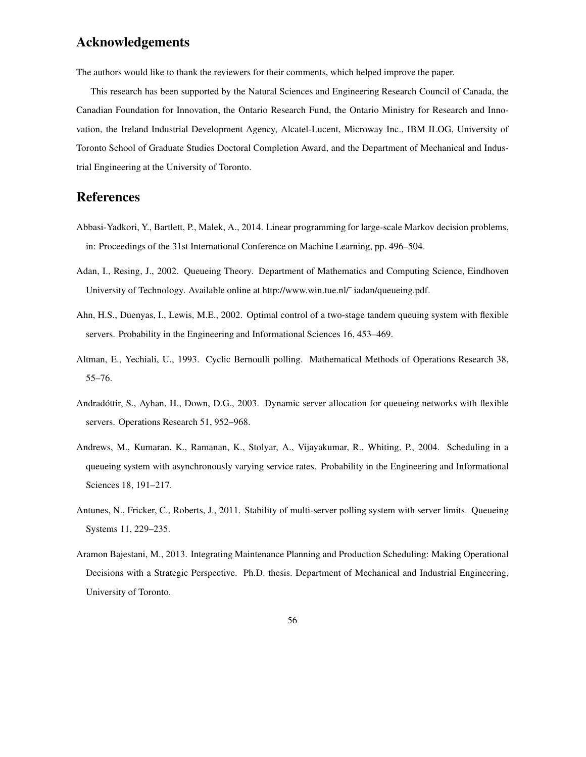## Acknowledgements

The authors would like to thank the reviewers for their comments, which helped improve the paper.

This research has been supported by the Natural Sciences and Engineering Research Council of Canada, the Canadian Foundation for Innovation, the Ontario Research Fund, the Ontario Ministry for Research and Innovation, the Ireland Industrial Development Agency, Alcatel-Lucent, Microway Inc., IBM ILOG, University of Toronto School of Graduate Studies Doctoral Completion Award, and the Department of Mechanical and Industrial Engineering at the University of Toronto.

## References

Abbasi-Yadkori, Y., Bartlett, P., Malek, A., 2014. Linear programming for large-scale Markov decision problems, in: Proceedings of the 31st International Conference on Machine Learning, pp. 496–504.

Adan, I., Resing, J., 2002. Queueing Theory. Department of Mathematics and Computing Science, Eindhoven University of Technology. Available online at http://www.win.tue.nl/˜ iadan/queueing.pdf.

Ahn, H.S., Duenyas, I., Lewis, M.E., 2002. Optimal control of a two-stage tandem queuing system with flexible servers. Probability in the Engineering and Informational Sciences 16, 453–469.

Altman, E., Yechiali, U., 1993. Cyclic Bernoulli polling. Mathematical Methods of Operations Research 38, 55–76.

Andradóttir, S., Ayhan, H., Down, D.G., 2003. Dynamic server allocation for queueing networks with flexible servers. Operations Research 51, 952–968.

Andrews, M., Kumaran, K., Ramanan, K., Stolyar, A., Vijayakumar, R., Whiting, P., 2004. Scheduling in a queueing system with asynchronously varying service rates. Probability in the Engineering and Informational Sciences 18, 191–217.

Antunes, N., Fricker, C., Roberts, J., 2011. Stability of multi-server polling system with server limits. Queueing Systems 11, 229–235.

Aramon Bajestani, M., 2013. Integrating Maintenance Planning and Production Scheduling: Making Operational Decisions with a Strategic Perspective. Ph.D. thesis. Department of Mechanical and Industrial Engineering, University of Toronto.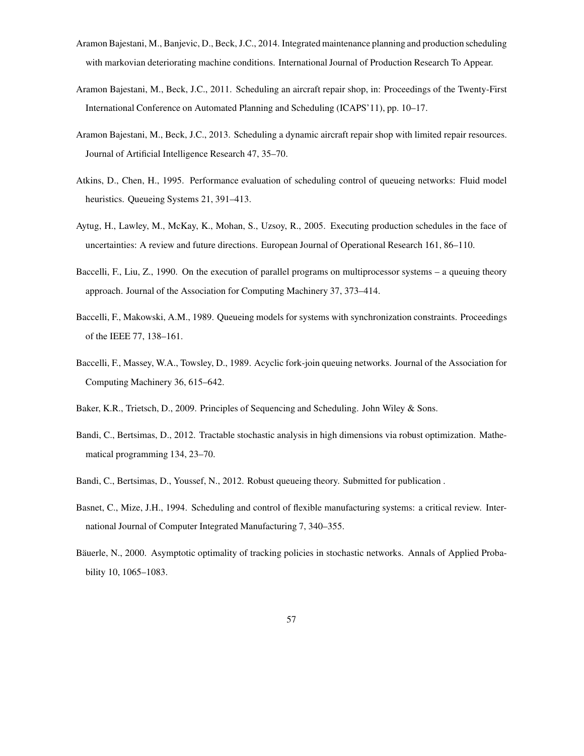Aramon Bajestani, M., Banjevic, D., Beck, J.C., 2014. Integrated maintenance planning and production scheduling with markovian deteriorating machine conditions. International Journal of Production Research To Appear.

Aramon Bajestani, M., Beck, J.C., 2011. Scheduling an aircraft repair shop, in: Proceedings of the Twenty-First International Conference on Automated Planning and Scheduling (ICAPS'11), pp. 10–17.

Aramon Bajestani, M., Beck, J.C., 2013. Scheduling a dynamic aircraft repair shop with limited repair resources. Journal of Artificial Intelligence Research 47, 35–70.

Atkins, D., Chen, H., 1995. Performance evaluation of scheduling control of queueing networks: Fluid model heuristics. Queueing Systems 21, 391–413.

Aytug, H., Lawley, M., McKay, K., Mohan, S., Uzsoy, R., 2005. Executing production schedules in the face of uncertainties: A review and future directions. European Journal of Operational Research 161, 86–110.

Baccelli, F., Liu, Z., 1990. On the execution of parallel programs on multiprocessor systems – a queuing theory approach. Journal of the Association for Computing Machinery 37, 373–414.

Baccelli, F., Makowski, A.M., 1989. Queueing models for systems with synchronization constraints. Proceedings of the IEEE 77, 138–161.

Baccelli, F., Massey, W.A., Towsley, D., 1989. Acyclic fork-join queuing networks. Journal of the Association for Computing Machinery 36, 615–642.

Baker, K.R., Trietsch, D., 2009. Principles of Sequencing and Scheduling. John Wiley & Sons.

Bandi, C., Bertsimas, D., 2012. Tractable stochastic analysis in high dimensions via robust optimization. Mathematical programming 134, 23–70.

Bandi, C., Bertsimas, D., Youssef, N., 2012. Robust queueing theory. Submitted for publication .

Basnet, C., Mize, J.H., 1994. Scheduling and control of flexible manufacturing systems: a critical review. International Journal of Computer Integrated Manufacturing 7, 340–355.

Bäuerle, N., 2000. Asymptotic optimality of tracking policies in stochastic networks. Annals of Applied Probability 10, 1065–1083.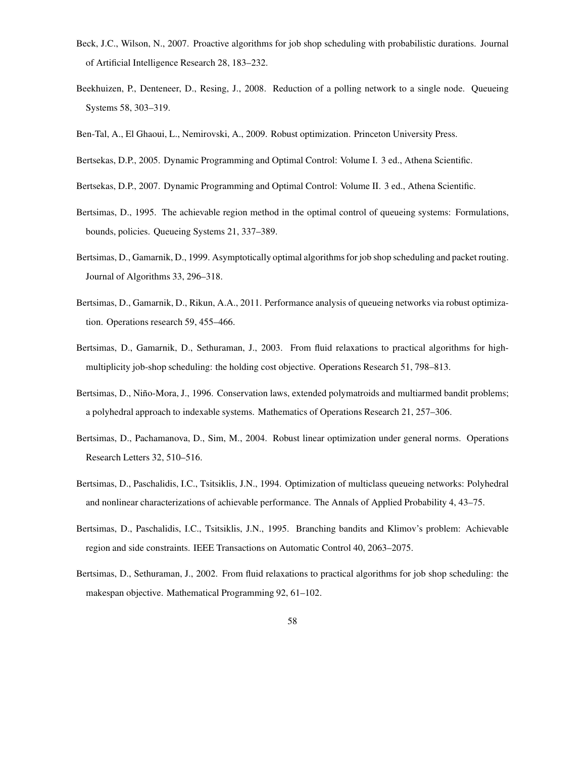Beck, J.C., Wilson, N., 2007. Proactive algorithms for job shop scheduling with probabilistic durations. Journal of Artificial Intelligence Research 28, 183–232.

Beekhuizen, P., Denteneer, D., Resing, J., 2008. Reduction of a polling network to a single node. Queueing Systems 58, 303–319.

Ben-Tal, A., El Ghaoui, L., Nemirovski, A., 2009. Robust optimization. Princeton University Press.

Bertsekas, D.P., 2005. Dynamic Programming and Optimal Control: Volume I. 3 ed., Athena Scientific.

Bertsekas, D.P., 2007. Dynamic Programming and Optimal Control: Volume II. 3 ed., Athena Scientific.

Bertsimas, D., 1995. The achievable region method in the optimal control of queueing systems: Formulations, bounds, policies. Queueing Systems 21, 337–389.

Bertsimas, D., Gamarnik, D., 1999. Asymptotically optimal algorithms for job shop scheduling and packet routing. Journal of Algorithms 33, 296–318.

Bertsimas, D., Gamarnik, D., Rikun, A.A., 2011. Performance analysis of queueing networks via robust optimization. Operations research 59, 455–466.

Bertsimas, D., Gamarnik, D., Sethuraman, J., 2003. From fluid relaxations to practical algorithms for high-multiplicity job-shop scheduling: the holding cost objective. Operations Research 51, 798–813.

Bertsimas, D., Niño-Mora, J., 1996. Conservation laws, extended polymatroids and multiarmed bandit problems; a polyhedral approach to indexable systems. Mathematics of Operations Research 21, 257–306.

Bertsimas, D., Pachamanova, D., Sim, M., 2004. Robust linear optimization under general norms. Operations Research Letters 32, 510–516.

Bertsimas, D., Paschalidis, I.C., Tsitsiklis, J.N., 1994. Optimization of multiclass queueing networks: Polyhedral and nonlinear characterizations of achievable performance. The Annals of Applied Probability 4, 43–75.

Bertsimas, D., Paschalidis, I.C., Tsitsiklis, J.N., 1995. Branching bandits and Klimov's problem: Achievable region and side constraints. IEEE Transactions on Automatic Control 40, 2063–2075.

Bertsimas, D., Sethuraman, J., 2002. From fluid relaxations to practical algorithms for job shop scheduling: the makespan objective. Mathematical Programming 92, 61–102.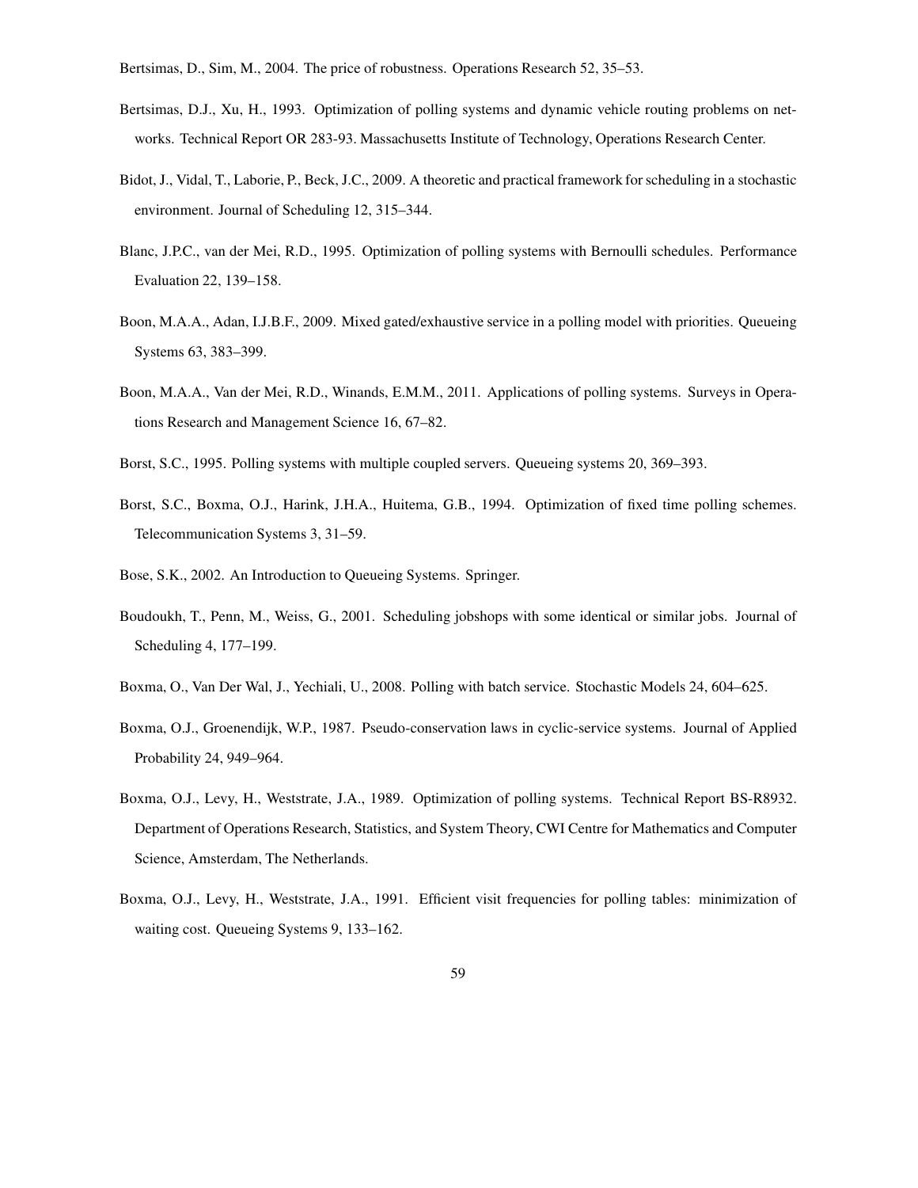Bertsimas, D., Sim, M., 2004. The price of robustness. Operations Research 52, 35–53.

Bertsimas, D.J., Xu, H., 1993. Optimization of polling systems and dynamic vehicle routing problems on networks. Technical Report OR 283-93. Massachusetts Institute of Technology, Operations Research Center.

Bidot, J., Vidal, T., Laborie, P., Beck, J.C., 2009. A theoretic and practical framework for scheduling in a stochastic environment. Journal of Scheduling 12, 315–344.

Blanc, J.P.C., van der Mei, R.D., 1995. Optimization of polling systems with Bernoulli schedules. Performance Evaluation 22, 139–158.

Boon, M.A.A., Adan, I.J.B.F., 2009. Mixed gated/exhaustive service in a polling model with priorities. Queueing Systems 63, 383–399.

Boon, M.A.A., Van der Mei, R.D., Winands, E.M.M., 2011. Applications of polling systems. Surveys in Operations Research and Management Science 16, 67–82.

Borst, S.C., 1995. Polling systems with multiple coupled servers. Queueing systems 20, 369–393.

Borst, S.C., Boxma, O.J., Harink, J.H.A., Huitema, G.B., 1994. Optimization of fixed time polling schemes. Telecommunication Systems 3, 31–59.

Bose, S.K., 2002. An Introduction to Queueing Systems. Springer.

Boudoukh, T., Penn, M., Weiss, G., 2001. Scheduling jobshops with some identical or similar jobs. Journal of Scheduling 4, 177–199.

Boxma, O., Van Der Wal, J., Yechiali, U., 2008. Polling with batch service. Stochastic Models 24, 604–625.

Boxma, O.J., Groenendijk, W.P., 1987. Pseudo-conservation laws in cyclic-service systems. Journal of Applied Probability 24, 949–964.

Boxma, O.J., Levy, H., Weststrate, J.A., 1989. Optimization of polling systems. Technical Report BS-R8932. Department of Operations Research, Statistics, and System Theory, CWI Centre for Mathematics and Computer Science, Amsterdam, The Netherlands.

Boxma, O.J., Levy, H., Weststrate, J.A., 1991. Efficient visit frequencies for polling tables: minimization of waiting cost. Queueing Systems 9, 133–162.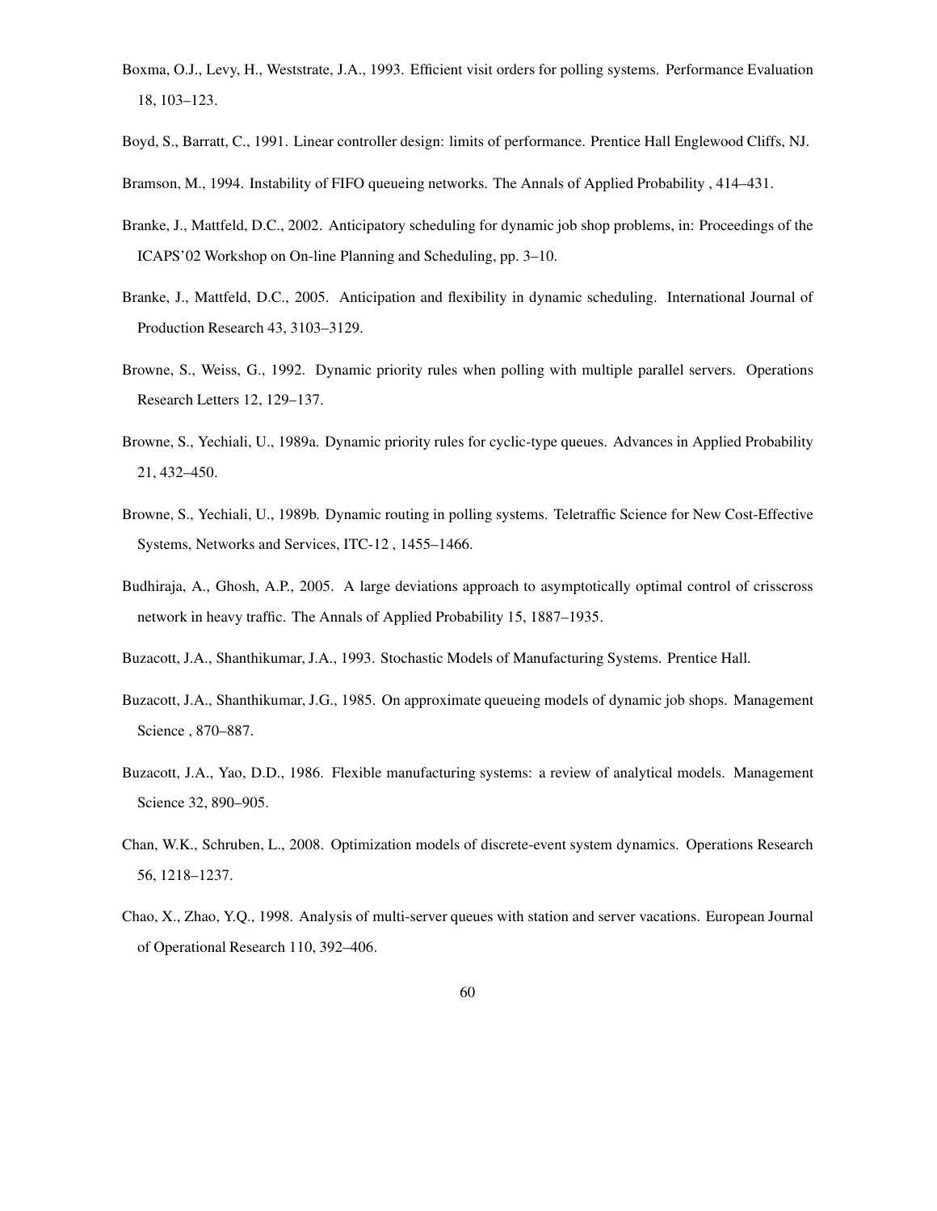Boxma, O.J., Levy, H., Weststrate, J.A., 1993. Efficient visit orders for polling systems. Performance Evaluation 18, 103–123.

Boyd, S., Barratt, C., 1991. Linear controller design: limits of performance. Prentice Hall Englewood Cliffs, NJ.

Bramson, M., 1994. Instability of FIFO queueing networks. The Annals of Applied Probability , 414–431.

Branke, J., Mattfeld, D.C., 2002. Anticipatory scheduling for dynamic job shop problems, in: Proceedings of the ICAPS'02 Workshop on On-line Planning and Scheduling, pp. 3–10.

Branke, J., Mattfeld, D.C., 2005. Anticipation and flexibility in dynamic scheduling. International Journal of Production Research 43, 3103–3129.

Browne, S., Weiss, G., 1992. Dynamic priority rules when polling with multiple parallel servers. Operations Research Letters 12, 129–137.

Browne, S., Yechiali, U., 1989a. Dynamic priority rules for cyclic-type queues. Advances in Applied Probability 21, 432–450.

Browne, S., Yechiali, U., 1989b. Dynamic routing in polling systems. Teletraffic Science for New Cost-Effective Systems, Networks and Services, ITC-12 , 1455–1466.

Budhiraja, A., Ghosh, A.P., 2005. A large deviations approach to asymptotically optimal control of crisscross network in heavy traffic. The Annals of Applied Probability 15, 1887–1935.

Buzacott, J.A., Shanthikumar, J.A., 1993. Stochastic Models of Manufacturing Systems. Prentice Hall.

Buzacott, J.A., Shanthikumar, J.G., 1985. On approximate queueing models of dynamic job shops. Management Science , 870–887.

Buzacott, J.A., Yao, D.D., 1986. Flexible manufacturing systems: a review of analytical models. Management Science 32, 890–905.

Chan, W.K., Schruben, L., 2008. Optimization models of discrete-event system dynamics. Operations Research 56, 1218–1237.

Chao, X., Zhao, Y.Q., 1998. Analysis of multi-server queues with station and server vacations. European Journal of Operational Research 110, 392–406.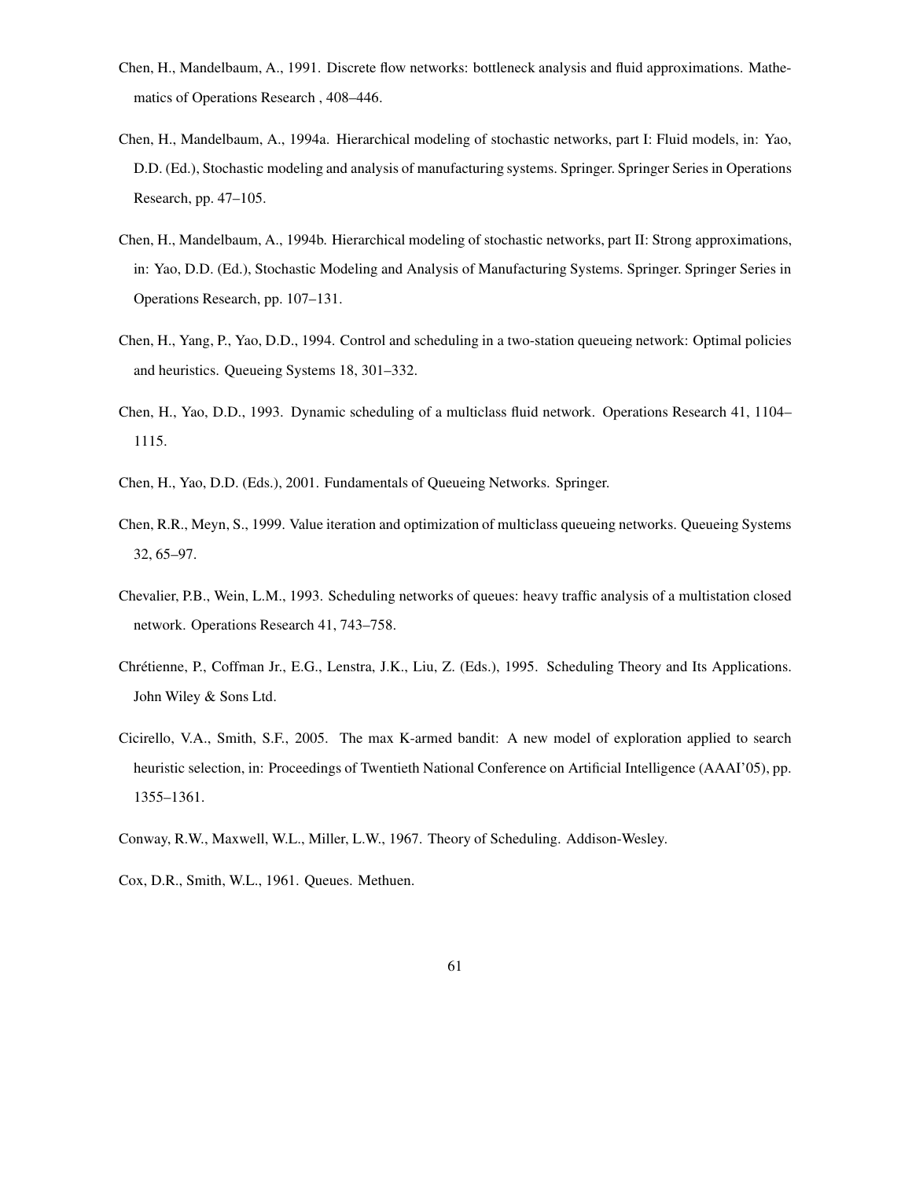Chen, H., Mandelbaum, A., 1991. Discrete flow networks: bottleneck analysis and fluid approximations. Mathematics of Operations Research , 408–446.

Chen, H., Mandelbaum, A., 1994a. Hierarchical modeling of stochastic networks, part I: Fluid models, in: Yao, D.D. (Ed.), Stochastic modeling and analysis of manufacturing systems. Springer. Springer Series in Operations Research, pp. 47–105.

Chen, H., Mandelbaum, A., 1994b. Hierarchical modeling of stochastic networks, part II: Strong approximations, in: Yao, D.D. (Ed.), Stochastic Modeling and Analysis of Manufacturing Systems. Springer. Springer Series in Operations Research, pp. 107–131.

Chen, H., Yang, P., Yao, D.D., 1994. Control and scheduling in a two-station queueing network: Optimal policies and heuristics. Queueing Systems 18, 301–332.

Chen, H., Yao, D.D., 1993. Dynamic scheduling of a multiclass fluid network. Operations Research 41, 1104–1115.

Chen, H., Yao, D.D. (Eds.), 2001. Fundamentals of Queueing Networks. Springer.

Chen, R.R., Meyn, S., 1999. Value iteration and optimization of multiclass queueing networks. Queueing Systems 32, 65–97.

Chevalier, P.B., Wein, L.M., 1993. Scheduling networks of queues: heavy traffic analysis of a multistation closed network. Operations Research 41, 743–758.

Chrétienne, P., Coffman Jr., E.G., Lenstra, J.K., Liu, Z. (Eds.), 1995. Scheduling Theory and Its Applications. John Wiley & Sons Ltd.

Cicirello, V.A., Smith, S.F., 2005. The max K-armed bandit: A new model of exploration applied to search heuristic selection, in: Proceedings of Twentieth National Conference on Artificial Intelligence (AAAI'05), pp. 1355–1361.

Conway, R.W., Maxwell, W.L., Miller, L.W., 1967. Theory of Scheduling. Addison-Wesley.

Cox, D.R., Smith, W.L., 1961. Queues. Methuen.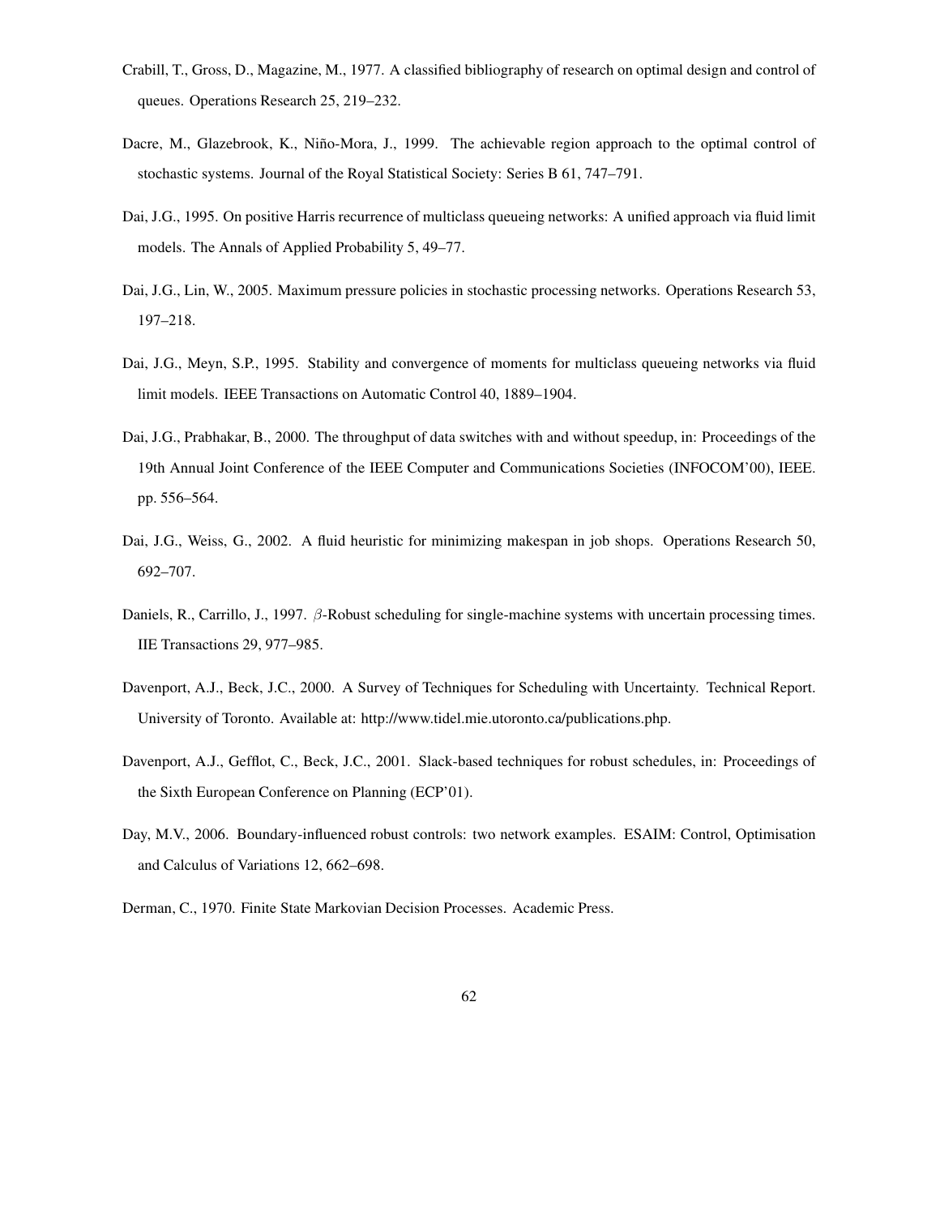Crabill, T., Gross, D., Magazine, M., 1977. A classified bibliography of research on optimal design and control of queues. Operations Research 25, 219–232.

Dacre, M., Glazebrook, K., Niño-Mora, J., 1999. The achievable region approach to the optimal control of stochastic systems. Journal of the Royal Statistical Society: Series B 61, 747–791.

Dai, J.G., 1995. On positive Harris recurrence of multiclass queueing networks: A unified approach via fluid limit models. The Annals of Applied Probability 5, 49–77.

Dai, J.G., Lin, W., 2005. Maximum pressure policies in stochastic processing networks. Operations Research 53, 197–218.

Dai, J.G., Meyn, S.P., 1995. Stability and convergence of moments for multiclass queueing networks via fluid limit models. IEEE Transactions on Automatic Control 40, 1889–1904.

Dai, J.G., Prabhakar, B., 2000. The throughput of data switches with and without speedup, in: Proceedings of the 19th Annual Joint Conference of the IEEE Computer and Communications Societies (INFOCOM'00), IEEE. pp. 556–564.

Dai, J.G., Weiss, G., 2002. A fluid heuristic for minimizing makespan in job shops. Operations Research 50, 692–707.

Daniels, R., Carrillo, J., 1997. $\beta$-Robust scheduling for single-machine systems with uncertain processing times. IIE Transactions 29, 977–985.

Davenport, A.J., Beck, J.C., 2000. A Survey of Techniques for Scheduling with Uncertainty. Technical Report. University of Toronto. Available at: http://www.tidel.mie.utoronto.ca/publications.php.

Davenport, A.J., Gefflot, C., Beck, J.C., 2001. Slack-based techniques for robust schedules, in: Proceedings of the Sixth European Conference on Planning (ECP'01).

Day, M.V., 2006. Boundary-influenced robust controls: two network examples. ESAIM: Control, Optimisation and Calculus of Variations 12, 662–698.

Derman, C., 1970. Finite State Markovian Decision Processes. Academic Press.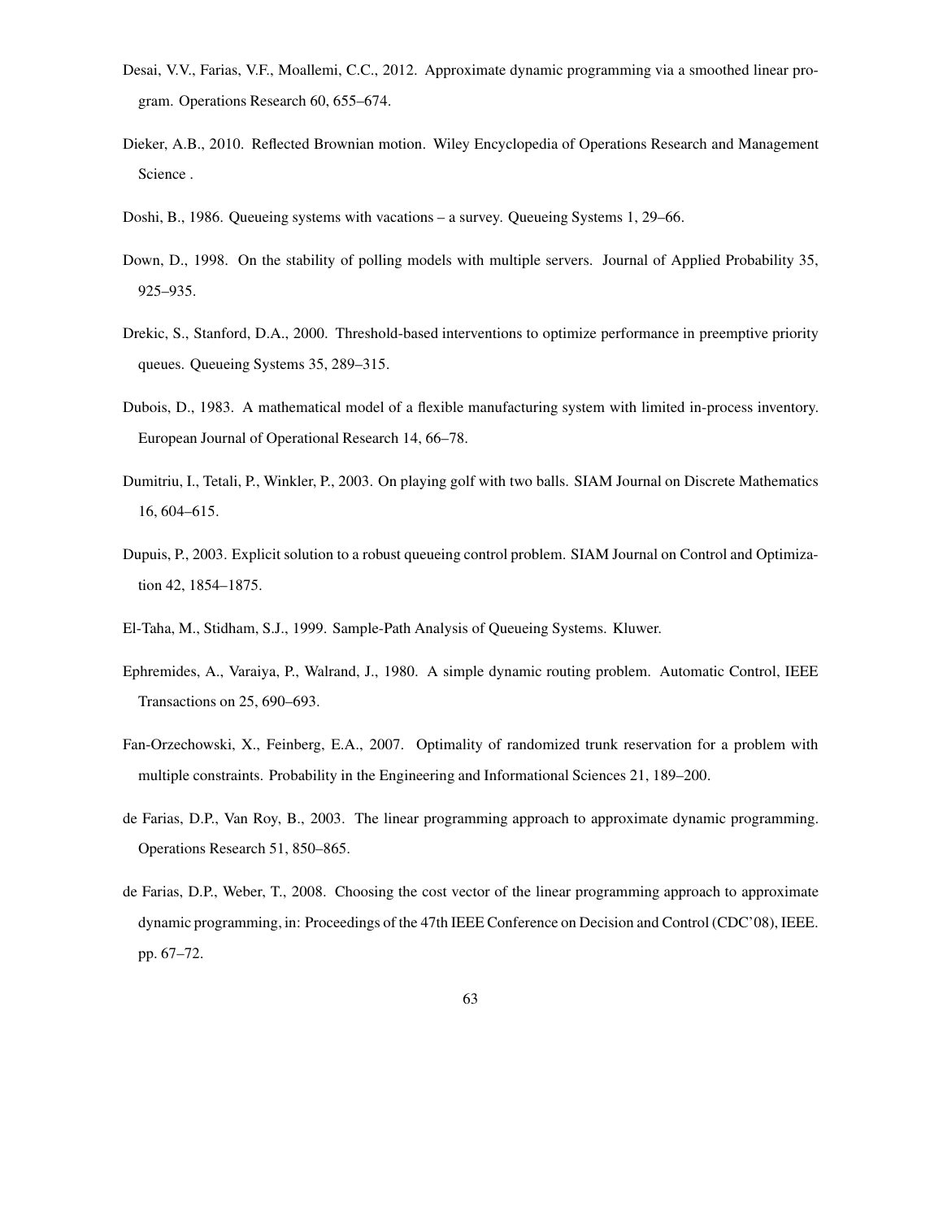Desai, V.V., Farias, V.F., Moallemi, C.C., 2012. Approximate dynamic programming via a smoothed linear program. Operations Research 60, 655–674.

Dieker, A.B., 2010. Reflected Brownian motion. Wiley Encyclopedia of Operations Research and Management Science .

Doshi, B., 1986. Queueing systems with vacations – a survey. Queueing Systems 1, 29–66.

Down, D., 1998. On the stability of polling models with multiple servers. Journal of Applied Probability 35, 925–935.

Drekic, S., Stanford, D.A., 2000. Threshold-based interventions to optimize performance in preemptive priority queues. Queueing Systems 35, 289–315.

Dubois, D., 1983. A mathematical model of a flexible manufacturing system with limited in-process inventory. European Journal of Operational Research 14, 66–78.

Dumitriu, I., Tetali, P., Winkler, P., 2003. On playing golf with two balls. SIAM Journal on Discrete Mathematics 16, 604–615.

Dupuis, P., 2003. Explicit solution to a robust queueing control problem. SIAM Journal on Control and Optimization 42, 1854–1875.

El-Taha, M., Stidham, S.J., 1999. Sample-Path Analysis of Queueing Systems. Kluwer.

Ephremides, A., Varaiya, P., Walrand, J., 1980. A simple dynamic routing problem. Automatic Control, IEEE Transactions on 25, 690–693.

Fan-Orzechowski, X., Feinberg, E.A., 2007. Optimality of randomized trunk reservation for a problem with multiple constraints. Probability in the Engineering and Informational Sciences 21, 189–200.

de Farias, D.P., Van Roy, B., 2003. The linear programming approach to approximate dynamic programming. Operations Research 51, 850–865.

de Farias, D.P., Weber, T., 2008. Choosing the cost vector of the linear programming approach to approximate dynamic programming, in: Proceedings of the 47th IEEE Conference on Decision and Control (CDC'08), IEEE. pp. 67–72.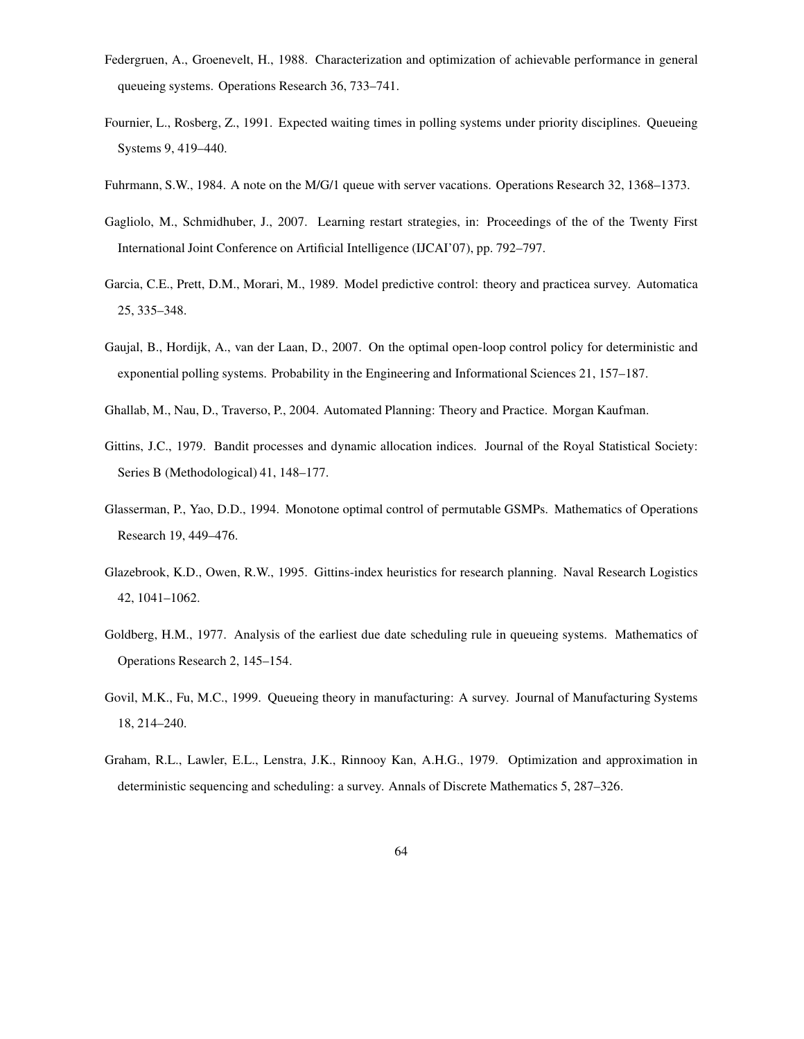Federgruen, A., Groenevelt, H., 1988. Characterization and optimization of achievable performance in general queueing systems. Operations Research 36, 733–741.

Fournier, L., Rosberg, Z., 1991. Expected waiting times in polling systems under priority disciplines. Queueing Systems 9, 419–440.

Fuhrmann, S.W., 1984. A note on the M/G/1 queue with server vacations. Operations Research 32, 1368–1373.

Gagliolo, M., Schmidhuber, J., 2007. Learning restart strategies, in: Proceedings of the of the Twenty First International Joint Conference on Artificial Intelligence (IJCAI'07), pp. 792–797.

Garcia, C.E., Prett, D.M., Morari, M., 1989. Model predictive control: theory and practicea survey. Automatica 25, 335–348.

Gaujal, B., Hordijk, A., van der Laan, D., 2007. On the optimal open-loop control policy for deterministic and exponential polling systems. Probability in the Engineering and Informational Sciences 21, 157–187.

Ghallab, M., Nau, D., Traverso, P., 2004. Automated Planning: Theory and Practice. Morgan Kaufman.

Gittins, J.C., 1979. Bandit processes and dynamic allocation indices. Journal of the Royal Statistical Society: Series B (Methodological) 41, 148–177.

Glasserman, P., Yao, D.D., 1994. Monotone optimal control of permutable GSMPs. Mathematics of Operations Research 19, 449–476.

Glazebrook, K.D., Owen, R.W., 1995. Gittins-index heuristics for research planning. Naval Research Logistics 42, 1041–1062.

Goldberg, H.M., 1977. Analysis of the earliest due date scheduling rule in queueing systems. Mathematics of Operations Research 2, 145–154.

Govil, M.K., Fu, M.C., 1999. Queueing theory in manufacturing: A survey. Journal of Manufacturing Systems 18, 214–240.

Graham, R.L., Lawler, E.L., Lenstra, J.K., Rinnooy Kan, A.H.G., 1979. Optimization and approximation in deterministic sequencing and scheduling: a survey. Annals of Discrete Mathematics 5, 287–326.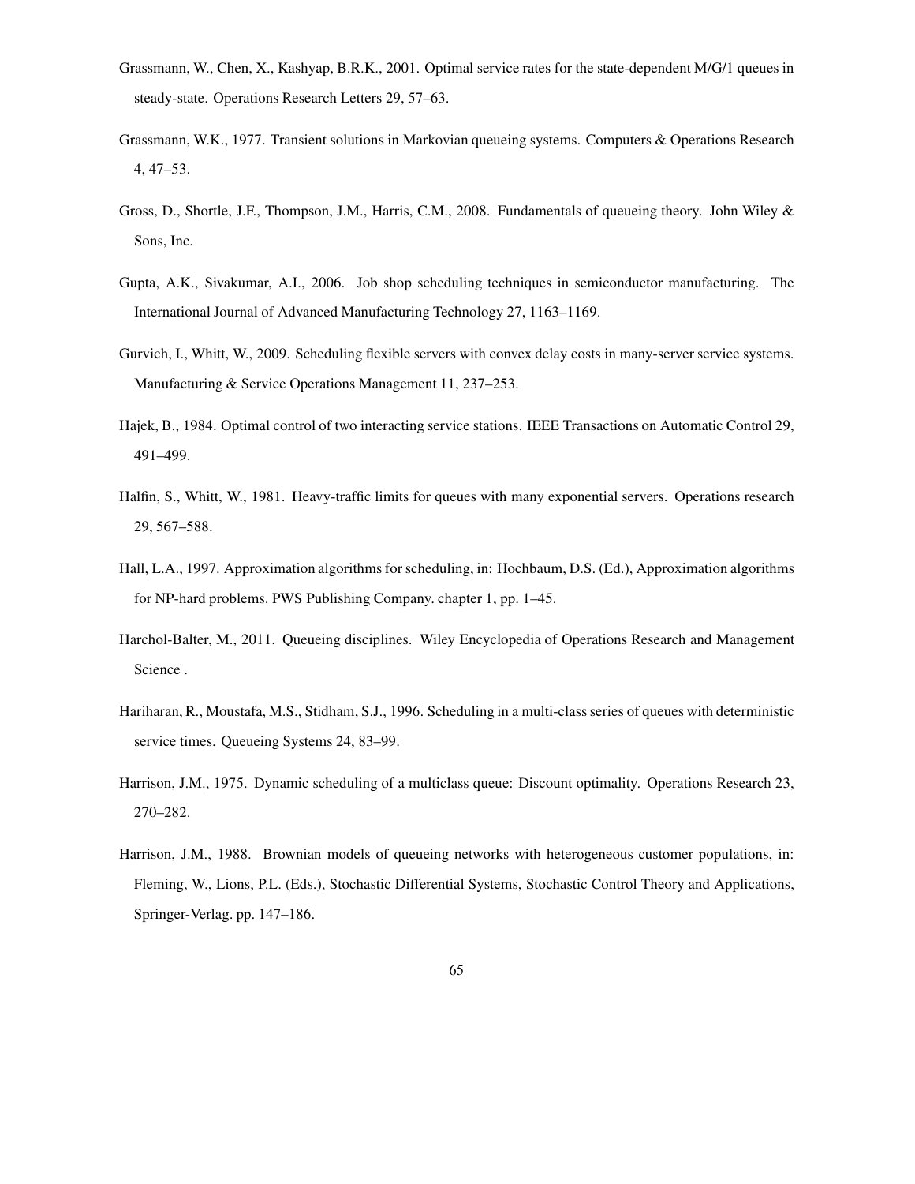Grassmann, W., Chen, X., Kashyap, B.R.K., 2001. Optimal service rates for the state-dependent M/G/1 queues in steady-state. Operations Research Letters 29, 57–63.

Grassmann, W.K., 1977. Transient solutions in Markovian queueing systems. Computers & Operations Research 4, 47–53.

Gross, D., Shortle, J.F., Thompson, J.M., Harris, C.M., 2008. Fundamentals of queueing theory. John Wiley & Sons, Inc.

Gupta, A.K., Sivakumar, A.I., 2006. Job shop scheduling techniques in semiconductor manufacturing. The International Journal of Advanced Manufacturing Technology 27, 1163–1169.

Gurvich, I., Whitt, W., 2009. Scheduling flexible servers with convex delay costs in many-server service systems. Manufacturing & Service Operations Management 11, 237–253.

Hajek, B., 1984. Optimal control of two interacting service stations. IEEE Transactions on Automatic Control 29, 491–499.

Halfin, S., Whitt, W., 1981. Heavy-traffic limits for queues with many exponential servers. Operations research 29, 567–588.

Hall, L.A., 1997. Approximation algorithms for scheduling, in: Hochbaum, D.S. (Ed.), Approximation algorithms for NP-hard problems. PWS Publishing Company. chapter 1, pp. 1–45.

Harchol-Balter, M., 2011. Queueing disciplines. Wiley Encyclopedia of Operations Research and Management Science .

Hariharan, R., Moustafa, M.S., Stidham, S.J., 1996. Scheduling in a multi-class series of queues with deterministic service times. Queueing Systems 24, 83–99.

Harrison, J.M., 1975. Dynamic scheduling of a multiclass queue: Discount optimality. Operations Research 23, 270–282.

Harrison, J.M., 1988. Brownian models of queueing networks with heterogeneous customer populations, in: Fleming, W., Lions, P.L. (Eds.), Stochastic Differential Systems, Stochastic Control Theory and Applications, Springer-Verlag. pp. 147–186.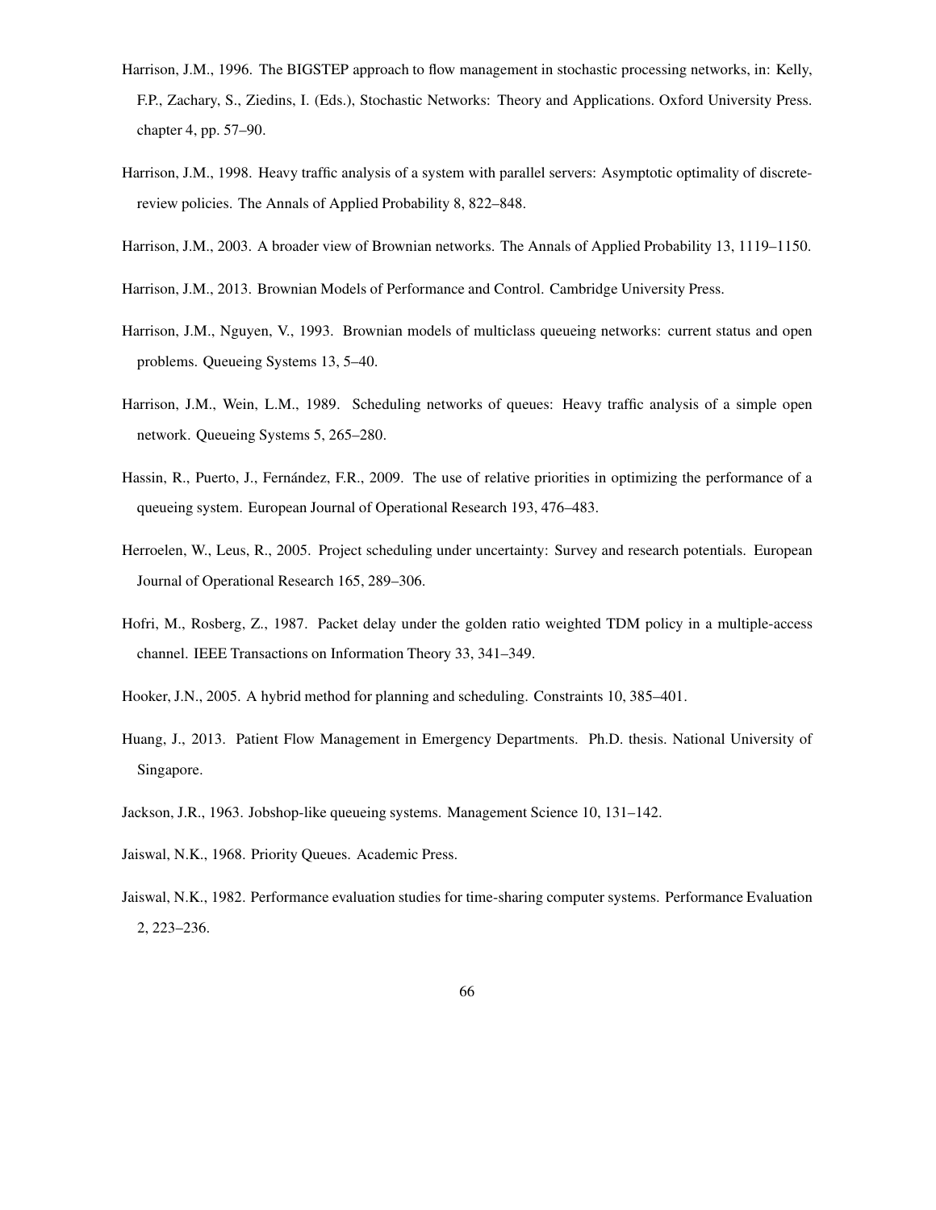Harrison, J.M., 1996. The BIGSTEP approach to flow management in stochastic processing networks, in: Kelly, F.P., Zachary, S., Ziedins, I. (Eds.), Stochastic Networks: Theory and Applications. Oxford University Press. chapter 4, pp. 57–90.

Harrison, J.M., 1998. Heavy traffic analysis of a system with parallel servers: Asymptotic optimality of discrete-review policies. The Annals of Applied Probability 8, 822–848.

Harrison, J.M., 2003. A broader view of Brownian networks. The Annals of Applied Probability 13, 1119–1150.

Harrison, J.M., 2013. Brownian Models of Performance and Control. Cambridge University Press.

Harrison, J.M., Nguyen, V., 1993. Brownian models of multiclass queueing networks: current status and open problems. Queueing Systems 13, 5–40.

Harrison, J.M., Wein, L.M., 1989. Scheduling networks of queues: Heavy traffic analysis of a simple open network. Queueing Systems 5, 265–280.

Hassin, R., Puerto, J., Fernández, F.R., 2009. The use of relative priorities in optimizing the performance of a queueing system. European Journal of Operational Research 193, 476–483.

Herroelen, W., Leus, R., 2005. Project scheduling under uncertainty: Survey and research potentials. European Journal of Operational Research 165, 289–306.

Hofri, M., Rosberg, Z., 1987. Packet delay under the golden ratio weighted TDM policy in a multiple-access channel. IEEE Transactions on Information Theory 33, 341–349.

Hooker, J.N., 2005. A hybrid method for planning and scheduling. Constraints 10, 385–401.

Huang, J., 2013. Patient Flow Management in Emergency Departments. Ph.D. thesis. National University of Singapore.

Jackson, J.R., 1963. Jobshop-like queueing systems. Management Science 10, 131–142.

Jaiswal, N.K., 1968. Priority Queues. Academic Press.

Jaiswal, N.K., 1982. Performance evaluation studies for time-sharing computer systems. Performance Evaluation 2, 223–236.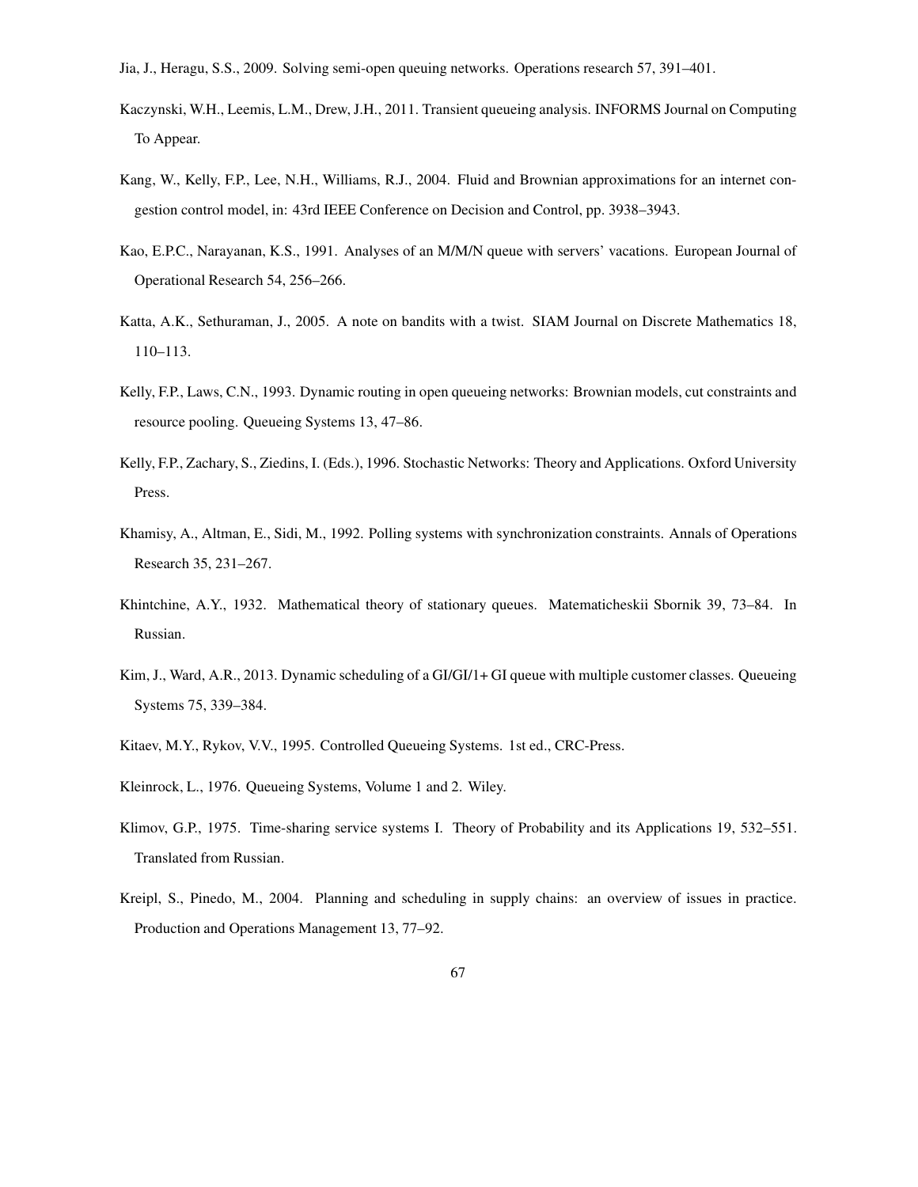Jia, J., Heragu, S.S., 2009. Solving semi-open queuing networks. Operations research 57, 391–401.

Kaczynski, W.H., Leemis, L.M., Drew, J.H., 2011. Transient queueing analysis. INFORMS Journal on Computing To Appear.

Kang, W., Kelly, F.P., Lee, N.H., Williams, R.J., 2004. Fluid and Brownian approximations for an internet congestion control model, in: 43rd IEEE Conference on Decision and Control, pp. 3938–3943.

Kao, E.P.C., Narayanan, K.S., 1991. Analyses of an M/M/N queue with servers' vacations. European Journal of Operational Research 54, 256–266.

Katta, A.K., Sethuraman, J., 2005. A note on bandits with a twist. SIAM Journal on Discrete Mathematics 18, 110–113.

Kelly, F.P., Laws, C.N., 1993. Dynamic routing in open queueing networks: Brownian models, cut constraints and resource pooling. Queueing Systems 13, 47–86.

Kelly, F.P., Zachary, S., Ziedins, I. (Eds.), 1996. Stochastic Networks: Theory and Applications. Oxford University Press.

Khamisy, A., Altman, E., Sidi, M., 1992. Polling systems with synchronization constraints. Annals of Operations Research 35, 231–267.

Khintchine, A.Y., 1932. Mathematical theory of stationary queues. Matematicheskii Sbornik 39, 73–84. In Russian.

Kim, J., Ward, A.R., 2013. Dynamic scheduling of a GI/GI/1+ GI queue with multiple customer classes. Queueing Systems 75, 339–384.

Kitaev, M.Y., Rykov, V.V., 1995. Controlled Queueing Systems. 1st ed., CRC-Press.

Kleinrock, L., 1976. Queueing Systems, Volume 1 and 2. Wiley.

Klimov, G.P., 1975. Time-sharing service systems I. Theory of Probability and its Applications 19, 532–551. Translated from Russian.

Kreipl, S., Pinedo, M., 2004. Planning and scheduling in supply chains: an overview of issues in practice. Production and Operations Management 13, 77–92.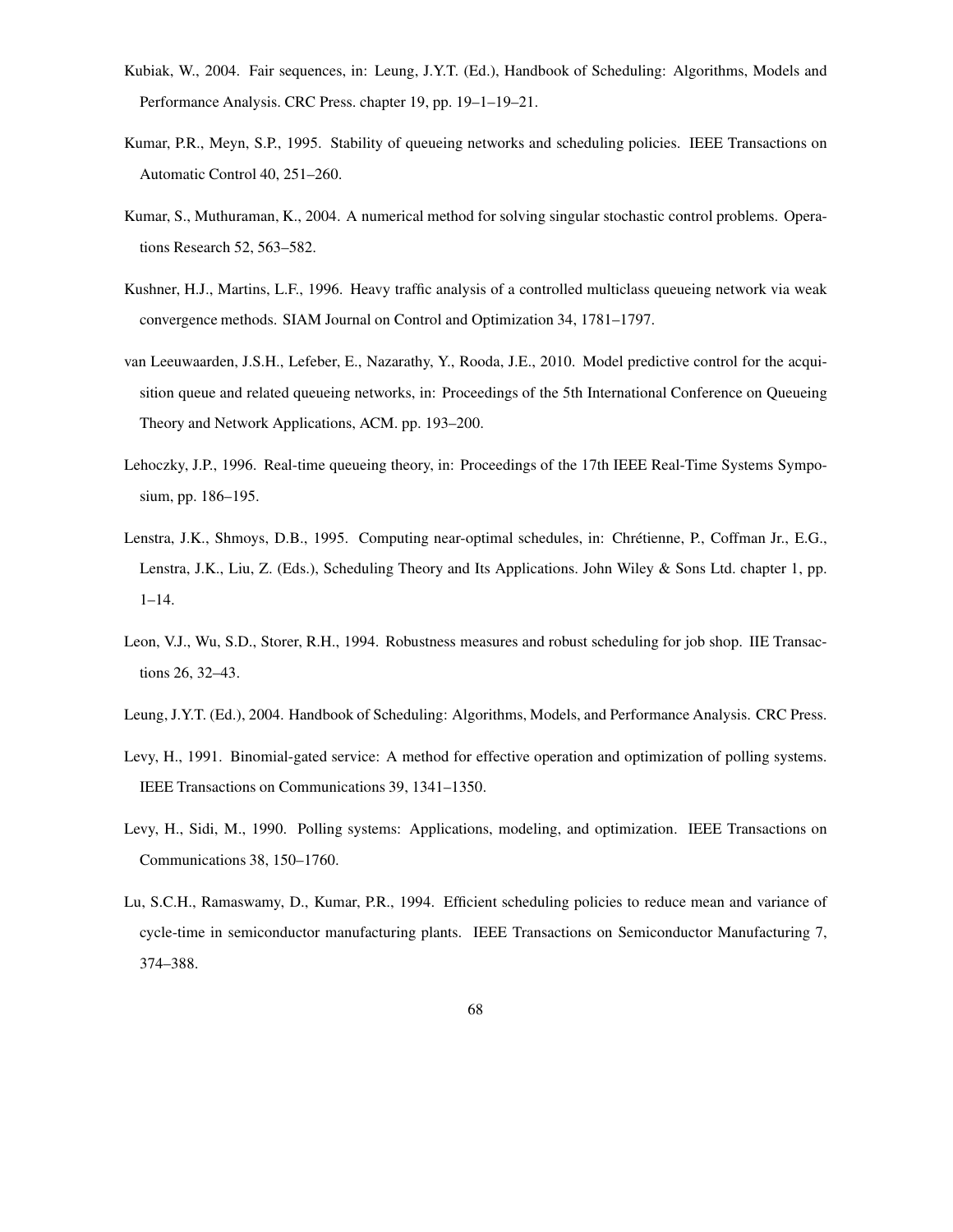Kubiak, W., 2004. Fair sequences, in: Leung, J.Y.T. (Ed.), Handbook of Scheduling: Algorithms, Models and Performance Analysis. CRC Press. chapter 19, pp. 19–1–19–21.

Kumar, P.R., Meyn, S.P., 1995. Stability of queueing networks and scheduling policies. IEEE Transactions on Automatic Control 40, 251–260.

Kumar, S., Muthuraman, K., 2004. A numerical method for solving singular stochastic control problems. Operations Research 52, 563–582.

Kushner, H.J., Martins, L.F., 1996. Heavy traffic analysis of a controlled multiclass queueing network via weak convergence methods. SIAM Journal on Control and Optimization 34, 1781–1797.

van Leeuwaarden, J.S.H., Lefeber, E., Nazarathy, Y., Rooda, J.E., 2010. Model predictive control for the acquisition queue and related queueing networks, in: Proceedings of the 5th International Conference on Queueing Theory and Network Applications, ACM. pp. 193–200.

Lehoczky, J.P., 1996. Real-time queueing theory, in: Proceedings of the 17th IEEE Real-Time Systems Symposium, pp. 186–195.

Lenstra, J.K., Shmoys, D.B., 1995. Computing near-optimal schedules, in: Chrétienne, P., Coffman Jr., E.G., Lenstra, J.K., Liu, Z. (Eds.), Scheduling Theory and Its Applications. John Wiley & Sons Ltd. chapter 1, pp. 1–14.

Leon, V.J., Wu, S.D., Storer, R.H., 1994. Robustness measures and robust scheduling for job shop. IIE Transactions 26, 32–43.

Leung, J.Y.T. (Ed.), 2004. Handbook of Scheduling: Algorithms, Models, and Performance Analysis. CRC Press.

Levy, H., 1991. Binomial-gated service: A method for effective operation and optimization of polling systems. IEEE Transactions on Communications 39, 1341–1350.

Levy, H., Sidi, M., 1990. Polling systems: Applications, modeling, and optimization. IEEE Transactions on Communications 38, 150–1760.

Lu, S.C.H., Ramaswamy, D., Kumar, P.R., 1994. Efficient scheduling policies to reduce mean and variance of cycle-time in semiconductor manufacturing plants. IEEE Transactions on Semiconductor Manufacturing 7, 374–388.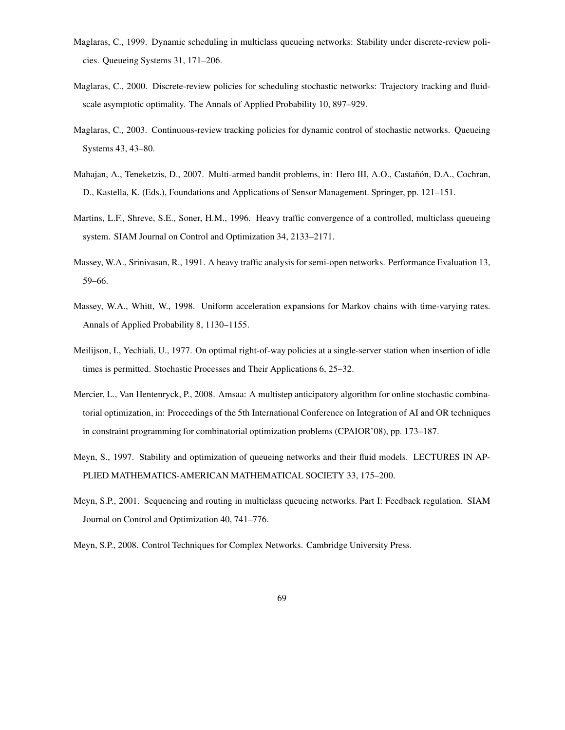Maglaras, C., 1999. Dynamic scheduling in multiclass queueing networks: Stability under discrete-review policies. Queueing Systems 31, 171–206.

Maglaras, C., 2000. Discrete-review policies for scheduling stochastic networks: Trajectory tracking and fluid-scale asymptotic optimality. The Annals of Applied Probability 10, 897–929.

Maglaras, C., 2003. Continuous-review tracking policies for dynamic control of stochastic networks. Queueing Systems 43, 43–80.

Mahajan, A., Teneketzis, D., 2007. Multi-armed bandit problems, in: Hero III, A.O., Castañón, D.A., Cochran, D., Kastella, K. (Eds.), Foundations and Applications of Sensor Management. Springer, pp. 121–151.

Martins, L.F., Shreve, S.E., Soner, H.M., 1996. Heavy traffic convergence of a controlled, multiclass queueing system. SIAM Journal on Control and Optimization 34, 2133–2171.

Massey, W.A., Srinivasan, R., 1991. A heavy traffic analysis for semi-open networks. Performance Evaluation 13, 59–66.

Massey, W.A., Whitt, W., 1998. Uniform acceleration expansions for Markov chains with time-varying rates. Annals of Applied Probability 8, 1130–1155.

Meilijson, I., Yechiali, U., 1977. On optimal right-of-way policies at a single-server station when insertion of idle times is permitted. Stochastic Processes and Their Applications 6, 25–32.

Mercier, L., Van Hentenryck, P., 2008. Amsaa: A multistep anticipatory algorithm for online stochastic combinatorial optimization, in: Proceedings of the 5th International Conference on Integration of AI and OR techniques in constraint programming for combinatorial optimization problems (CPAIOR'08), pp. 173–187.

Meyn, S., 1997. Stability and optimization of queueing networks and their fluid models. LECTURES IN APPLIED MATHEMATICS-AMERICAN MATHEMATICAL SOCIETY 33, 175–200.

Meyn, S.P., 2001. Sequencing and routing in multiclass queueing networks. Part I: Feedback regulation. SIAM Journal on Control and Optimization 40, 741–776.

Meyn, S.P., 2008. Control Techniques for Complex Networks. Cambridge University Press.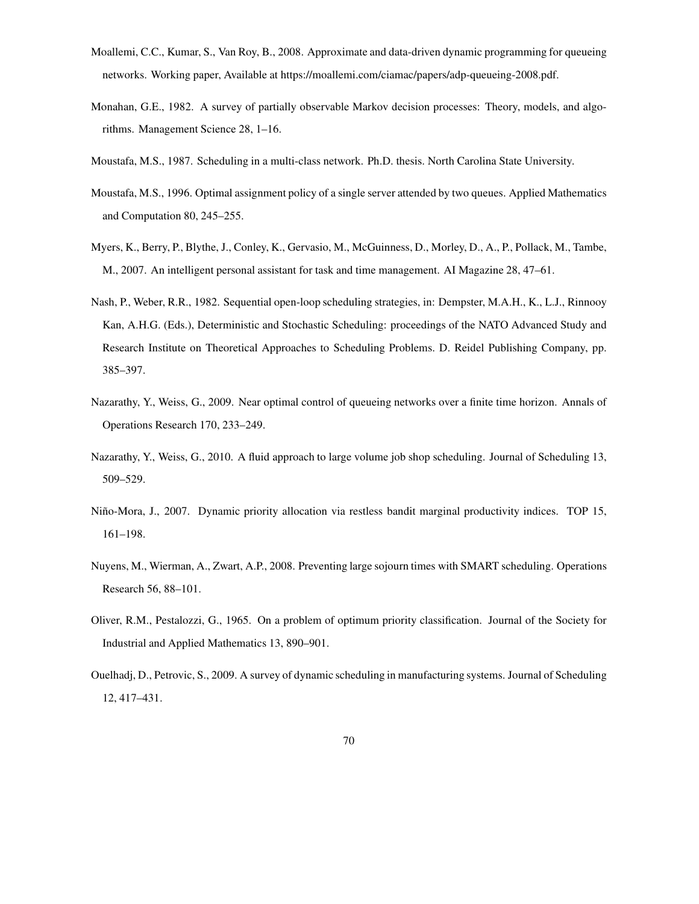Moallemi, C.C., Kumar, S., Van Roy, B., 2008. Approximate and data-driven dynamic programming for queueing networks. Working paper, Available at https://moallemi.com/ciamac/papers/adp-queueing-2008.pdf.

Monahan, G.E., 1982. A survey of partially observable Markov decision processes: Theory, models, and algorithms. Management Science 28, 1–16.

Moustafa, M.S., 1987. Scheduling in a multi-class network. Ph.D. thesis. North Carolina State University.

Moustafa, M.S., 1996. Optimal assignment policy of a single server attended by two queues. Applied Mathematics and Computation 80, 245–255.

Myers, K., Berry, P., Blythe, J., Conley, K., Gervasio, M., McGuinness, D., Morley, D., A., P., Pollack, M., Tambe, M., 2007. An intelligent personal assistant for task and time management. AI Magazine 28, 47–61.

Nash, P., Weber, R.R., 1982. Sequential open-loop scheduling strategies, in: Dempster, M.A.H., K., L.J., Rinnooy Kan, A.H.G. (Eds.), Deterministic and Stochastic Scheduling: proceedings of the NATO Advanced Study and Research Institute on Theoretical Approaches to Scheduling Problems. D. Reidel Publishing Company, pp. 385–397.

Nazarathy, Y., Weiss, G., 2009. Near optimal control of queueing networks over a finite time horizon. Annals of Operations Research 170, 233–249.

Nazarathy, Y., Weiss, G., 2010. A fluid approach to large volume job shop scheduling. Journal of Scheduling 13, 509–529.

Niño-Mora, J., 2007. Dynamic priority allocation via restless bandit marginal productivity indices. TOP 15, 161–198.

Nuyens, M., Wierman, A., Zwart, A.P., 2008. Preventing large sojourn times with SMART scheduling. Operations Research 56, 88–101.

Oliver, R.M., Pestalozzi, G., 1965. On a problem of optimum priority classification. Journal of the Society for Industrial and Applied Mathematics 13, 890–901.

Ouelhadj, D., Petrovic, S., 2009. A survey of dynamic scheduling in manufacturing systems. Journal of Scheduling 12, 417–431.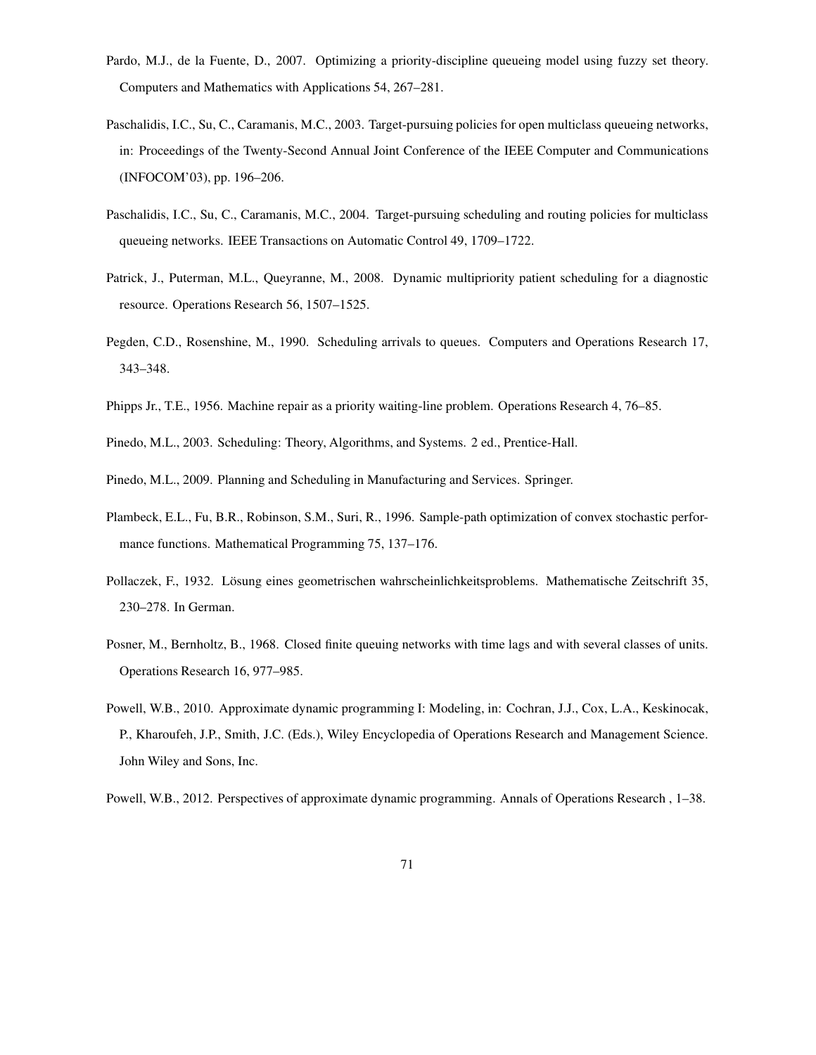Pardo, M.J., de la Fuente, D., 2007. Optimizing a priority-discipline queueing model using fuzzy set theory. Computers and Mathematics with Applications 54, 267–281.

Paschalidis, I.C., Su, C., Caramanis, M.C., 2003. Target-pursuing policies for open multiclass queueing networks, in: Proceedings of the Twenty-Second Annual Joint Conference of the IEEE Computer and Communications (INFOCOM'03), pp. 196–206.

Paschalidis, I.C., Su, C., Caramanis, M.C., 2004. Target-pursuing scheduling and routing policies for multiclass queueing networks. IEEE Transactions on Automatic Control 49, 1709–1722.

Patrick, J., Puterman, M.L., Queyranne, M., 2008. Dynamic multipriority patient scheduling for a diagnostic resource. Operations Research 56, 1507–1525.

Pegden, C.D., Rosenshine, M., 1990. Scheduling arrivals to queues. Computers and Operations Research 17, 343–348.

Phipps Jr., T.E., 1956. Machine repair as a priority waiting-line problem. Operations Research 4, 76–85.

Pinedo, M.L., 2003. Scheduling: Theory, Algorithms, and Systems. 2 ed., Prentice-Hall.

Pinedo, M.L., 2009. Planning and Scheduling in Manufacturing and Services. Springer.

Plambeck, E.L., Fu, B.R., Robinson, S.M., Suri, R., 1996. Sample-path optimization of convex stochastic performance functions. Mathematical Programming 75, 137–176.

Pollaczek, F., 1932. Lösung eines geometrischen wahrscheinlichkeitsproblems. Mathematische Zeitschrift 35, 230–278. In German.

Posner, M., Bernholtz, B., 1968. Closed finite queuing networks with time lags and with several classes of units. Operations Research 16, 977–985.

Powell, W.B., 2010. Approximate dynamic programming I: Modeling, in: Cochran, J.J., Cox, L.A., Keskinocak, P., Kharoufeh, J.P., Smith, J.C. (Eds.), Wiley Encyclopedia of Operations Research and Management Science. John Wiley and Sons, Inc.

Powell, W.B., 2012. Perspectives of approximate dynamic programming. Annals of Operations Research , 1–38.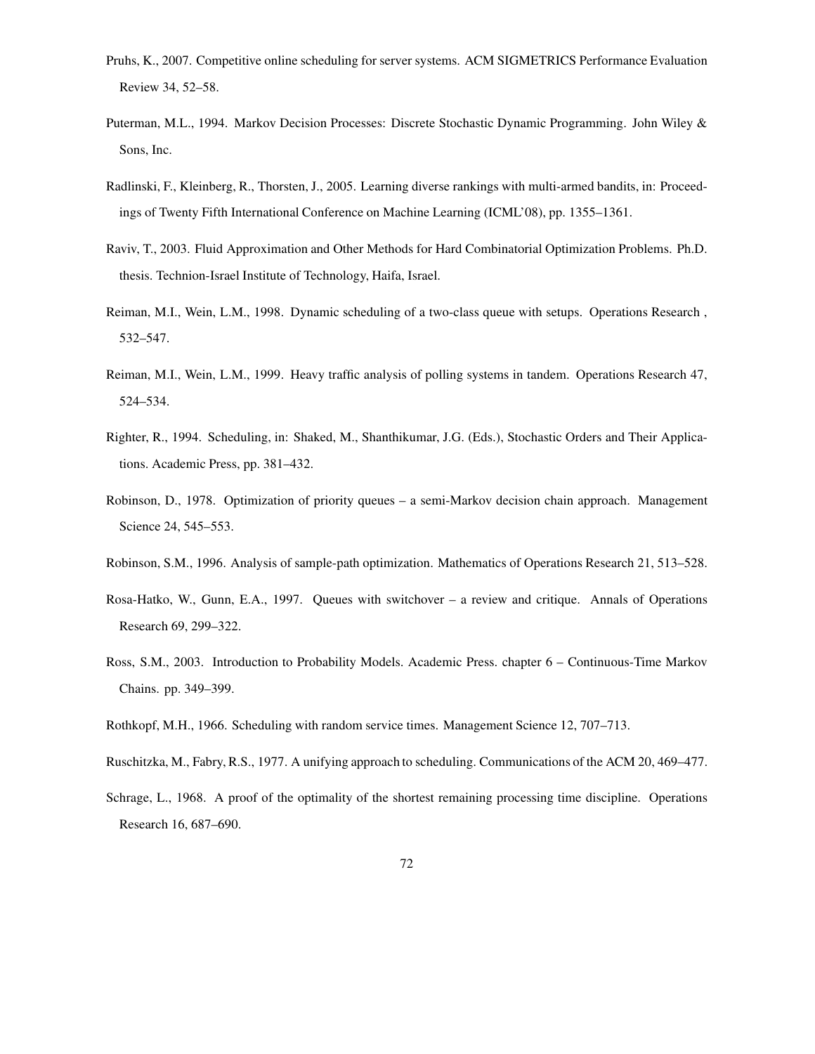Pruhs, K., 2007. Competitive online scheduling for server systems. ACM SIGMETRICS Performance Evaluation Review 34, 52–58.

Puterman, M.L., 1994. Markov Decision Processes: Discrete Stochastic Dynamic Programming. John Wiley & Sons, Inc.

Radlinski, F., Kleinberg, R., Thorsten, J., 2005. Learning diverse rankings with multi-armed bandits, in: Proceedings of Twenty Fifth International Conference on Machine Learning (ICML'08), pp. 1355–1361.

Raviv, T., 2003. Fluid Approximation and Other Methods for Hard Combinatorial Optimization Problems. Ph.D. thesis. Technion-Israel Institute of Technology, Haifa, Israel.

Reiman, M.I., Wein, L.M., 1998. Dynamic scheduling of a two-class queue with setups. Operations Research , 532–547.

Reiman, M.I., Wein, L.M., 1999. Heavy traffic analysis of polling systems in tandem. Operations Research 47, 524–534.

Righter, R., 1994. Scheduling, in: Shaked, M., Shanthikumar, J.G. (Eds.), Stochastic Orders and Their Applications. Academic Press, pp. 381–432.

Robinson, D., 1978. Optimization of priority queues – a semi-Markov decision chain approach. Management Science 24, 545–553.

Robinson, S.M., 1996. Analysis of sample-path optimization. Mathematics of Operations Research 21, 513–528.

Rosa-Hatko, W., Gunn, E.A., 1997. Queues with switchover – a review and critique. Annals of Operations Research 69, 299–322.

Ross, S.M., 2003. Introduction to Probability Models. Academic Press. chapter 6 – Continuous-Time Markov Chains. pp. 349–399.

Rothkopf, M.H., 1966. Scheduling with random service times. Management Science 12, 707–713.

Ruschitzka, M., Fabry, R.S., 1977. A unifying approach to scheduling. Communications of the ACM 20, 469–477.

Schrage, L., 1968. A proof of the optimality of the shortest remaining processing time discipline. Operations Research 16, 687–690.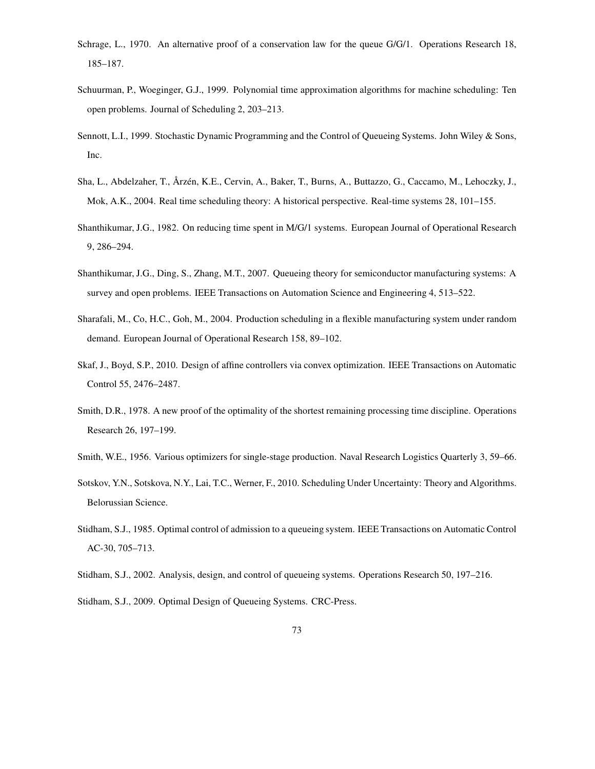Schrage, L., 1970. An alternative proof of a conservation law for the queue G/G/1. Operations Research 18, 185–187.

Schuurman, P., Woeginger, G.J., 1999. Polynomial time approximation algorithms for machine scheduling: Ten open problems. Journal of Scheduling 2, 203–213.

Sennott, L.I., 1999. Stochastic Dynamic Programming and the Control of Queueing Systems. John Wiley & Sons, Inc.

Sha, L., Abdelzaher, T., Årzén, K.E., Cervin, A., Baker, T., Burns, A., Buttazzo, G., Caccamo, M., Lehoczky, J., Mok, A.K., 2004. Real time scheduling theory: A historical perspective. Real-time systems 28, 101–155.

Shanthikumar, J.G., 1982. On reducing time spent in M/G/1 systems. European Journal of Operational Research 9, 286–294.

Shanthikumar, J.G., Ding, S., Zhang, M.T., 2007. Queueing theory for semiconductor manufacturing systems: A survey and open problems. IEEE Transactions on Automation Science and Engineering 4, 513–522.

Sharafali, M., Co, H.C., Goh, M., 2004. Production scheduling in a flexible manufacturing system under random demand. European Journal of Operational Research 158, 89–102.

Skaf, J., Boyd, S.P., 2010. Design of affine controllers via convex optimization. IEEE Transactions on Automatic Control 55, 2476–2487.

Smith, D.R., 1978. A new proof of the optimality of the shortest remaining processing time discipline. Operations Research 26, 197–199.

Smith, W.E., 1956. Various optimizers for single-stage production. Naval Research Logistics Quarterly 3, 59–66.

Sotskov, Y.N., Sotskova, N.Y., Lai, T.C., Werner, F., 2010. Scheduling Under Uncertainty: Theory and Algorithms. Belorussian Science.

Stidham, S.J., 1985. Optimal control of admission to a queueing system. IEEE Transactions on Automatic Control AC-30, 705–713.

Stidham, S.J., 2002. Analysis, design, and control of queueing systems. Operations Research 50, 197–216.

Stidham, S.J., 2009. Optimal Design of Queueing Systems. CRC-Press.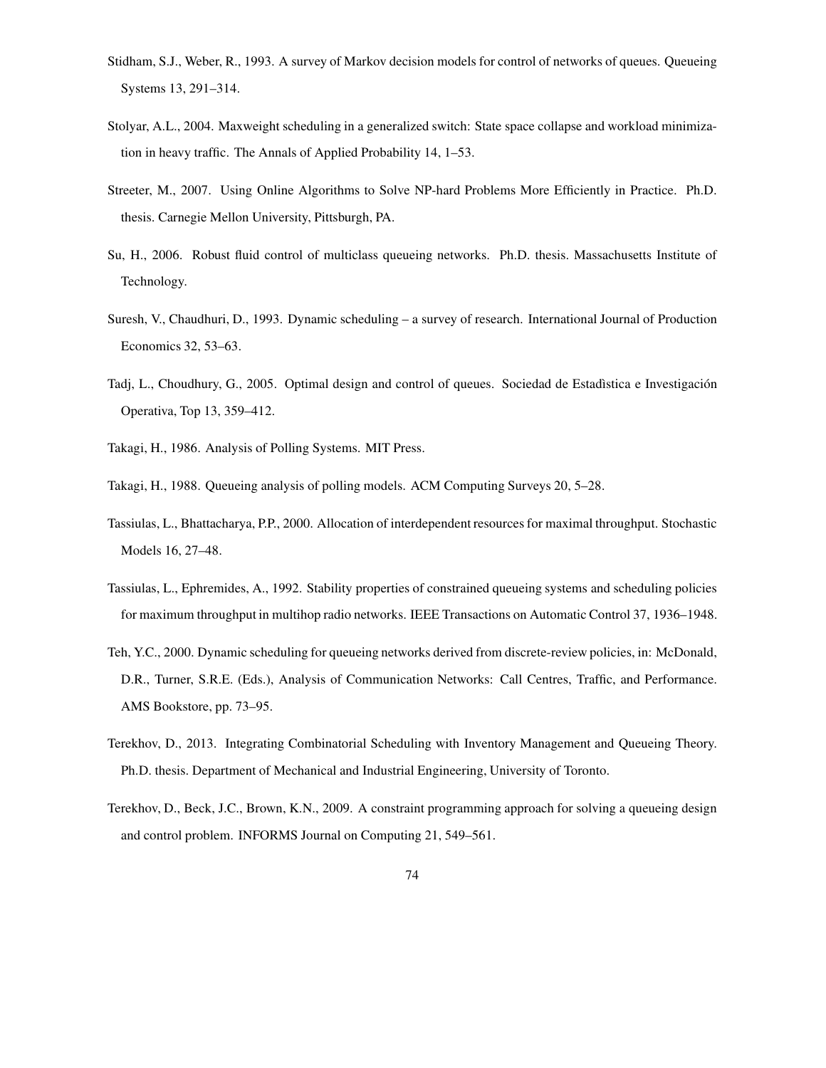Stidham, S.J., Weber, R., 1993. A survey of Markov decision models for control of networks of queues. Queueing Systems 13, 291–314.

Stolyar, A.L., 2004. Maxweight scheduling in a generalized switch: State space collapse and workload minimization in heavy traffic. The Annals of Applied Probability 14, 1–53.

Streeter, M., 2007. Using Online Algorithms to Solve NP-hard Problems More Efficiently in Practice. Ph.D. thesis. Carnegie Mellon University, Pittsburgh, PA.

Su, H., 2006. Robust fluid control of multiclass queueing networks. Ph.D. thesis. Massachusetts Institute of Technology.

Suresh, V., Chaudhuri, D., 1993. Dynamic scheduling – a survey of research. International Journal of Production Economics 32, 53–63.

Tadj, L., Choudhury, G., 2005. Optimal design and control of queues. Sociedad de Estadìstica e Investigación Operativa, Top 13, 359–412.

Takagi, H., 1986. Analysis of Polling Systems. MIT Press.

Takagi, H., 1988. Queueing analysis of polling models. ACM Computing Surveys 20, 5–28.

Tassiulas, L., Bhattacharya, P.P., 2000. Allocation of interdependent resources for maximal throughput. Stochastic Models 16, 27–48.

Tassiulas, L., Ephremides, A., 1992. Stability properties of constrained queueing systems and scheduling policies for maximum throughput in multihop radio networks. IEEE Transactions on Automatic Control 37, 1936–1948.

Teh, Y.C., 2000. Dynamic scheduling for queueing networks derived from discrete-review policies, in: McDonald, D.R., Turner, S.R.E. (Eds.), Analysis of Communication Networks: Call Centres, Traffic, and Performance. AMS Bookstore, pp. 73–95.

Terekhov, D., 2013. Integrating Combinatorial Scheduling with Inventory Management and Queueing Theory. Ph.D. thesis. Department of Mechanical and Industrial Engineering, University of Toronto.

Terekhov, D., Beck, J.C., Brown, K.N., 2009. A constraint programming approach for solving a queueing design and control problem. INFORMS Journal on Computing 21, 549–561.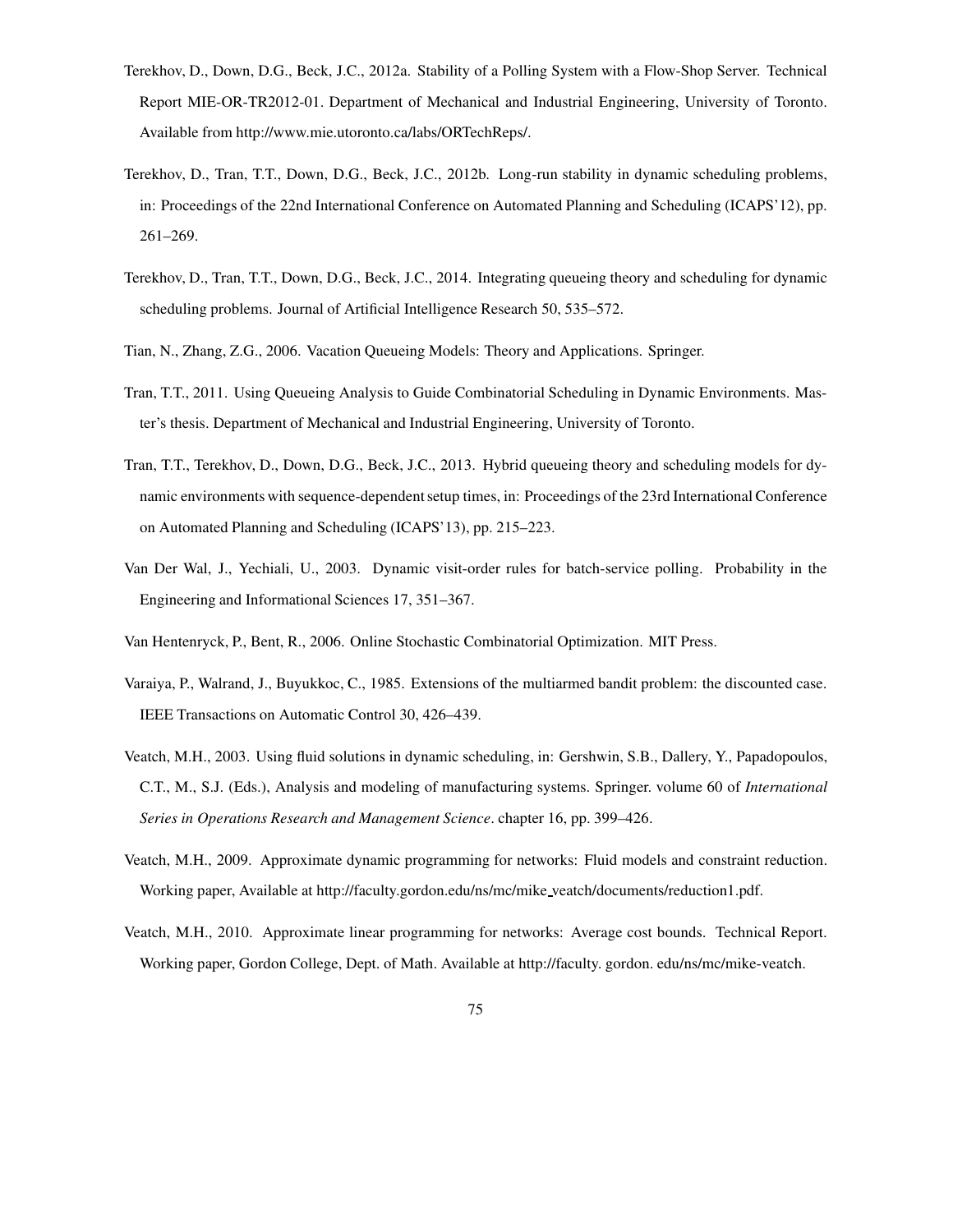Terekhov, D., Down, D.G., Beck, J.C., 2012a. Stability of a Polling System with a Flow-Shop Server. Technical Report MIE-OR-TR2012-01. Department of Mechanical and Industrial Engineering, University of Toronto. Available from http://www.mie.utoronto.ca/labs/ORTechReps/.

Terekhov, D., Tran, T.T., Down, D.G., Beck, J.C., 2012b. Long-run stability in dynamic scheduling problems, in: Proceedings of the 22nd International Conference on Automated Planning and Scheduling (ICAPS'12), pp. 261–269.

Terekhov, D., Tran, T.T., Down, D.G., Beck, J.C., 2014. Integrating queueing theory and scheduling for dynamic scheduling problems. Journal of Artificial Intelligence Research 50, 535–572.

Tian, N., Zhang, Z.G., 2006. Vacation Queueing Models: Theory and Applications. Springer.

Tran, T.T., 2011. Using Queueing Analysis to Guide Combinatorial Scheduling in Dynamic Environments. Master's thesis. Department of Mechanical and Industrial Engineering, University of Toronto.

Tran, T.T., Terekhov, D., Down, D.G., Beck, J.C., 2013. Hybrid queueing theory and scheduling models for dynamic environments with sequence-dependent setup times, in: Proceedings of the 23rd International Conference on Automated Planning and Scheduling (ICAPS'13), pp. 215–223.

Van Der Wal, J., Yechiali, U., 2003. Dynamic visit-order rules for batch-service polling. Probability in the Engineering and Informational Sciences 17, 351–367.

Van Hentenryck, P., Bent, R., 2006. Online Stochastic Combinatorial Optimization. MIT Press.

Varaiya, P., Walrand, J., Buyukkoc, C., 1985. Extensions of the multiarmed bandit problem: the discounted case. IEEE Transactions on Automatic Control 30, 426–439.

Veatch, M.H., 2003. Using fluid solutions in dynamic scheduling, in: Gershwin, S.B., Dallery, Y., Papadopoulos, C.T., M., S.J. (Eds.), Analysis and modeling of manufacturing systems. Springer. volume 60 of *International Series in Operations Research and Management Science*. chapter 16, pp. 399–426.

Veatch, M.H., 2009. Approximate dynamic programming for networks: Fluid models and constraint reduction. Working paper, Available at http://faculty.gordon.edu/ns/mc/mike_veatch/documents/reduction1.pdf.

Veatch, M.H., 2010. Approximate linear programming for networks: Average cost bounds. Technical Report. Working paper, Gordon College, Dept. of Math. Available at http://faculty. gordon. edu/ns/mc/mike-veatch.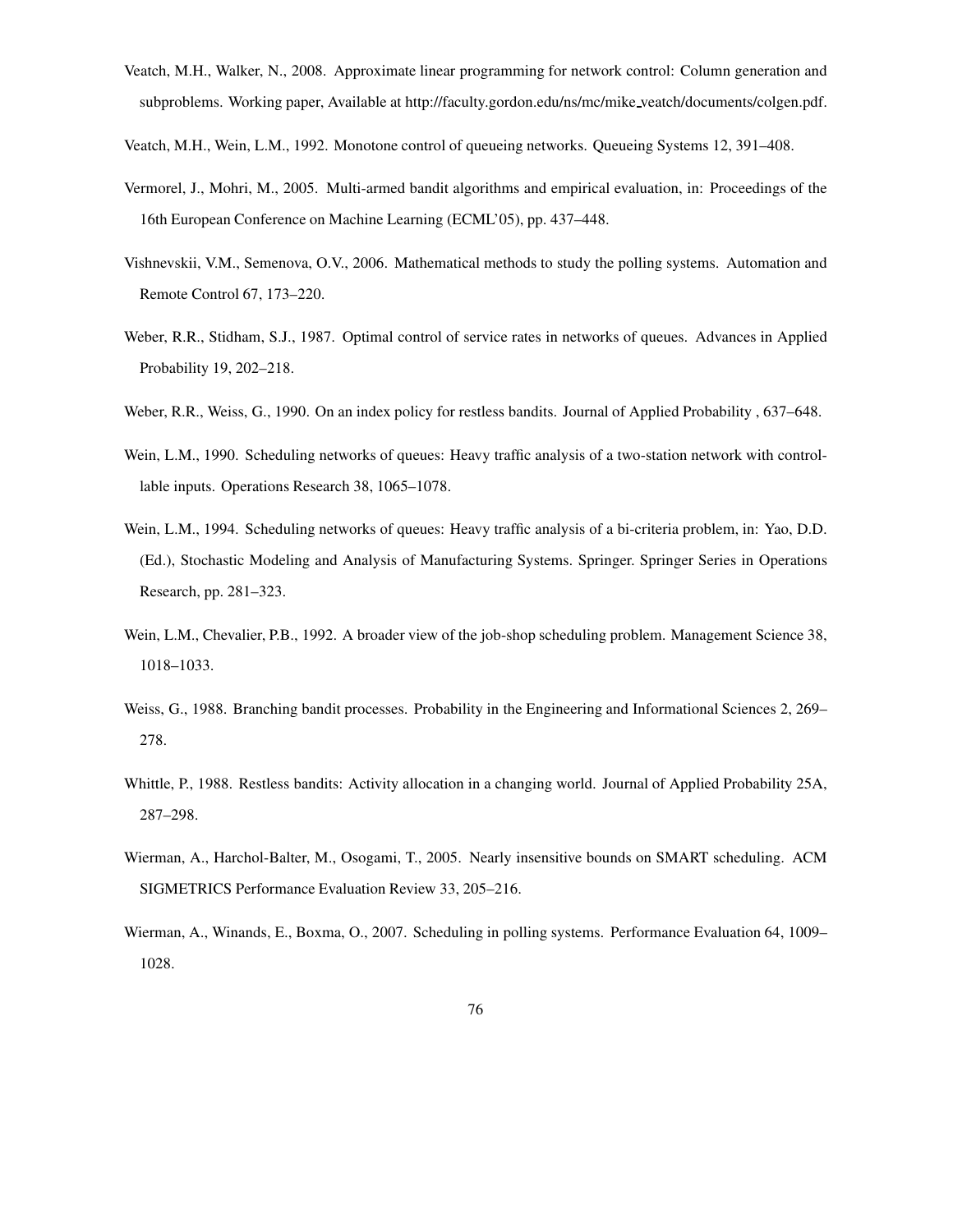Veatch, M.H., Walker, N., 2008. Approximate linear programming for network control: Column generation and subproblems. Working paper, Available at http://faculty.gordon.edu/ns/mc/mike_veatch/documents/colgen.pdf.

Veatch, M.H., Wein, L.M., 1992. Monotone control of queueing networks. Queueing Systems 12, 391–408.

Vermorel, J., Mohri, M., 2005. Multi-armed bandit algorithms and empirical evaluation, in: Proceedings of the 16th European Conference on Machine Learning (ECML'05), pp. 437–448.

Vishnevskii, V.M., Semenova, O.V., 2006. Mathematical methods to study the polling systems. Automation and Remote Control 67, 173–220.

Weber, R.R., Stidham, S.J., 1987. Optimal control of service rates in networks of queues. Advances in Applied Probability 19, 202–218.

Weber, R.R., Weiss, G., 1990. On an index policy for restless bandits. Journal of Applied Probability , 637–648.

Wein, L.M., 1990. Scheduling networks of queues: Heavy traffic analysis of a two-station network with controllable inputs. Operations Research 38, 1065–1078.

Wein, L.M., 1994. Scheduling networks of queues: Heavy traffic analysis of a bi-criteria problem, in: Yao, D.D. (Ed.), Stochastic Modeling and Analysis of Manufacturing Systems. Springer. Springer Series in Operations Research, pp. 281–323.

Wein, L.M., Chevalier, P.B., 1992. A broader view of the job-shop scheduling problem. Management Science 38, 1018–1033.

Weiss, G., 1988. Branching bandit processes. Probability in the Engineering and Informational Sciences 2, 269–278.

Whittle, P., 1988. Restless bandits: Activity allocation in a changing world. Journal of Applied Probability 25A, 287–298.

Wierman, A., Harchol-Balter, M., Osogami, T., 2005. Nearly insensitive bounds on SMART scheduling. ACM SIGMETRICS Performance Evaluation Review 33, 205–216.

Wierman, A., Winands, E., Boxma, O., 2007. Scheduling in polling systems. Performance Evaluation 64, 1009–1028.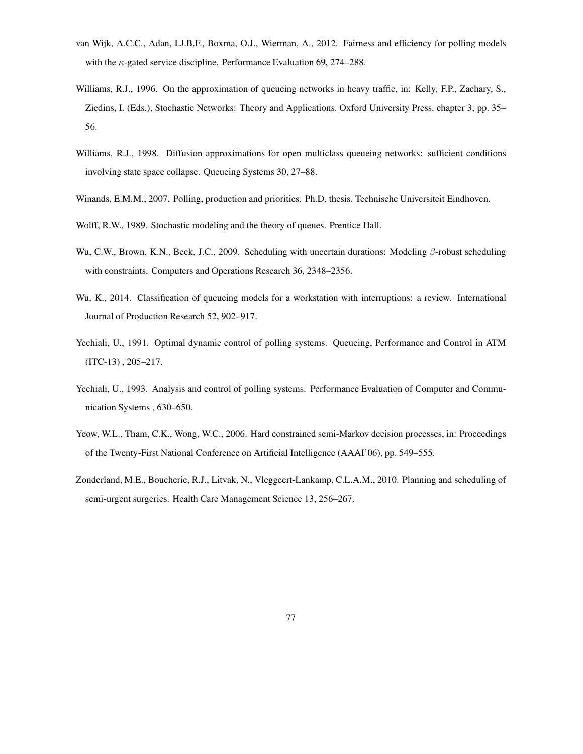van Wijk, A.C.C., Adan, I.J.B.F., Boxma, O.J., Wierman, A., 2012. Fairness and efficiency for polling models with the $\kappa$-gated service discipline. Performance Evaluation 69, 274–288.

Williams, R.J., 1996. On the approximation of queueing networks in heavy traffic, in: Kelly, F.P., Zachary, S., Ziedins, I. (Eds.), Stochastic Networks: Theory and Applications. Oxford University Press. chapter 3, pp. 35–56.

Williams, R.J., 1998. Diffusion approximations for open multiclass queueing networks: sufficient conditions involving state space collapse. Queueing Systems 30, 27–88.

Winands, E.M.M., 2007. Polling, production and priorities. Ph.D. thesis. Technische Universiteit Eindhoven.

Wolff, R.W., 1989. Stochastic modeling and the theory of queues. Prentice Hall.

Wu, C.W., Brown, K.N., Beck, J.C., 2009. Scheduling with uncertain durations: Modeling $\beta$-robust scheduling with constraints. Computers and Operations Research 36, 2348–2356.

Wu, K., 2014. Classification of queueing models for a workstation with interruptions: a review. International Journal of Production Research 52, 902–917.

Yechiali, U., 1991. Optimal dynamic control of polling systems. Queueing, Performance and Control in ATM (ITC-13) , 205–217.

Yechiali, U., 1993. Analysis and control of polling systems. Performance Evaluation of Computer and Communication Systems , 630–650.

Yeow, W.L., Tham, C.K., Wong, W.C., 2006. Hard constrained semi-Markov decision processes, in: Proceedings of the Twenty-First National Conference on Artificial Intelligence (AAAI'06), pp. 549–555.

Zonderland, M.E., Boucherie, R.J., Litvak, N., Vleggeert-Lankamp, C.L.A.M., 2010. Planning and scheduling of semi-urgent surgeries. Health Care Management Science 13, 256–267.